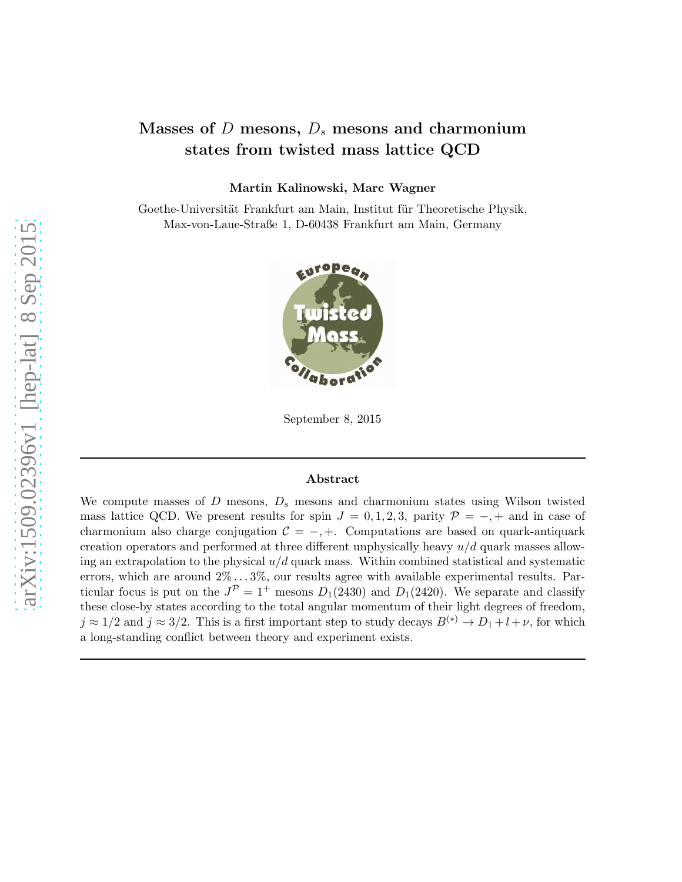# Masses of $D$ mesons, $D_s$ mesons and charmonium states from twisted mass lattice QCD

**Martin Kalinowski, Marc Wagner**

Goethe-Universität Frankfurt am Main, Institut für Theoretische Physik, Max-von-Laue-Straße 1, D-60438 Frankfurt am Main, Germany

September 8, 2015

---

**Abstract**

We compute masses of $D$ mesons, $D_s$ mesons and charmonium states using Wilson twisted mass lattice QCD. We present results for spin $J = 0, 1, 2, 3$, parity $\mathcal{P} = -, +$ and in case of charmonium also charge conjugation $\mathcal{C} = -, +$. Computations are based on quark-antiquark creation operators and performed at three different unphysically heavy $u/d$ quark masses allowing an extrapolation to the physical $u/d$ quark mass. Within combined statistical and systematic errors, which are around $2\% \ldots 3\%$, our results agree with available experimental results. Particular focus is put on the $J^{\mathcal{P}} = 1^+$ mesons $D_1(2430)$ and $D_1(2420)$. We separate and classify these close-by states according to the total angular momentum of their light degrees of freedom, $j \approx 1/2$ and $j \approx 3/2$. This is a first important step to study decays $B^{(*)} \rightarrow D_1 + l + \nu$, for which a long-standing conflict between theory and experiment exists.

---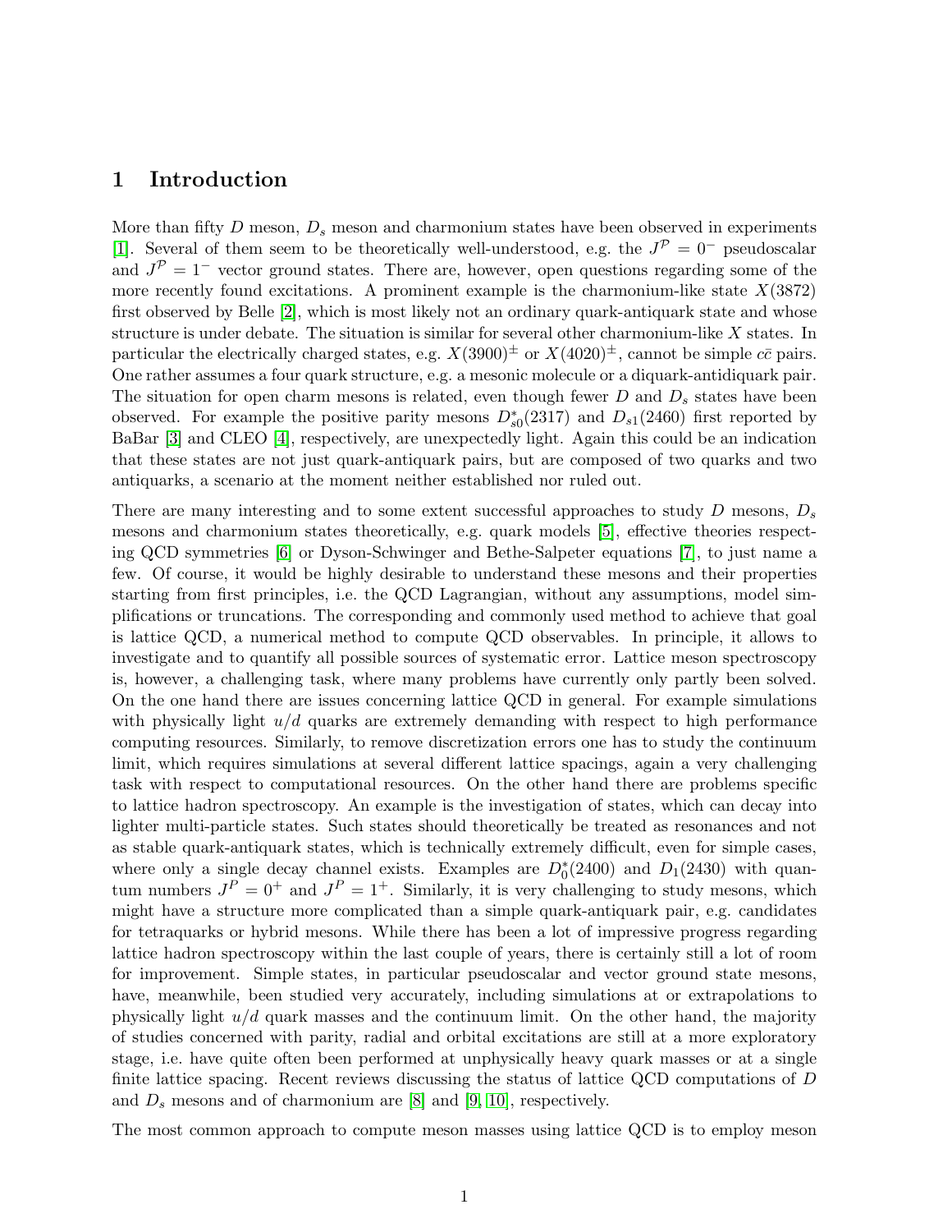# 1 Introduction

More than fifty $D$ meson, $D_s$ meson and charmonium states have been observed in experiments [1]. Several of them seem to be theoretically well-understood, e.g. the $J^{\mathcal{P}} = 0^-$ pseudoscalar and $J^{\mathcal{P}} = 1^-$ vector ground states. There are, however, open questions regarding some of the more recently found excitations. A prominent example is the charmonium-like state $X(3872)$ first observed by Belle [2], which is most likely not an ordinary quark-antiquark state and whose structure is under debate. The situation is similar for several other charmonium-like $X$ states. In particular the electrically charged states, e.g. $X(3900)^\pm$ or $X(4020)^\pm$, cannot be simple $c\bar{c}$ pairs. One rather assumes a four quark structure, e.g. a mesonic molecule or a diquark-antidiquark pair. The situation for open charm mesons is related, even though fewer $D$ and $D_s$ states have been observed. For example the positive parity mesons $D_{s0}^*(2317)$ and $D_{s1}(2460)$ first reported by BaBar [3] and CLEO [4], respectively, are unexpectedly light. Again this could be an indication that these states are not just quark-antiquark pairs, but are composed of two quarks and two antiquarks, a scenario at the moment neither established nor ruled out.

There are many interesting and to some extent successful approaches to study $D$ mesons, $D_s$ mesons and charmonium states theoretically, e.g. quark models [5], effective theories respecting QCD symmetries [6] or Dyson-Schwinger and Bethe-Salpeter equations [7], to just name a few. Of course, it would be highly desirable to understand these mesons and their properties starting from first principles, i.e. the QCD Lagrangian, without any assumptions, model simplifications or truncations. The corresponding and commonly used method to achieve that goal is lattice QCD, a numerical method to compute QCD observables. In principle, it allows to investigate and to quantify all possible sources of systematic error. Lattice meson spectroscopy is, however, a challenging task, where many problems have currently only partly been solved. On the one hand there are issues concerning lattice QCD in general. For example simulations with physically light $u/d$ quarks are extremely demanding with respect to high performance computing resources. Similarly, to remove discretization errors one has to study the continuum limit, which requires simulations at several different lattice spacings, again a very challenging task with respect to computational resources. On the other hand there are problems specific to lattice hadron spectroscopy. An example is the investigation of states, which can decay into lighter multi-particle states. Such states should theoretically be treated as resonances and not as stable quark-antiquark states, which is technically extremely difficult, even for simple cases, where only a single decay channel exists. Examples are $D_0^*(2400)$ and $D_1(2430)$ with quantum numbers $J^P = 0^+$ and $J^P = 1^+$. Similarly, it is very challenging to study mesons, which might have a structure more complicated than a simple quark-antiquark pair, e.g. candidates for tetraquarks or hybrid mesons. While there has been a lot of impressive progress regarding lattice hadron spectroscopy within the last couple of years, there is certainly still a lot of room for improvement. Simple states, in particular pseudoscalar and vector ground state mesons, have, meanwhile, been studied very accurately, including simulations at or extrapolations to physically light $u/d$ quark masses and the continuum limit. On the other hand, the majority of studies concerned with parity, radial and orbital excitations are still at a more exploratory stage, i.e. have quite often been performed at unphysically heavy quark masses or at a single finite lattice spacing. Recent reviews discussing the status of lattice QCD computations of $D$ and $D_s$ mesons and of charmonium are [8] and [9, 10], respectively.

The most common approach to compute meson masses using lattice QCD is to employ meson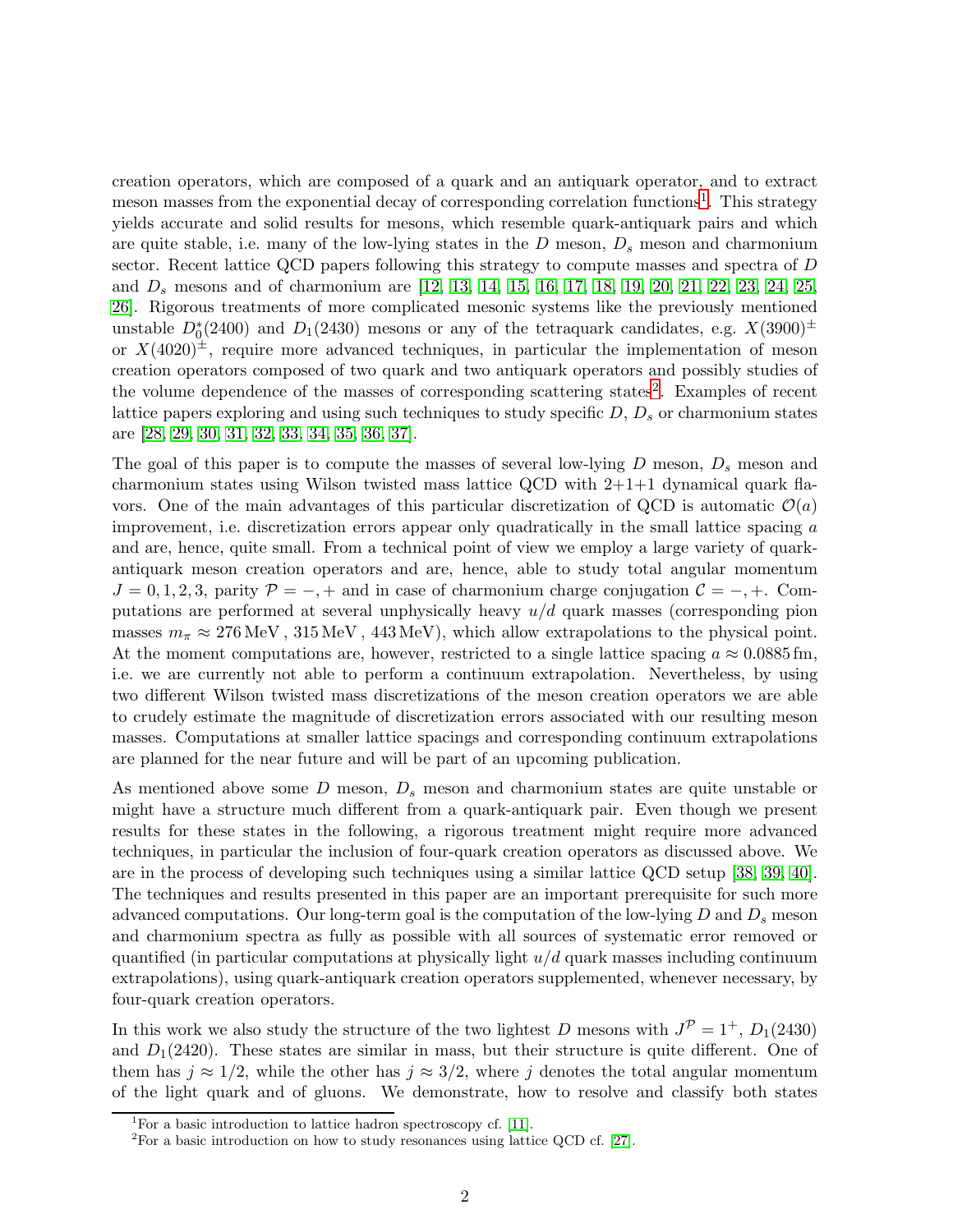creation operators, which are composed of a quark and an antiquark operator, and to extract meson masses from the exponential decay of corresponding correlation functions[1]. This strategy yields accurate and solid results for mesons, which resemble quark-antiquark pairs and which are quite stable, i.e. many of the low-lying states in the $D$ meson, $D_s$ meson and charmonium sector. Recent lattice QCD papers following this strategy to compute masses and spectra of $D$ and $D_s$ mesons and of charmonium are [12, 13, 14, 15, 16, 17, 18, 19, 20, 21, 22, 23, 24, 25, 26]. Rigorous treatments of more complicated mesonic systems like the previously mentioned unstable $D_0^*(2400)$ and $D_1(2430)$ mesons or any of the tetraquark candidates, e.g. $X(3900)^\pm$ or $X(4020)^\pm$, require more advanced techniques, in particular the implementation of meson creation operators composed of two quark and two antiquark operators and possibly studies of the volume dependence of the masses of corresponding scattering states[2]. Examples of recent lattice papers exploring and using such techniques to study specific $D$, $D_s$ or charmonium states are [28, 29, 30, 31, 32, 33, 34, 35, 36, 37].

The goal of this paper is to compute the masses of several low-lying $D$ meson, $D_s$ meson and charmonium states using Wilson twisted mass lattice QCD with 2+1+1 dynamical quark flavors. One of the main advantages of this particular discretization of QCD is automatic $\mathcal{O}(a)$ improvement, i.e. discretization errors appear only quadratically in the small lattice spacing $a$ and are, hence, quite small. From a technical point of view we employ a large variety of quark-antiquark meson creation operators and are, hence, able to study total angular momentum $J = 0, 1, 2, 3$, parity $\mathcal{P} = -, +$ and in case of charmonium charge conjugation $\mathcal{C} = -, +$. Computations are performed at several unphysically heavy $u/d$ quark masses (corresponding pion masses $m_\pi \approx 276\,\text{MeV}\,,\, 315\,\text{MeV}\,,\, 443\,\text{MeV}$), which allow extrapolations to the physical point. At the moment computations are, however, restricted to a single lattice spacing $a \approx 0.0885\,\text{fm}$, i.e. we are currently not able to perform a continuum extrapolation. Nevertheless, by using two different Wilson twisted mass discretizations of the meson creation operators we are able to crudely estimate the magnitude of discretization errors associated with our resulting meson masses. Computations at smaller lattice spacings and corresponding continuum extrapolations are planned for the near future and will be part of an upcoming publication.

As mentioned above some $D$ meson, $D_s$ meson and charmonium states are quite unstable or might have a structure much different from a quark-antiquark pair. Even though we present results for these states in the following, a rigorous treatment might require more advanced techniques, in particular the inclusion of four-quark creation operators as discussed above. We are in the process of developing such techniques using a similar lattice QCD setup [38, 39, 40]. The techniques and results presented in this paper are an important prerequisite for such more advanced computations. Our long-term goal is the computation of the low-lying $D$ and $D_s$ meson and charmonium spectra as fully as possible with all sources of systematic error removed or quantified (in particular computations at physically light $u/d$ quark masses including continuum extrapolations), using quark-antiquark creation operators supplemented, whenever necessary, by four-quark creation operators.

In this work we also study the structure of the two lightest $D$ mesons with $J^\mathcal{P} = 1^+$, $D_1(2430)$ and $D_1(2420)$. These states are similar in mass, but their structure is quite different. One of them has $j \approx 1/2$, while the other has $j \approx 3/2$, where $j$ denotes the total angular momentum of the light quark and of gluons. We demonstrate, how to resolve and classify both states

[1] For a basic introduction to lattice hadron spectroscopy cf. [11].

[2] For a basic introduction on how to study resonances using lattice QCD cf. [27].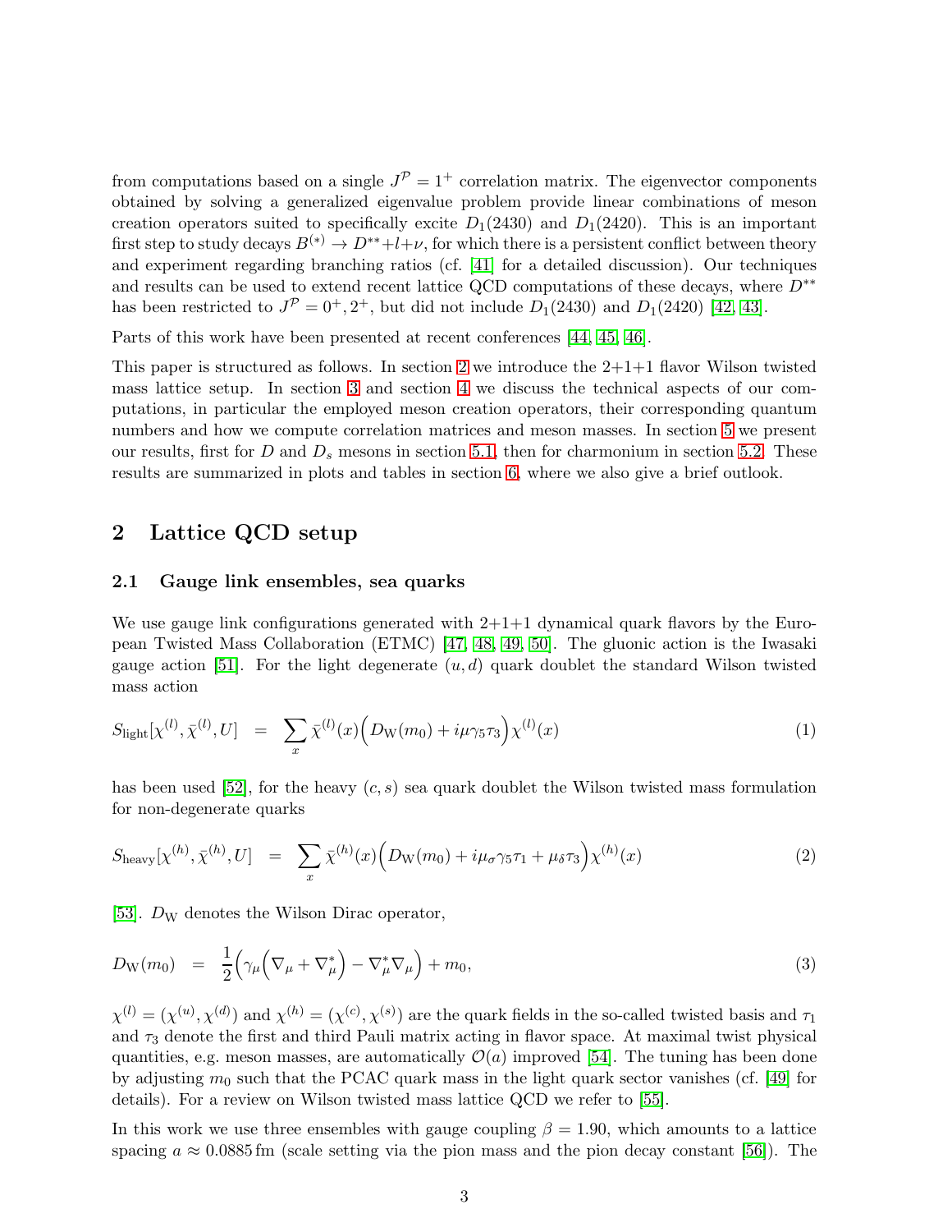from computations based on a single $J^\mathcal{P} = 1^+$ correlation matrix. The eigenvector components obtained by solving a generalized eigenvalue problem provide linear combinations of meson creation operators suited to specifically excite $D_1(2430)$ and $D_1(2420)$. This is an important first step to study decays $B^{(*)} \to D^{**}+l+\nu$, for which there is a persistent conflict between theory and experiment regarding branching ratios (cf. [41] for a detailed discussion). Our techniques and results can be used to extend recent lattice QCD computations of these decays, where $D^{**}$ has been restricted to $J^\mathcal{P} = 0^+, 2^+$, but did not include $D_1(2430)$ and $D_1(2420)$ [42, 43].

Parts of this work have been presented at recent conferences [44, 45, 46].

This paper is structured as follows. In section 2 we introduce the 2+1+1 flavor Wilson twisted mass lattice setup. In section 3 and section 4 we discuss the technical aspects of our computations, in particular the employed meson creation operators, their corresponding quantum numbers and how we compute correlation matrices and meson masses. In section 5 we present our results, first for $D$ and $D_s$ mesons in section 5.1, then for charmonium in section 5.2. These results are summarized in plots and tables in section 6, where we also give a brief outlook.

## 2 Lattice QCD setup

### 2.1 Gauge link ensembles, sea quarks

We use gauge link configurations generated with 2+1+1 dynamical quark flavors by the European Twisted Mass Collaboration (ETMC) [47, 48, 49, 50]. The gluonic action is the Iwasaki gauge action [51]. For the light degenerate $(u, d)$ quark doublet the standard Wilson twisted mass action

$$S_\text{light}[\chi^{(l)}, \bar{\chi}^{(l)}, U] = \sum_x \bar{\chi}^{(l)}(x)\Big(D_\text{W}(m_0) + i\mu\gamma_5\tau_3\Big)\chi^{(l)}(x) \tag{1}$$

has been used [52], for the heavy $(c, s)$ sea quark doublet the Wilson twisted mass formulation for non-degenerate quarks

$$S_\text{heavy}[\chi^{(h)}, \bar{\chi}^{(h)}, U] = \sum_x \bar{\chi}^{(h)}(x)\Big(D_\text{W}(m_0) + i\mu_\sigma\gamma_5\tau_1 + \mu_\delta\tau_3\Big)\chi^{(h)}(x) \tag{2}$$

[53]. $D_\text{W}$ denotes the Wilson Dirac operator,

$$D_\text{W}(m_0) = \frac{1}{2}\Big(\gamma_\mu\Big(\nabla_\mu + \nabla^*_\mu\Big) - \nabla^*_\mu\nabla_\mu\Big) + m_0, \tag{3}$$

$\chi^{(l)} = (\chi^{(u)}, \chi^{(d)})$ and $\chi^{(h)} = (\chi^{(c)}, \chi^{(s)})$ are the quark fields in the so-called twisted basis and $\tau_1$ and $\tau_3$ denote the first and third Pauli matrix acting in flavor space. At maximal twist physical quantities, e.g. meson masses, are automatically $\mathcal{O}(a)$ improved [54]. The tuning has been done by adjusting $m_0$ such that the PCAC quark mass in the light quark sector vanishes (cf. [49] for details). For a review on Wilson twisted mass lattice QCD we refer to [55].

In this work we use three ensembles with gauge coupling $\beta = 1.90$, which amounts to a lattice spacing $a \approx 0.0885\,\text{fm}$ (scale setting via the pion mass and the pion decay constant [56]). The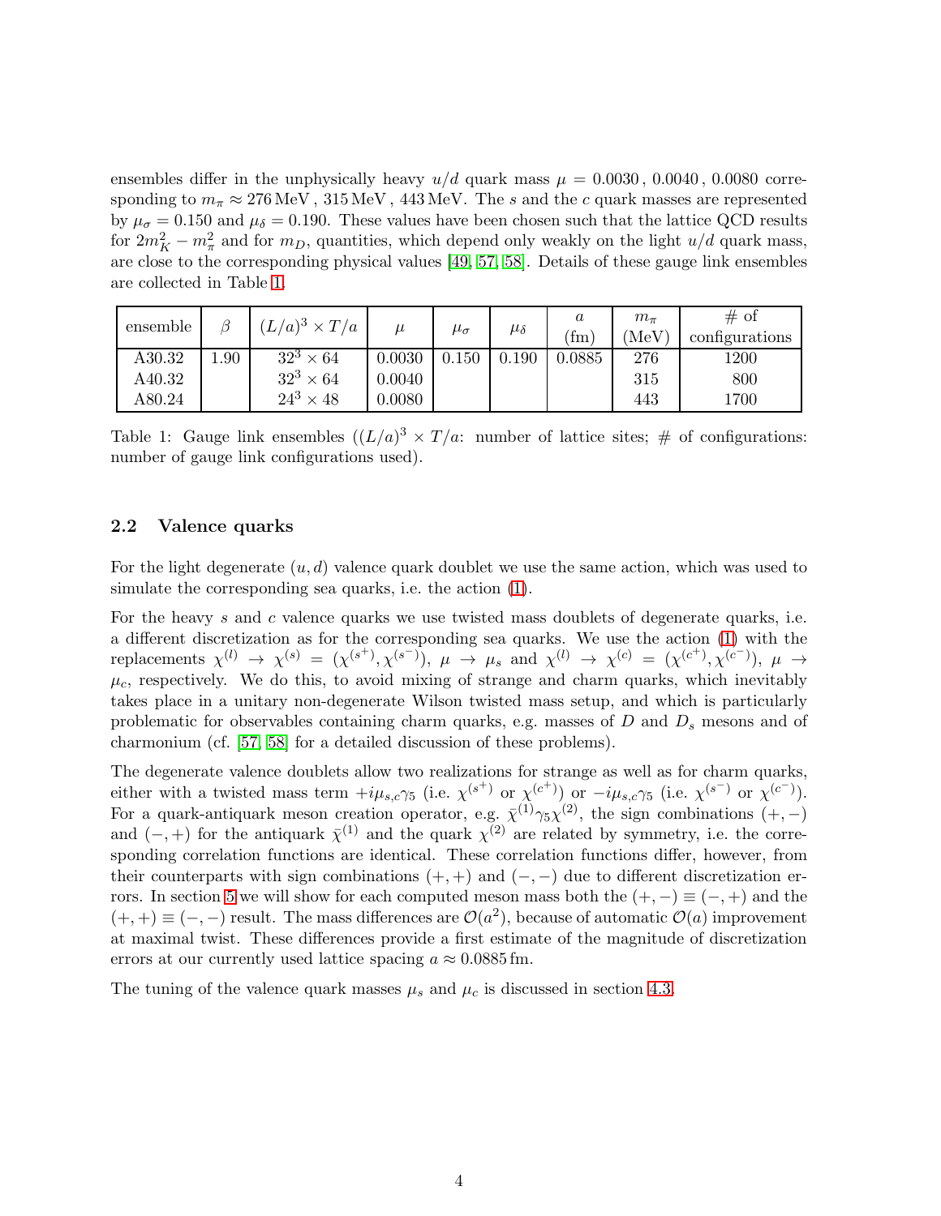ensembles differ in the unphysically heavy $u/d$ quark mass $\mu = 0.0030\,, 0.0040\,, 0.0080$ corresponding to $m_\pi \approx 276\,\text{MeV}\,, 315\,\text{MeV}\,, 443\,\text{MeV}$. The $s$ and the $c$ quark masses are represented by $\mu_\sigma = 0.150$ and $\mu_\delta = 0.190$. These values have been chosen such that the lattice QCD results for $2m_K^2 - m_\pi^2$ and for $m_D$, quantities, which depend only weakly on the light $u/d$ quark mass, are close to the corresponding physical values [49, 57, 58]. Details of these gauge link ensembles are collected in Table 1.

| ensemble | $\beta$ | $(L/a)^3 \times T/a$ | $\mu$ | $\mu_\sigma$ | $\mu_\delta$ | $a$ (fm) | $m_\pi$ (MeV) | # of configurations |
|---|---|---|---|---|---|---|---|---|
| A30.32 | 1.90 | $32^3 \times 64$ | 0.0030 | 0.150 | 0.190 | 0.0885 | 276 | 1200 |
| A40.32 | | $32^3 \times 64$ | 0.0040 | | | | 315 | 800 |
| A80.24 | | $24^3 \times 48$ | 0.0080 | | | | 443 | 1700 |

Table 1: Gauge link ensembles ($(L/a)^3 \times T/a$: number of lattice sites; # of configurations: number of gauge link configurations used).

### 2.2 Valence quarks

For the light degenerate $(u,d)$ valence quark doublet we use the same action, which was used to simulate the corresponding sea quarks, i.e. the action (1).

For the heavy $s$ and $c$ valence quarks we use twisted mass doublets of degenerate quarks, i.e. a different discretization as for the corresponding sea quarks. We use the action (1) with the replacements $\chi^{(l)} \rightarrow \chi^{(s)} = (\chi^{(s^+)}, \chi^{(s^-)})$, $\mu \rightarrow \mu_s$ and $\chi^{(l)} \rightarrow \chi^{(c)} = (\chi^{(c^+)}, \chi^{(c^-)})$, $\mu \rightarrow \mu_c$, respectively. We do this, to avoid mixing of strange and charm quarks, which inevitably takes place in a unitary non-degenerate Wilson twisted mass setup, and which is particularly problematic for observables containing charm quarks, e.g. masses of $D$ and $D_s$ mesons and of charmonium (cf. [57, 58] for a detailed discussion of these problems).

The degenerate valence doublets allow two realizations for strange as well as for charm quarks, either with a twisted mass term $+i\mu_{s,c}\gamma_5$ (i.e. $\chi^{(s^+)}$ or $\chi^{(c^+)}$) or $-i\mu_{s,c}\gamma_5$ (i.e. $\chi^{(s^-)}$ or $\chi^{(c^-)}$). For a quark-antiquark meson creation operator, e.g. $\bar{\chi}^{(1)}\gamma_5\chi^{(2)}$, the sign combinations $(+,-)$ and $(-,+)$ for the antiquark $\bar{\chi}^{(1)}$ and the quark $\chi^{(2)}$ are related by symmetry, i.e. the corresponding correlation functions are identical. These correlation functions differ, however, from their counterparts with sign combinations $(+,+)$ and $(-,-)$ due to different discretization errors. In section 5 we will show for each computed meson mass both the $(+,-) \equiv (-,+)$ and the $(+,+) \equiv (-,-)$ result. The mass differences are $\mathcal{O}(a^2)$, because of automatic $\mathcal{O}(a)$ improvement at maximal twist. These differences provide a first estimate of the magnitude of discretization errors at our currently used lattice spacing $a \approx 0.0885\,\text{fm}$.

The tuning of the valence quark masses $\mu_s$ and $\mu_c$ is discussed in section 4.3.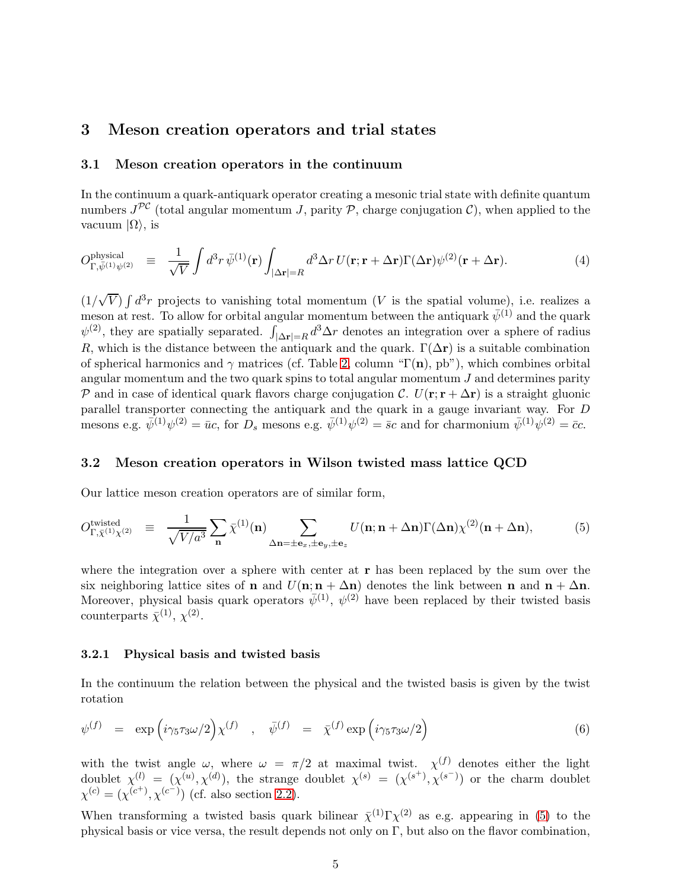## 3 Meson creation operators and trial states

### 3.1 Meson creation operators in the continuum

In the continuum a quark-antiquark operator creating a mesonic trial state with definite quantum numbers $J^{\mathcal{PC}}$ (total angular momentum $J$, parity $\mathcal{P}$, charge conjugation $\mathcal{C}$), when applied to the vacuum $|\Omega\rangle$, is

$$O^{\text{physical}}_{\Gamma,\bar{\psi}^{(1)}\psi^{(2)}} \equiv \frac{1}{\sqrt{V}} \int d^3r\, \bar{\psi}^{(1)}(\mathbf{r}) \int_{|\Delta\mathbf{r}|=R} d^3\Delta r\, U(\mathbf{r};\mathbf{r}+\Delta\mathbf{r})\Gamma(\Delta\mathbf{r})\psi^{(2)}(\mathbf{r}+\Delta\mathbf{r}). \tag{4}$$

$(1/\sqrt{V})\int d^3r$ projects to vanishing total momentum ($V$ is the spatial volume), i.e. realizes a meson at rest. To allow for orbital angular momentum between the antiquark $\bar{\psi}^{(1)}$ and the quark $\psi^{(2)}$, they are spatially separated. $\int_{|\Delta\mathbf{r}|=R} d^3\Delta r$ denotes an integration over a sphere of radius $R$, which is the distance between the antiquark and the quark. $\Gamma(\Delta\mathbf{r})$ is a suitable combination of spherical harmonics and $\gamma$ matrices (cf. Table 2, column "$\Gamma(\mathbf{n})$, pb"), which combines orbital angular momentum and the two quark spins to total angular momentum $J$ and determines parity $\mathcal{P}$ and in case of identical quark flavors charge conjugation $\mathcal{C}$. $U(\mathbf{r};\mathbf{r}+\Delta\mathbf{r})$ is a straight gluonic parallel transporter connecting the antiquark and the quark in a gauge invariant way. For $D$ mesons e.g. $\bar{\psi}^{(1)}\psi^{(2)} = \bar{u}c$, for $D_s$ mesons e.g. $\bar{\psi}^{(1)}\psi^{(2)} = \bar{s}c$ and for charmonium $\bar{\psi}^{(1)}\psi^{(2)} = \bar{c}c$.

### 3.2 Meson creation operators in Wilson twisted mass lattice QCD

Our lattice meson creation operators are of similar form,

$$O^{\text{twisted}}_{\Gamma,\bar{\chi}^{(1)}\chi^{(2)}} \equiv \frac{1}{\sqrt{V/a^3}} \sum_{\mathbf{n}} \bar{\chi}^{(1)}(\mathbf{n}) \sum_{\Delta\mathbf{n}=\pm\mathbf{e}_x,\pm\mathbf{e}_y,\pm\mathbf{e}_z} U(\mathbf{n};\mathbf{n}+\Delta\mathbf{n})\Gamma(\Delta\mathbf{n})\chi^{(2)}(\mathbf{n}+\Delta\mathbf{n}), \tag{5}$$

where the integration over a sphere with center at $\mathbf{r}$ has been replaced by the sum over the six neighboring lattice sites of $\mathbf{n}$ and $U(\mathbf{n};\mathbf{n}+\Delta\mathbf{n})$ denotes the link between $\mathbf{n}$ and $\mathbf{n}+\Delta\mathbf{n}$. Moreover, physical basis quark operators $\bar{\psi}^{(1)}$, $\psi^{(2)}$ have been replaced by their twisted basis counterparts $\bar{\chi}^{(1)}$, $\chi^{(2)}$.

#### 3.2.1 Physical basis and twisted basis

In the continuum the relation between the physical and the twisted basis is given by the twist rotation

$$\psi^{(f)} = \exp\Big(i\gamma_5\tau_3\omega/2\Big)\chi^{(f)} \quad , \quad \bar{\psi}^{(f)} = \bar{\chi}^{(f)}\exp\Big(i\gamma_5\tau_3\omega/2\Big) \tag{6}$$

with the twist angle $\omega$, where $\omega = \pi/2$ at maximal twist. $\chi^{(f)}$ denotes either the light doublet $\chi^{(l)} = (\chi^{(u)},\chi^{(d)})$, the strange doublet $\chi^{(s)} = (\chi^{(s^+)},\chi^{(s^-)})$ or the charm doublet $\chi^{(c)} = (\chi^{(c^+)},\chi^{(c^-)})$ (cf. also section 2.2).

When transforming a twisted basis quark bilinear $\bar{\chi}^{(1)}\Gamma\chi^{(2)}$ as e.g. appearing in (5) to the physical basis or vice versa, the result depends not only on $\Gamma$, but also on the flavor combination,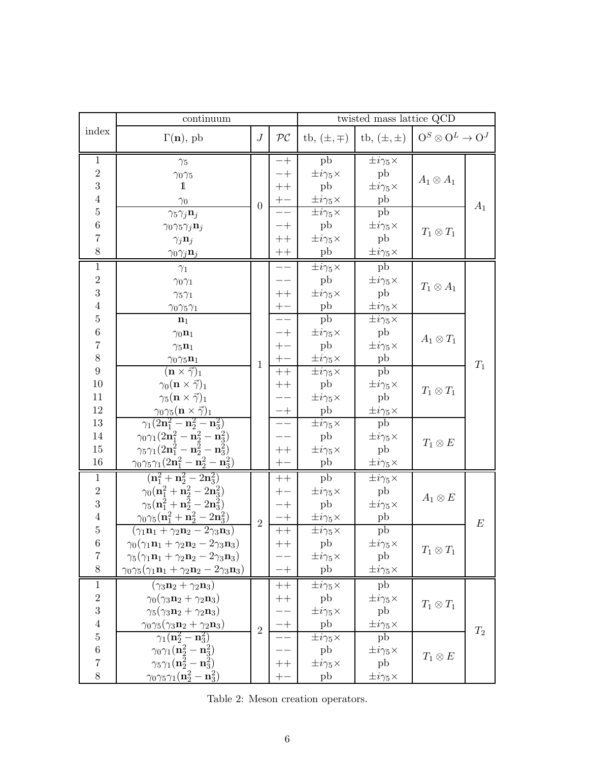| index | continuum | | | twisted mass lattice QCD | | | |
|---|---|---|---|---|---|---|---|
| | $\Gamma(\mathbf{n})$, pb | $J$ | $\mathcal{PC}$ | tb, $(\pm,\mp)$ | tb, $(\pm,\pm)$ | $\mathrm{O}^S \otimes \mathrm{O}^L \to \mathrm{O}^J$ | |
| 1 | $\gamma_5$ | 0 | $-+$ | pb | $\pm i\gamma_5\times$ | $A_1 \otimes A_1$ | $A_1$ |
| 2 | $\gamma_0\gamma_5$ | | $-+$ | $\pm i\gamma_5\times$ | pb | | |
| 3 | $\mathbb{1}$ | | $++$ | pb | $\pm i\gamma_5\times$ | | |
| 4 | $\gamma_0$ | | $+-$ | $\pm i\gamma_5\times$ | pb | | |
| 5 | $\gamma_5\gamma_j\mathbf{n}_j$ | | $--$ | $\pm i\gamma_5\times$ | pb | $T_1 \otimes T_1$ | |
| 6 | $\gamma_0\gamma_5\gamma_j\mathbf{n}_j$ | | $-+$ | pb | $\pm i\gamma_5\times$ | | |
| 7 | $\gamma_j\mathbf{n}_j$ | | $++$ | $\pm i\gamma_5\times$ | pb | | |
| 8 | $\gamma_0\gamma_j\mathbf{n}_j$ | | $++$ | pb | $\pm i\gamma_5\times$ | | |
| 1 | $\gamma_1$ | 1 | $--$ | $\pm i\gamma_5\times$ | pb | $T_1 \otimes A_1$ | $T_1$ |
| 2 | $\gamma_0\gamma_1$ | | $--$ | pb | $\pm i\gamma_5\times$ | | |
| 3 | $\gamma_5\gamma_1$ | | $++$ | $\pm i\gamma_5\times$ | pb | | |
| 4 | $\gamma_0\gamma_5\gamma_1$ | | $+-$ | pb | $\pm i\gamma_5\times$ | | |
| 5 | $\mathbf{n}_1$ | | $--$ | pb | $\pm i\gamma_5\times$ | $A_1 \otimes T_1$ | |
| 6 | $\gamma_0\mathbf{n}_1$ | | $-+$ | $\pm i\gamma_5\times$ | pb | | |
| 7 | $\gamma_5\mathbf{n}_1$ | | $+-$ | pb | $\pm i\gamma_5\times$ | | |
| 8 | $\gamma_0\gamma_5\mathbf{n}_1$ | | $+-$ | $\pm i\gamma_5\times$ | pb | | |
| 9 | $(\mathbf{n}\times\vec{\gamma})_1$ | | $++$ | $\pm i\gamma_5\times$ | pb | $T_1 \otimes T_1$ | |
| 10 | $\gamma_0(\mathbf{n}\times\vec{\gamma})_1$ | | $++$ | pb | $\pm i\gamma_5\times$ | | |
| 11 | $\gamma_5(\mathbf{n}\times\vec{\gamma})_1$ | | $--$ | $\pm i\gamma_5\times$ | pb | | |
| 12 | $\gamma_0\gamma_5(\mathbf{n}\times\vec{\gamma})_1$ | | $-+$ | pb | $\pm i\gamma_5\times$ | | |
| 13 | $\gamma_1(2\mathbf{n}_1^2-\mathbf{n}_2^2-\mathbf{n}_3^2)$ | | $--$ | $\pm i\gamma_5\times$ | pb | $T_1 \otimes E$ | |
| 14 | $\gamma_0\gamma_1(2\mathbf{n}_1^2-\mathbf{n}_2^2-\mathbf{n}_3^2)$ | | $--$ | pb | $\pm i\gamma_5\times$ | | |
| 15 | $\gamma_5\gamma_1(2\mathbf{n}_1^2-\mathbf{n}_2^2-\mathbf{n}_3^2)$ | | $++$ | $\pm i\gamma_5\times$ | pb | | |
| 16 | $\gamma_0\gamma_5\gamma_1(2\mathbf{n}_1^2-\mathbf{n}_2^2-\mathbf{n}_3^2)$ | | $+-$ | pb | $\pm i\gamma_5\times$ | | |
| 1 | $(\mathbf{n}_1^2+\mathbf{n}_2^2-2\mathbf{n}_3^2)$ | 2 | $++$ | pb | $\pm i\gamma_5\times$ | $A_1 \otimes E$ | $E$ |
| 2 | $\gamma_0(\mathbf{n}_1^2+\mathbf{n}_2^2-2\mathbf{n}_3^2)$ | | $+-$ | $\pm i\gamma_5\times$ | pb | | |
| 3 | $\gamma_5(\mathbf{n}_1^2+\mathbf{n}_2^2-2\mathbf{n}_3^2)$ | | $-+$ | pb | $\pm i\gamma_5\times$ | | |
| 4 | $\gamma_0\gamma_5(\mathbf{n}_1^2+\mathbf{n}_2^2-2\mathbf{n}_3^2)$ | | $-+$ | $\pm i\gamma_5\times$ | pb | | |
| 5 | $(\gamma_1\mathbf{n}_1+\gamma_2\mathbf{n}_2-2\gamma_3\mathbf{n}_3)$ | | $++$ | $\pm i\gamma_5\times$ | pb | $T_1 \otimes T_1$ | |
| 6 | $\gamma_0(\gamma_1\mathbf{n}_1+\gamma_2\mathbf{n}_2-2\gamma_3\mathbf{n}_3)$ | | $++$ | pb | $\pm i\gamma_5\times$ | | |
| 7 | $\gamma_5(\gamma_1\mathbf{n}_1+\gamma_2\mathbf{n}_2-2\gamma_3\mathbf{n}_3)$ | | $--$ | $\pm i\gamma_5\times$ | pb | | |
| 8 | $\gamma_0\gamma_5(\gamma_1\mathbf{n}_1+\gamma_2\mathbf{n}_2-2\gamma_3\mathbf{n}_3)$ | | $-+$ | pb | $\pm i\gamma_5\times$ | | |
| 1 | $(\gamma_3\mathbf{n}_2+\gamma_2\mathbf{n}_3)$ | 2 | $++$ | $\pm i\gamma_5\times$ | pb | $T_1 \otimes T_1$ | $T_2$ |
| 2 | $\gamma_0(\gamma_3\mathbf{n}_2+\gamma_2\mathbf{n}_3)$ | | $++$ | pb | $\pm i\gamma_5\times$ | | |
| 3 | $\gamma_5(\gamma_3\mathbf{n}_2+\gamma_2\mathbf{n}_3)$ | | $--$ | $\pm i\gamma_5\times$ | pb | | |
| 4 | $\gamma_0\gamma_5(\gamma_3\mathbf{n}_2+\gamma_2\mathbf{n}_3)$ | | $-+$ | pb | $\pm i\gamma_5\times$ | | |
| 5 | $\gamma_1(\mathbf{n}_2^2-\mathbf{n}_3^2)$ | | $--$ | $\pm i\gamma_5\times$ | pb | $T_1 \otimes E$ | |
| 6 | $\gamma_0\gamma_1(\mathbf{n}_2^2-\mathbf{n}_3^2)$ | | $--$ | pb | $\pm i\gamma_5\times$ | | |
| 7 | $\gamma_5\gamma_1(\mathbf{n}_2^2-\mathbf{n}_3^2)$ | | $++$ | $\pm i\gamma_5\times$ | pb | | |
| 8 | $\gamma_0\gamma_5\gamma_1(\mathbf{n}_2^2-\mathbf{n}_3^2)$ | | $+-$ | pb | $\pm i\gamma_5\times$ | | |

Table 2: Meson creation operators.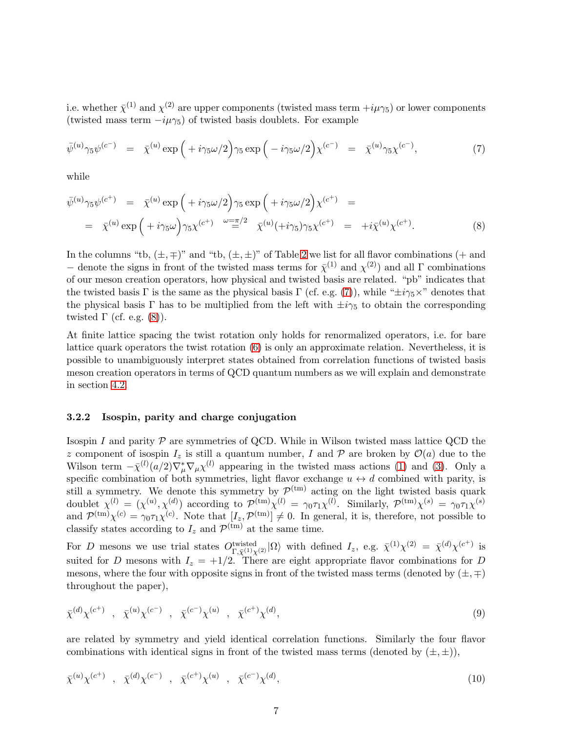i.e. whether $\bar{\chi}^{(1)}$ and $\chi^{(2)}$ are upper components (twisted mass term $+i\mu\gamma_5$) or lower components (twisted mass term $-i\mu\gamma_5$) of twisted basis doublets. For example

$$\bar{\psi}^{(u)}\gamma_5\psi^{(c^-)} \;=\; \bar{\chi}^{(u)}\exp\Big(+i\gamma_5\omega/2\Big)\gamma_5\exp\Big(-i\gamma_5\omega/2\Big)\chi^{(c^-)} \;=\; \bar{\chi}^{(u)}\gamma_5\chi^{(c^-)}, \tag{7}$$

while

$$\begin{aligned}\bar{\psi}^{(u)}\gamma_5\psi^{(c^+)} \;&=\; \bar{\chi}^{(u)}\exp\Big(+i\gamma_5\omega/2\Big)\gamma_5\exp\Big(+i\gamma_5\omega/2\Big)\chi^{(c^+)} \;= \\ &=\; \bar{\chi}^{(u)}\exp\Big(+i\gamma_5\omega\Big)\gamma_5\chi^{(c^+)} \;\stackrel{\omega=\pi/2}{=}\; \bar{\chi}^{(u)}(+i\gamma_5)\gamma_5\chi^{(c^+)} \;=\; +i\bar{\chi}^{(u)}\chi^{(c^+)}.\end{aligned} \tag{8}$$

In the columns "tb, $(\pm,\mp)$" and "tb, $(\pm,\pm)$" of Table 2 we list for all flavor combinations ($+$ and $-$ denote the signs in front of the twisted mass terms for $\bar{\chi}^{(1)}$ and $\chi^{(2)}$) and all $\Gamma$ combinations of our meson creation operators, how physical and twisted basis are related. "pb" indicates that the twisted basis $\Gamma$ is the same as the physical basis $\Gamma$ (cf. e.g. (7)), while "$\pm i\gamma_5\times$" denotes that the physical basis $\Gamma$ has to be multiplied from the left with $\pm i\gamma_5$ to obtain the corresponding twisted $\Gamma$ (cf. e.g. (8)).

At finite lattice spacing the twist rotation only holds for renormalized operators, i.e. for bare lattice quark operators the twist rotation (6) is only an approximate relation. Nevertheless, it is possible to unambiguously interpret states obtained from correlation functions of twisted basis meson creation operators in terms of QCD quantum numbers as we will explain and demonstrate in section 4.2.

### 3.2.2 Isospin, parity and charge conjugation

Isospin $I$ and parity $\mathcal{P}$ are symmetries of QCD. While in Wilson twisted mass lattice QCD the $z$ component of isospin $I_z$ is still a quantum number, $I$ and $\mathcal{P}$ are broken by $\mathcal{O}(a)$ due to the Wilson term $-\bar{\chi}^{(l)}(a/2)\nabla^*_\mu\nabla_\mu\chi^{(l)}$ appearing in the twisted mass actions (1) and (3). Only a specific combination of both symmetries, light flavor exchange $u \leftrightarrow d$ combined with parity, is still a symmetry. We denote this symmetry by $\mathcal{P}^{(\text{tm})}$ acting on the light twisted basis quark doublet $\chi^{(l)} = (\chi^{(u)}, \chi^{(d)})$ according to $\mathcal{P}^{(\text{tm})}\chi^{(l)} = \gamma_0\tau_1\chi^{(l)}$. Similarly, $\mathcal{P}^{(\text{tm})}\chi^{(s)} = \gamma_0\tau_1\chi^{(s)}$ and $\mathcal{P}^{(\text{tm})}\chi^{(c)} = \gamma_0\tau_1\chi^{(c)}$. Note that $[I_z, \mathcal{P}^{(\text{tm})}] \neq 0$. In general, it is, therefore, not possible to classify states according to $I_z$ and $\mathcal{P}^{(\text{tm})}$ at the same time.

For $D$ mesons we use trial states $O^{\text{twisted}}_{\Gamma,\bar{\chi}^{(1)}\chi^{(2)}}|\Omega\rangle$ with defined $I_z$, e.g. $\bar{\chi}^{(1)}\chi^{(2)} = \bar{\chi}^{(d)}\chi^{(c^+)}$ is suited for $D$ mesons with $I_z = +1/2$. There are eight appropriate flavor combinations for $D$ mesons, where the four with opposite signs in front of the twisted mass terms (denoted by $(\pm,\mp)$ throughout the paper),

$$\bar{\chi}^{(d)}\chi^{(c^+)} \quad , \quad \bar{\chi}^{(u)}\chi^{(c^-)} \quad , \quad \bar{\chi}^{(c^-)}\chi^{(u)} \quad , \quad \bar{\chi}^{(c^+)}\chi^{(d)}, \tag{9}$$

are related by symmetry and yield identical correlation functions. Similarly the four flavor combinations with identical signs in front of the twisted mass terms (denoted by $(\pm,\pm)$),

$$\bar{\chi}^{(u)}\chi^{(c^+)} \quad , \quad \bar{\chi}^{(d)}\chi^{(c^-)} \quad , \quad \bar{\chi}^{(c^+)}\chi^{(u)} \quad , \quad \bar{\chi}^{(c^-)}\chi^{(d)}, \tag{10}$$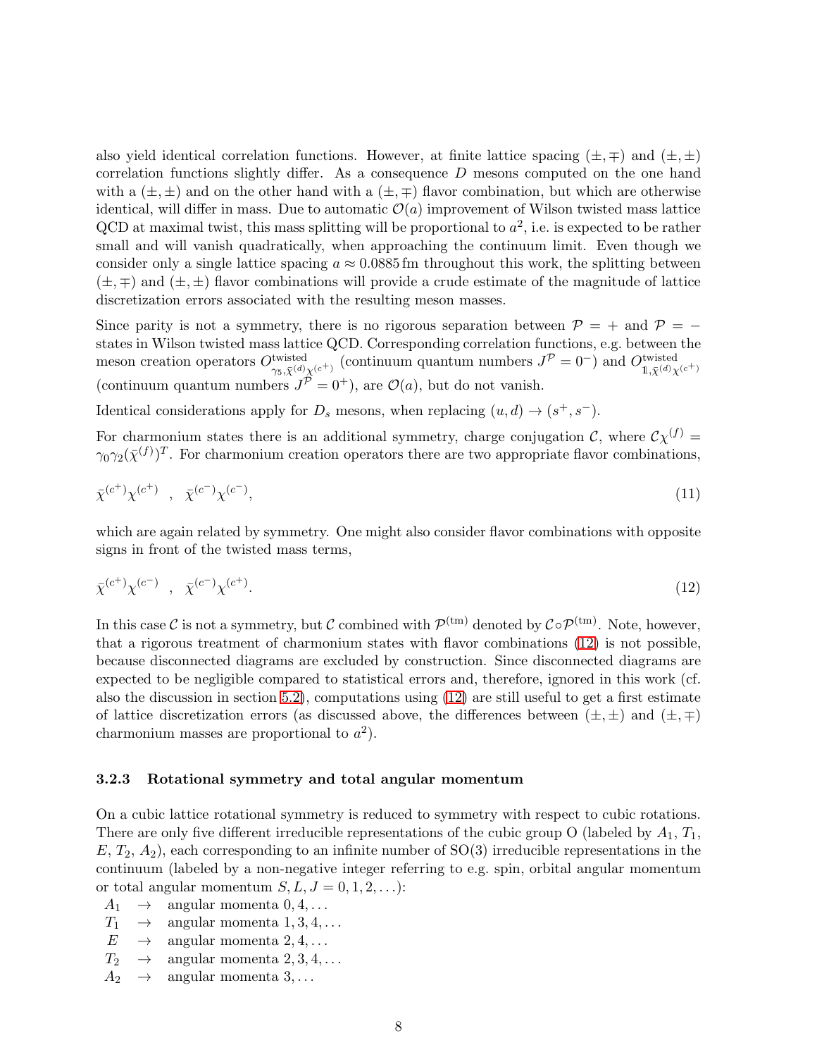also yield identical correlation functions. However, at finite lattice spacing $(\pm,\mp)$ and $(\pm,\pm)$ correlation functions slightly differ. As a consequence $D$ mesons computed on the one hand with a $(\pm,\pm)$ and on the other hand with a $(\pm,\mp)$ flavor combination, but which are otherwise identical, will differ in mass. Due to automatic $\mathcal{O}(a)$ improvement of Wilson twisted mass lattice QCD at maximal twist, this mass splitting will be proportional to $a^2$, i.e. is expected to be rather small and will vanish quadratically, when approaching the continuum limit. Even though we consider only a single lattice spacing $a \approx 0.0885\,\mathrm{fm}$ throughout this work, the splitting between $(\pm,\mp)$ and $(\pm,\pm)$ flavor combinations will provide a crude estimate of the magnitude of lattice discretization errors associated with the resulting meson masses.

Since parity is not a symmetry, there is no rigorous separation between $\mathcal{P} = +$ and $\mathcal{P} = -$ states in Wilson twisted mass lattice QCD. Corresponding correlation functions, e.g. between the meson creation operators $O^{\mathrm{twisted}}_{\gamma_5,\bar{\chi}^{(d)}\chi^{(c^+)}}$ (continuum quantum numbers $J^{\mathcal{P}} = 0^-$) and $O^{\mathrm{twisted}}_{\mathbb{1},\bar{\chi}^{(d)}\chi^{(c^+)}}$ (continuum quantum numbers $J^{\mathcal{P}} = 0^+$), are $\mathcal{O}(a)$, but do not vanish.

Identical considerations apply for $D_s$ mesons, when replacing $(u,d) \rightarrow (s^+,s^-)$.

For charmonium states there is an additional symmetry, charge conjugation $\mathcal{C}$, where $\mathcal{C}\chi^{(f)} = \gamma_0\gamma_2(\bar{\chi}^{(f)})^T$. For charmonium creation operators there are two appropriate flavor combinations,

$$\bar{\chi}^{(c^+)}\chi^{(c^+)} \quad , \quad \bar{\chi}^{(c^-)}\chi^{(c^-)}, \tag{11}$$

which are again related by symmetry. One might also consider flavor combinations with opposite signs in front of the twisted mass terms,

$$\bar{\chi}^{(c^+)}\chi^{(c^-)} \quad , \quad \bar{\chi}^{(c^-)}\chi^{(c^+)}. \tag{12}$$

In this case $\mathcal{C}$ is not a symmetry, but $\mathcal{C}$ combined with $\mathcal{P}^{(\mathrm{tm})}$ denoted by $\mathcal{C}\circ\mathcal{P}^{(\mathrm{tm})}$. Note, however, that a rigorous treatment of charmonium states with flavor combinations (12) is not possible, because disconnected diagrams are excluded by construction. Since disconnected diagrams are expected to be negligible compared to statistical errors and, therefore, ignored in this work (cf. also the discussion in section 5.2), computations using (12) are still useful to get a first estimate of lattice discretization errors (as discussed above, the differences between $(\pm,\pm)$ and $(\pm,\mp)$ charmonium masses are proportional to $a^2$).

### 3.2.3 Rotational symmetry and total angular momentum

On a cubic lattice rotational symmetry is reduced to symmetry with respect to cubic rotations. There are only five different irreducible representations of the cubic group O (labeled by $A_1$, $T_1$, $E$, $T_2$, $A_2$), each corresponding to an infinite number of SO(3) irreducible representations in the continuum (labeled by a non-negative integer referring to e.g. spin, orbital angular momentum or total angular momentum $S, L, J = 0, 1, 2, \ldots$):

- $A_1 \rightarrow$ angular momenta $0, 4, \ldots$
- $T_1 \rightarrow$ angular momenta $1, 3, 4, \ldots$
- $E \rightarrow$ angular momenta $2, 4, \ldots$
- $T_2 \rightarrow$ angular momenta $2, 3, 4, \ldots$
- $A_2 \rightarrow$ angular momenta $3, \ldots$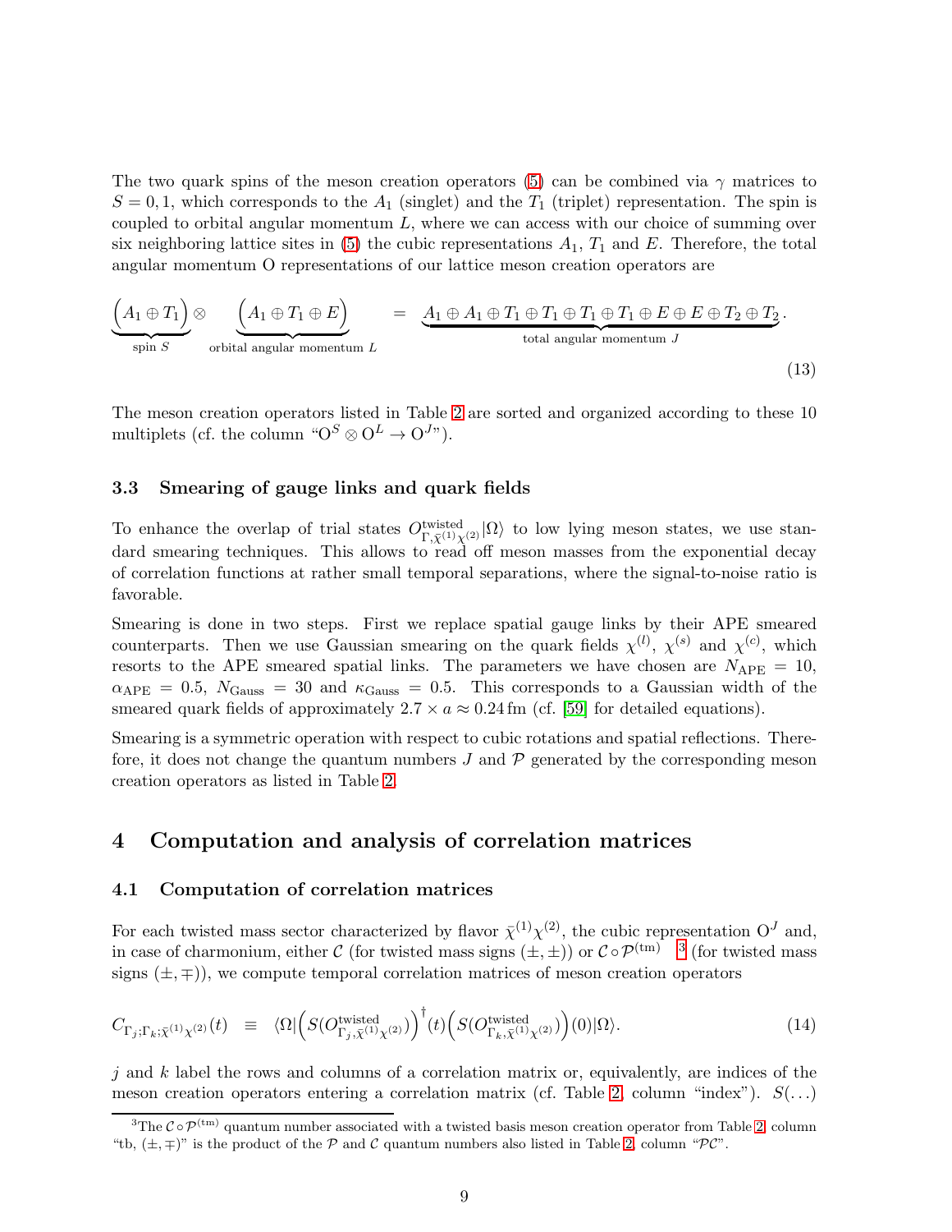The two quark spins of the meson creation operators (5) can be combined via $\gamma$ matrices to $S = 0, 1$, which corresponds to the $A_1$ (singlet) and the $T_1$ (triplet) representation. The spin is coupled to orbital angular momentum $L$, where we can access with our choice of summing over six neighboring lattice sites in (5) the cubic representations $A_1$, $T_1$ and $E$. Therefore, the total angular momentum O representations of our lattice meson creation operators are

$$\underbrace{\Big(A_1 \oplus T_1\Big)}_{\text{spin } S} \otimes \underbrace{\Big(A_1 \oplus T_1 \oplus E\Big)}_{\text{orbital angular momentum } L} = \underbrace{A_1 \oplus A_1 \oplus T_1 \oplus T_1 \oplus T_1 \oplus T_1 \oplus E \oplus E \oplus T_2 \oplus T_2}_{\text{total angular momentum } J}. \tag{13}$$

The meson creation operators listed in Table 2 are sorted and organized according to these 10 multiplets (cf. the column "$\mathrm{O}^S \otimes \mathrm{O}^L \to \mathrm{O}^J$").

### 3.3 Smearing of gauge links and quark fields

To enhance the overlap of trial states $O^{\text{twisted}}_{\Gamma,\bar{\chi}^{(1)}\chi^{(2)}}|\Omega\rangle$ to low lying meson states, we use standard smearing techniques. This allows to read off meson masses from the exponential decay of correlation functions at rather small temporal separations, where the signal-to-noise ratio is favorable.

Smearing is done in two steps. First we replace spatial gauge links by their APE smeared counterparts. Then we use Gaussian smearing on the quark fields $\chi^{(l)}$, $\chi^{(s)}$ and $\chi^{(c)}$, which resorts to the APE smeared spatial links. The parameters we have chosen are $N_{\text{APE}} = 10$, $\alpha_{\text{APE}} = 0.5$, $N_{\text{Gauss}} = 30$ and $\kappa_{\text{Gauss}} = 0.5$. This corresponds to a Gaussian width of the smeared quark fields of approximately $2.7 \times a \approx 0.24\,\text{fm}$ (cf. [59] for detailed equations).

Smearing is a symmetric operation with respect to cubic rotations and spatial reflections. Therefore, it does not change the quantum numbers $J$ and $\mathcal{P}$ generated by the corresponding meson creation operators as listed in Table 2.

## 4 Computation and analysis of correlation matrices

### 4.1 Computation of correlation matrices

For each twisted mass sector characterized by flavor $\bar{\chi}^{(1)}\chi^{(2)}$, the cubic representation $\mathrm{O}^J$ and, in case of charmonium, either $\mathcal{C}$ (for twisted mass signs $(\pm,\pm)$) or $\mathcal{C} \circ \mathcal{P}^{(\text{tm})}$ [3] (for twisted mass signs $(\pm,\mp)$), we compute temporal correlation matrices of meson creation operators

$$C_{\Gamma_j;\Gamma_k;\bar{\chi}^{(1)}\chi^{(2)}}(t) \quad \equiv \quad \langle\Omega|\Big(S(O^{\text{twisted}}_{\Gamma_j,\bar{\chi}^{(1)}\chi^{(2)}})\Big)^\dagger(t)\Big(S(O^{\text{twisted}}_{\Gamma_k,\bar{\chi}^{(1)}\chi^{(2)}})\Big)(0)|\Omega\rangle. \tag{14}$$

$j$ and $k$ label the rows and columns of a correlation matrix or, equivalently, are indices of the meson creation operators entering a correlation matrix (cf. Table 2, column "index"). $S(\ldots)$

[3] The $\mathcal{C} \circ \mathcal{P}^{(\text{tm})}$ quantum number associated with a twisted basis meson creation operator from Table 2, column "tb, $(\pm,\mp)$" is the product of the $\mathcal{P}$ and $\mathcal{C}$ quantum numbers also listed in Table 2, column "$\mathcal{PC}$".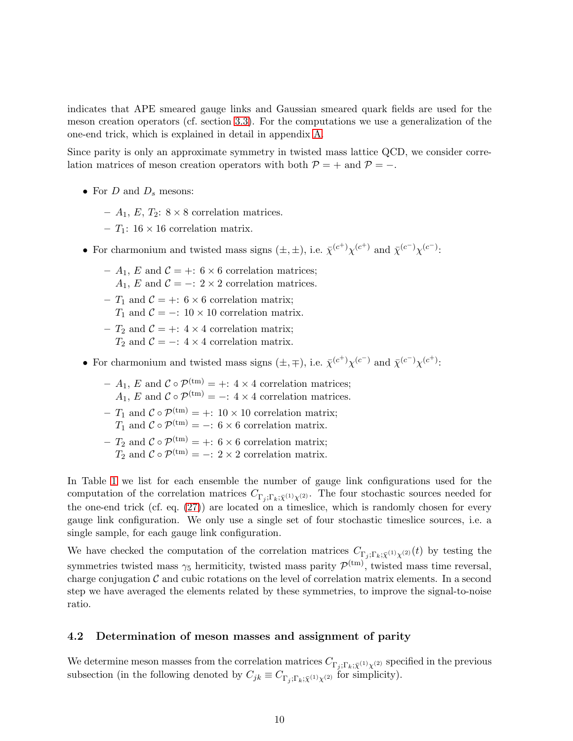indicates that APE smeared gauge links and Gaussian smeared quark fields are used for the meson creation operators (cf. section 3.3). For the computations we use a generalization of the one-end trick, which is explained in detail in appendix A.

Since parity is only an approximate symmetry in twisted mass lattice QCD, we consider correlation matrices of meson creation operators with both $\mathcal{P} = +$ and $\mathcal{P} = -$.

- For $D$ and $D_s$ mesons:
  - $A_1$, $E$, $T_2$: $8 \times 8$ correlation matrices.
  - $T_1$: $16 \times 16$ correlation matrix.
- For charmonium and twisted mass signs $(\pm, \pm)$, i.e. $\bar{\chi}^{(c^+)}\chi^{(c^+)}$ and $\bar{\chi}^{(c^-)}\chi^{(c^-)}$:
  - $A_1$, $E$ and $\mathcal{C} = +$: $6 \times 6$ correlation matrices;
    $A_1$, $E$ and $\mathcal{C} = -$: $2 \times 2$ correlation matrices.
  - $T_1$ and $\mathcal{C} = +$: $6 \times 6$ correlation matrix;
    $T_1$ and $\mathcal{C} = -$: $10 \times 10$ correlation matrix.
  - $T_2$ and $\mathcal{C} = +$: $4 \times 4$ correlation matrix;
    $T_2$ and $\mathcal{C} = -$: $4 \times 4$ correlation matrix.
- For charmonium and twisted mass signs $(\pm, \mp)$, i.e. $\bar{\chi}^{(c^+)}\chi^{(c^-)}$ and $\bar{\chi}^{(c^-)}\chi^{(c^+)}$:
  - $A_1$, $E$ and $\mathcal{C} \circ \mathcal{P}^{(\text{tm})} = +$: $4 \times 4$ correlation matrices;
    $A_1$, $E$ and $\mathcal{C} \circ \mathcal{P}^{(\text{tm})} = -$: $4 \times 4$ correlation matrices.
  - $T_1$ and $\mathcal{C} \circ \mathcal{P}^{(\text{tm})} = +$: $10 \times 10$ correlation matrix;
    $T_1$ and $\mathcal{C} \circ \mathcal{P}^{(\text{tm})} = -$: $6 \times 6$ correlation matrix.
  - $T_2$ and $\mathcal{C} \circ \mathcal{P}^{(\text{tm})} = +$: $6 \times 6$ correlation matrix;
    $T_2$ and $\mathcal{C} \circ \mathcal{P}^{(\text{tm})} = -$: $2 \times 2$ correlation matrix.

In Table 1 we list for each ensemble the number of gauge link configurations used for the computation of the correlation matrices $C_{\Gamma_j;\Gamma_k;\bar{\chi}^{(1)}\chi^{(2)}}$. The four stochastic sources needed for the one-end trick (cf. eq. (27)) are located on a timeslice, which is randomly chosen for every gauge link configuration. We only use a single set of four stochastic timeslice sources, i.e. a single sample, for each gauge link configuration.

We have checked the computation of the correlation matrices $C_{\Gamma_j;\Gamma_k;\bar{\chi}^{(1)}\chi^{(2)}}(t)$ by testing the symmetries twisted mass $\gamma_5$ hermiticity, twisted mass parity $\mathcal{P}^{(\text{tm})}$, twisted mass time reversal, charge conjugation $\mathcal{C}$ and cubic rotations on the level of correlation matrix elements. In a second step we have averaged the elements related by these symmetries, to improve the signal-to-noise ratio.

### 4.2 Determination of meson masses and assignment of parity

We determine meson masses from the correlation matrices $C_{\Gamma_j;\Gamma_k;\bar{\chi}^{(1)}\chi^{(2)}}$ specified in the previous subsection (in the following denoted by $C_{jk} \equiv C_{\Gamma_j;\Gamma_k;\bar{\chi}^{(1)}\chi^{(2)}}$ for simplicity).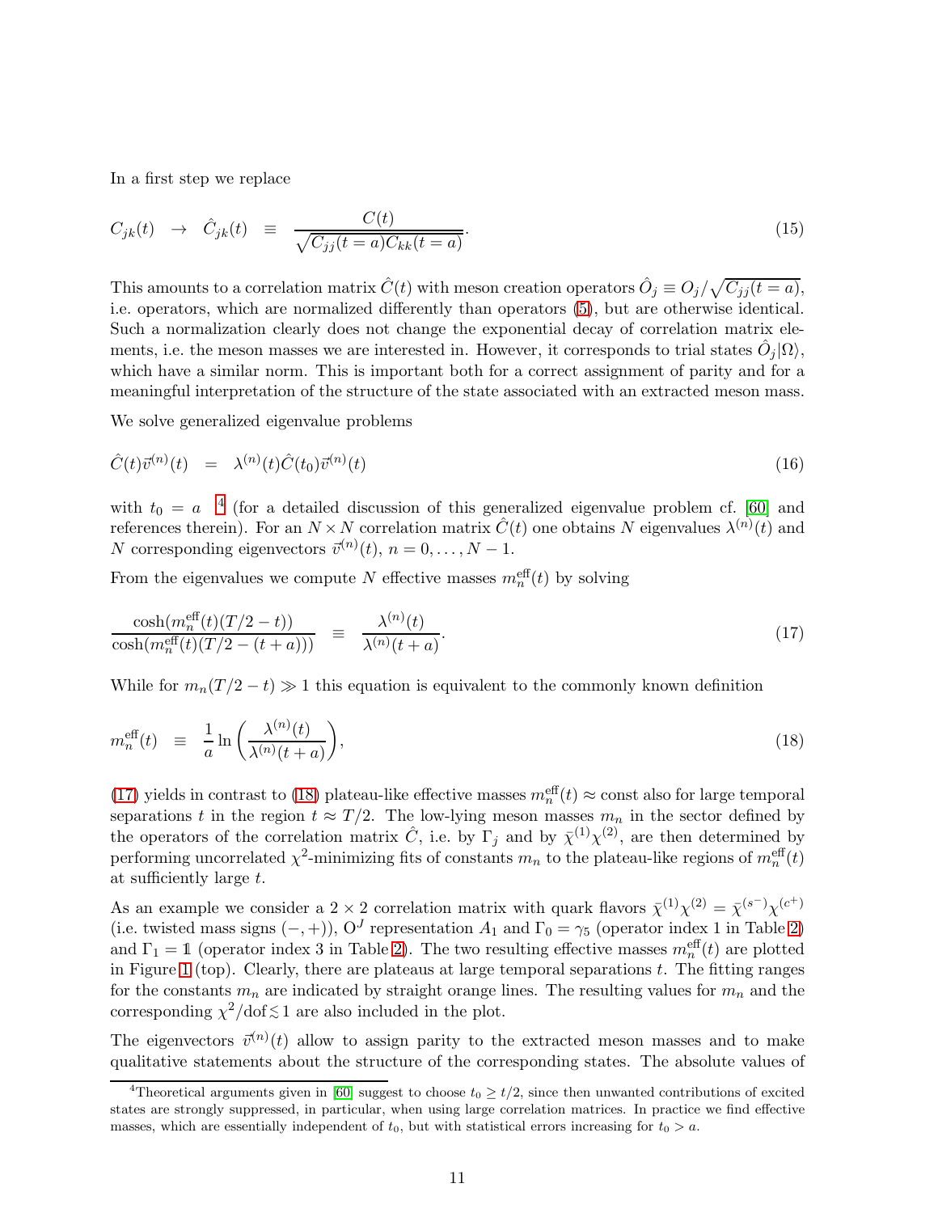In a first step we replace

$$C_{jk}(t) \quad \to \quad \hat{C}_{jk}(t) \quad \equiv \quad \frac{C(t)}{\sqrt{C_{jj}(t=a)C_{kk}(t=a)}}. \tag{15}$$

This amounts to a correlation matrix $\hat{C}(t)$ with meson creation operators $\hat{O}_j \equiv O_j/\sqrt{C_{jj}(t=a)}$, i.e. operators, which are normalized differently than operators (5), but are otherwise identical. Such a normalization clearly does not change the exponential decay of correlation matrix elements, i.e. the meson masses we are interested in. However, it corresponds to trial states $\hat{O}_j|\Omega\rangle$, which have a similar norm. This is important both for a correct assignment of parity and for a meaningful interpretation of the structure of the state associated with an extracted meson mass.

We solve generalized eigenvalue problems

$$\hat{C}(t)\vec{v}^{(n)}(t) \quad = \quad \lambda^{(n)}(t)\hat{C}(t_0)\vec{v}^{(n)}(t) \tag{16}$$

with $t_0 = a$ [4] (for a detailed discussion of this generalized eigenvalue problem cf. [60] and references therein). For an $N \times N$ correlation matrix $\hat{C}(t)$ one obtains $N$ eigenvalues $\lambda^{(n)}(t)$ and $N$ corresponding eigenvectors $\vec{v}^{(n)}(t)$, $n = 0, \ldots, N-1$.

From the eigenvalues we compute $N$ effective masses $m_n^{\text{eff}}(t)$ by solving

$$\frac{\cosh(m_n^{\text{eff}}(t)(T/2-t))}{\cosh(m_n^{\text{eff}}(t)(T/2-(t+a)))} \quad \equiv \quad \frac{\lambda^{(n)}(t)}{\lambda^{(n)}(t+a)}. \tag{17}$$

While for $m_n(T/2-t) \gg 1$ this equation is equivalent to the commonly known definition

$$m_n^{\text{eff}}(t) \quad \equiv \quad \frac{1}{a}\ln\left(\frac{\lambda^{(n)}(t)}{\lambda^{(n)}(t+a)}\right), \tag{18}$$

(17) yields in contrast to (18) plateau-like effective masses $m_n^{\text{eff}}(t) \approx \text{const}$ also for large temporal separations $t$ in the region $t \approx T/2$. The low-lying meson masses $m_n$ in the sector defined by the operators of the correlation matrix $\hat{C}$, i.e. by $\Gamma_j$ and by $\bar{\chi}^{(1)}\chi^{(2)}$, are then determined by performing uncorrelated $\chi^2$-minimizing fits of constants $m_n$ to the plateau-like regions of $m_n^{\text{eff}}(t)$ at sufficiently large $t$.

As an example we consider a $2 \times 2$ correlation matrix with quark flavors $\bar{\chi}^{(1)}\chi^{(2)} = \bar{\chi}^{(s^-)}\chi^{(c^+)}$ (i.e. twisted mass signs $(-,+)$), $\text{O}^J$ representation $A_1$ and $\Gamma_0 = \gamma_5$ (operator index 1 in Table 2) and $\Gamma_1 = \mathbb{1}$ (operator index 3 in Table 2). The two resulting effective masses $m_n^{\text{eff}}(t)$ are plotted in Figure 1 (top). Clearly, there are plateaus at large temporal separations $t$. The fitting ranges for the constants $m_n$ are indicated by straight orange lines. The resulting values for $m_n$ and the corresponding $\chi^2/\text{dof} \lesssim 1$ are also included in the plot.

The eigenvectors $\vec{v}^{(n)}(t)$ allow to assign parity to the extracted meson masses and to make qualitative statements about the structure of the corresponding states. The absolute values of

---

[4] Theoretical arguments given in [60] suggest to choose $t_0 \geq t/2$, since then unwanted contributions of excited states are strongly suppressed, in particular, when using large correlation matrices. In practice we find effective masses, which are essentially independent of $t_0$, but with statistical errors increasing for $t_0 > a$.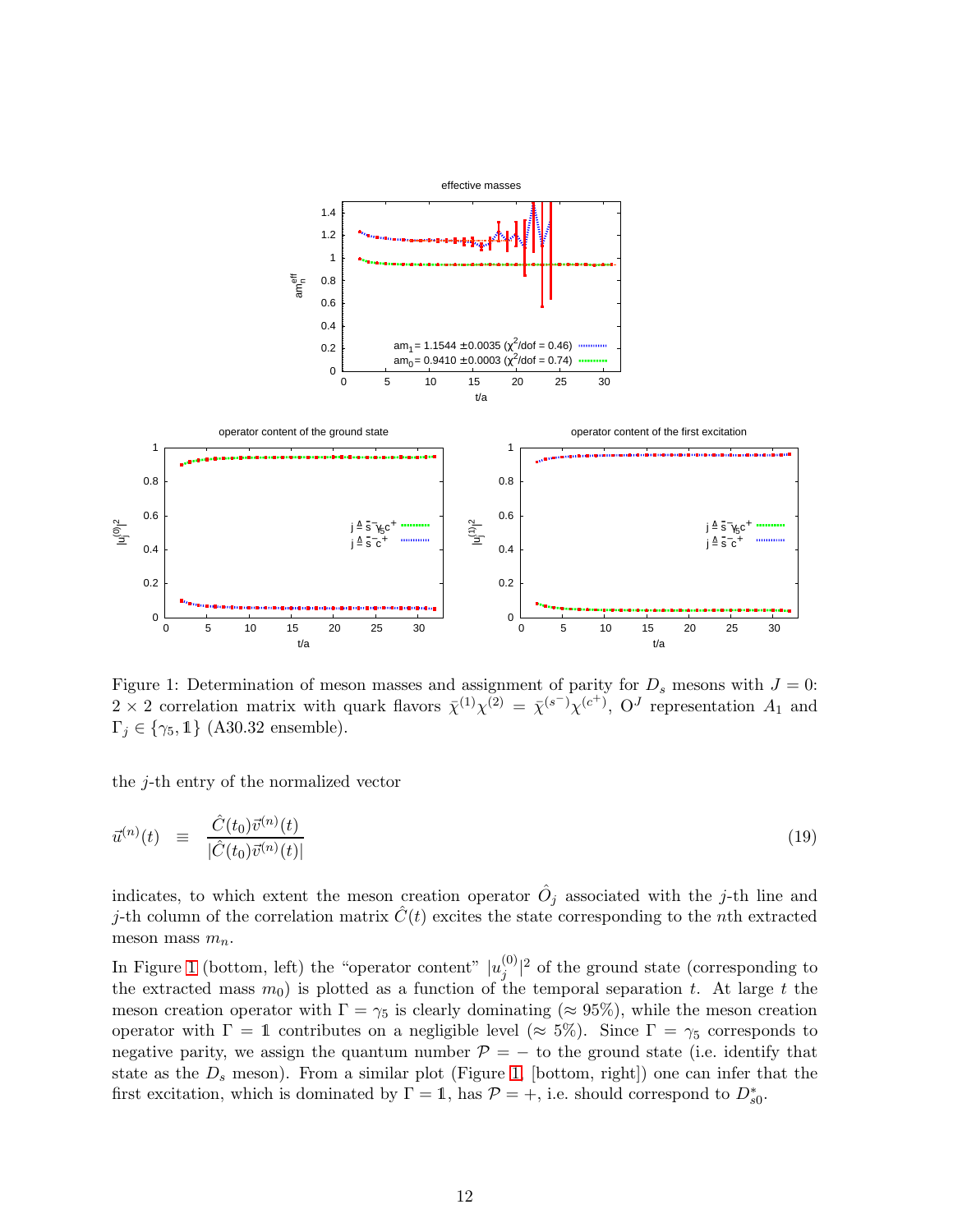Figure 1: Determination of meson masses and assignment of parity for $D_s$ mesons with $J = 0$: $2 \times 2$ correlation matrix with quark flavors $\bar{\chi}^{(1)}\chi^{(2)} = \bar{\chi}^{(s^-)}\chi^{(c^+)}$, $\mathrm{O}^J$ representation $A_1$ and $\Gamma_j \in \{\gamma_5, \mathbb{1}\}$ (A30.32 ensemble).

the $j$-th entry of the normalized vector

$$\vec{u}^{(n)}(t) \quad \equiv \quad \frac{\hat{C}(t_0)\vec{v}^{(n)}(t)}{|\hat{C}(t_0)\vec{v}^{(n)}(t)|} \tag{19}$$

indicates, to which extent the meson creation operator $\hat{O}_j$ associated with the $j$-th line and $j$-th column of the correlation matrix $\hat{C}(t)$ excites the state corresponding to the $n$th extracted meson mass $m_n$.

In Figure 1 (bottom, left) the "operator content" $|u_j^{(0)}|^2$ of the ground state (corresponding to the extracted mass $m_0$) is plotted as a function of the temporal separation $t$. At large $t$ the meson creation operator with $\Gamma = \gamma_5$ is clearly dominating ($\approx 95\%$), while the meson creation operator with $\Gamma = \mathbb{1}$ contributes on a negligible level ($\approx 5\%$). Since $\Gamma = \gamma_5$ corresponds to negative parity, we assign the quantum number $\mathcal{P} = -$ to the ground state (i.e. identify that state as the $D_s$ meson). From a similar plot (Figure 1, [bottom, right]) one can infer that the first excitation, which is dominated by $\Gamma = \mathbb{1}$, has $\mathcal{P} = +$, i.e. should correspond to $D_{s0}^*$.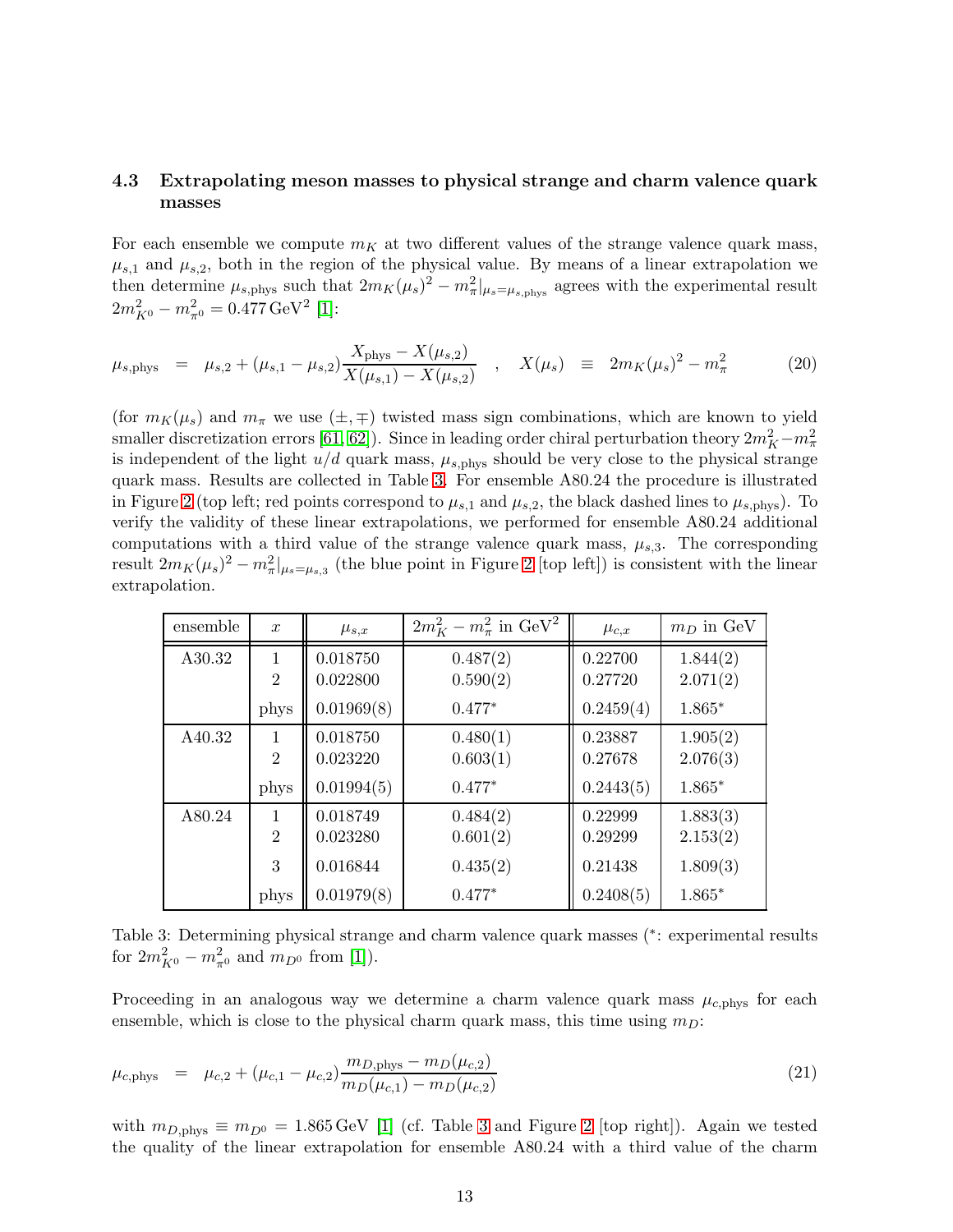### 4.3 Extrapolating meson masses to physical strange and charm valence quark masses

For each ensemble we compute $m_K$ at two different values of the strange valence quark mass, $\mu_{s,1}$ and $\mu_{s,2}$, both in the region of the physical value. By means of a linear extrapolation we then determine $\mu_{s,\mathrm{phys}}$ such that $2m_K(\mu_s)^2 - m_\pi^2|_{\mu_s=\mu_{s,\mathrm{phys}}}$ agrees with the experimental result $2m_{K^0}^2 - m_{\pi^0}^2 = 0.477\,\mathrm{GeV}^2$ [1]:

$$\mu_{s,\mathrm{phys}} = \mu_{s,2} + (\mu_{s,1} - \mu_{s,2})\frac{X_\mathrm{phys} - X(\mu_{s,2})}{X(\mu_{s,1}) - X(\mu_{s,2})} \quad , \quad X(\mu_s) \equiv 2m_K(\mu_s)^2 - m_\pi^2 \tag{20}$$

(for $m_K(\mu_s)$ and $m_\pi$ we use $(\pm,\mp)$ twisted mass sign combinations, which are known to yield smaller discretization errors [61, 62]). Since in leading order chiral perturbation theory $2m_K^2 - m_\pi^2$ is independent of the light $u/d$ quark mass, $\mu_{s,\mathrm{phys}}$ should be very close to the physical strange quark mass. Results are collected in Table 3. For ensemble A80.24 the procedure is illustrated in Figure 2 (top left; red points correspond to $\mu_{s,1}$ and $\mu_{s,2}$, the black dashed lines to $\mu_{s,\mathrm{phys}}$). To verify the validity of these linear extrapolations, we performed for ensemble A80.24 additional computations with a third value of the strange valence quark mass, $\mu_{s,3}$. The corresponding result $2m_K(\mu_s)^2 - m_\pi^2|_{\mu_s=\mu_{s,3}}$ (the blue point in Figure 2 [top left]) is consistent with the linear extrapolation.

| ensemble | $x$ | $\mu_{s,x}$ | $2m_K^2 - m_\pi^2$ in GeV$^2$ | $\mu_{c,x}$ | $m_D$ in GeV |
|---|---|---|---|---|---|
| A30.32 | 1 | 0.018750 | 0.487(2) | 0.22700 | 1.844(2) |
| | 2 | 0.022800 | 0.590(2) | 0.27720 | 2.071(2) |
| | phys | 0.01969(8) | 0.477* | 0.2459(4) | 1.865* |
| A40.32 | 1 | 0.018750 | 0.480(1) | 0.23887 | 1.905(2) |
| | 2 | 0.023220 | 0.603(1) | 0.27678 | 2.076(3) |
| | phys | 0.01994(5) | 0.477* | 0.2443(5) | 1.865* |
| A80.24 | 1 | 0.018749 | 0.484(2) | 0.22999 | 1.883(3) |
| | 2 | 0.023280 | 0.601(2) | 0.29299 | 2.153(2) |
| | 3 | 0.016844 | 0.435(2) | 0.21438 | 1.809(3) |
| | phys | 0.01979(8) | 0.477* | 0.2408(5) | 1.865* |

Table 3: Determining physical strange and charm valence quark masses (*: experimental results for $2m_{K^0}^2 - m_{\pi^0}^2$ and $m_{D^0}$ from [1]).

Proceeding in an analogous way we determine a charm valence quark mass $\mu_{c,\mathrm{phys}}$ for each ensemble, which is close to the physical charm quark mass, this time using $m_D$:

$$\mu_{c,\mathrm{phys}} = \mu_{c,2} + (\mu_{c,1} - \mu_{c,2})\frac{m_{D,\mathrm{phys}} - m_D(\mu_{c,2})}{m_D(\mu_{c,1}) - m_D(\mu_{c,2})} \tag{21}$$

with $m_{D,\mathrm{phys}} \equiv m_{D^0} = 1.865\,\mathrm{GeV}$ [1] (cf. Table 3 and Figure 2 [top right]). Again we tested the quality of the linear extrapolation for ensemble A80.24 with a third value of the charm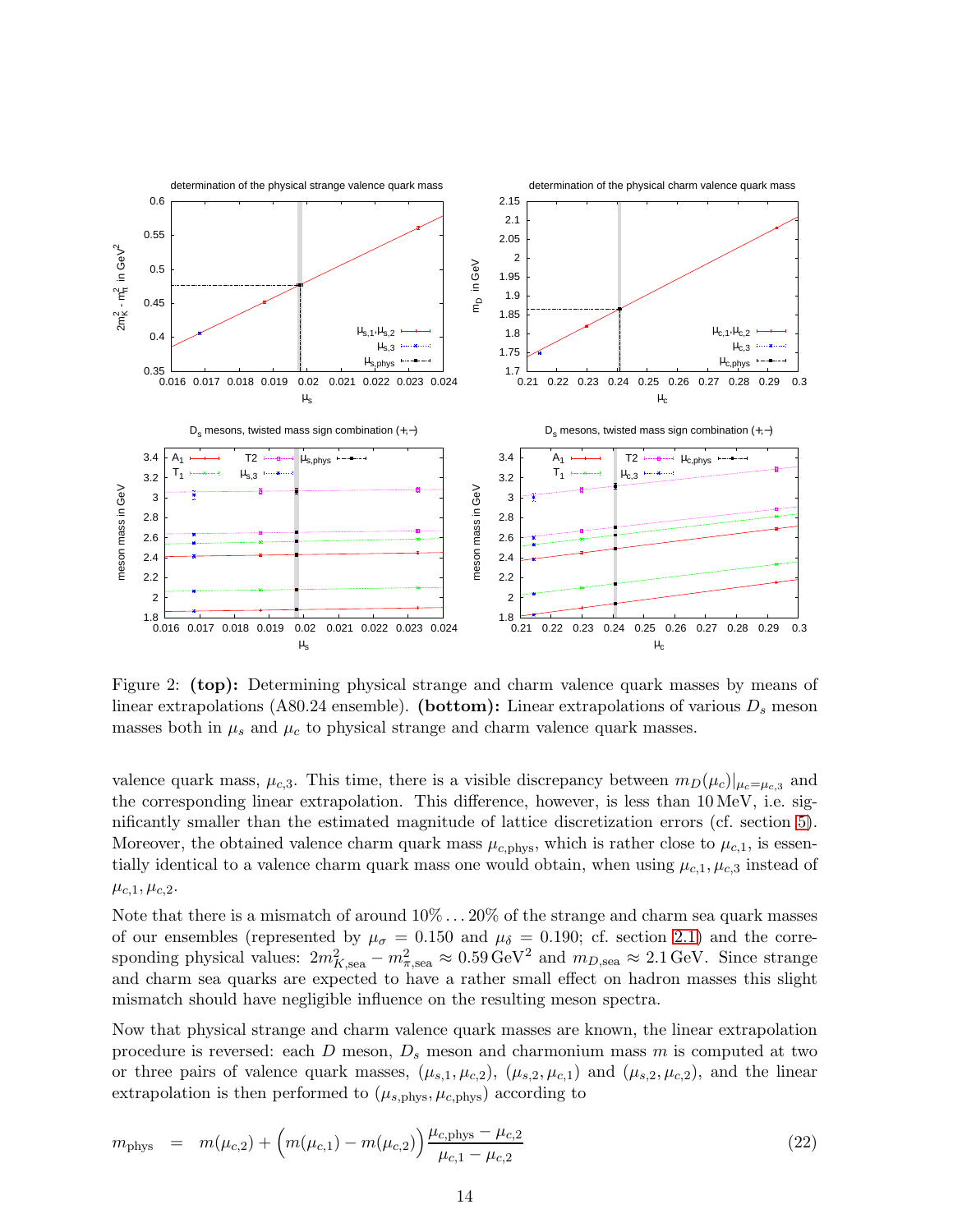Figure 2: **(top):** Determining physical strange and charm valence quark masses by means of linear extrapolations (A80.24 ensemble). **(bottom):** Linear extrapolations of various $D_s$ meson masses both in $\mu_s$ and $\mu_c$ to physical strange and charm valence quark masses.

valence quark mass, $\mu_{c,3}$. This time, there is a visible discrepancy between $m_D(\mu_c)|_{\mu_c=\mu_{c,3}}$ and the corresponding linear extrapolation. This difference, however, is less than 10 MeV, i.e. significantly smaller than the estimated magnitude of lattice discretization errors (cf. section 5). Moreover, the obtained valence charm quark mass $\mu_{c,\text{phys}}$, which is rather close to $\mu_{c,1}$, is essentially identical to a valence charm quark mass one would obtain, when using $\mu_{c,1}, \mu_{c,3}$ instead of $\mu_{c,1}, \mu_{c,2}$.

Note that there is a mismatch of around $10\% \ldots 20\%$ of the strange and charm sea quark masses of our ensembles (represented by $\mu_\sigma = 0.150$ and $\mu_\delta = 0.190$; cf. section 2.1) and the corresponding physical values: $2m_{K,\text{sea}}^2 - m_{\pi,\text{sea}}^2 \approx 0.59\,\text{GeV}^2$ and $m_{D,\text{sea}} \approx 2.1\,\text{GeV}$. Since strange and charm sea quarks are expected to have a rather small effect on hadron masses this slight mismatch should have negligible influence on the resulting meson spectra.

Now that physical strange and charm valence quark masses are known, the linear extrapolation procedure is reversed: each $D$ meson, $D_s$ meson and charmonium mass $m$ is computed at two or three pairs of valence quark masses, $(\mu_{s,1}, \mu_{c,2})$, $(\mu_{s,2}, \mu_{c,1})$ and $(\mu_{s,2}, \mu_{c,2})$, and the linear extrapolation is then performed to $(\mu_{s,\text{phys}}, \mu_{c,\text{phys}})$ according to

$$m_{\text{phys}} = m(\mu_{c,2}) + \Big(m(\mu_{c,1}) - m(\mu_{c,2})\Big) \frac{\mu_{c,\text{phys}} - \mu_{c,2}}{\mu_{c,1} - \mu_{c,2}} \tag{22}$$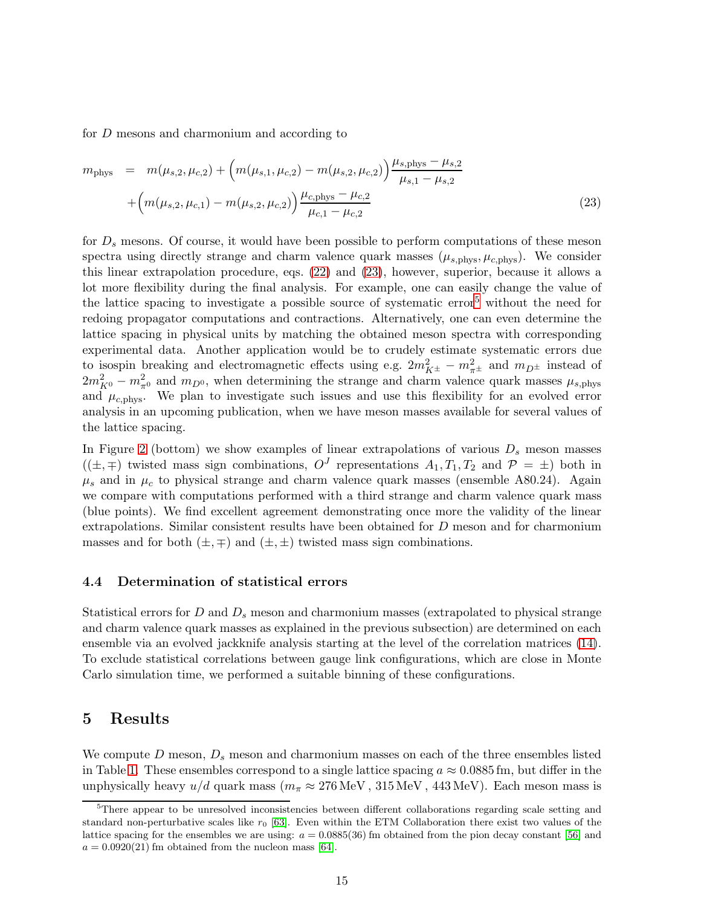for $D$ mesons and charmonium and according to

$$
\begin{aligned}
m_{\rm phys} \quad = \quad & m(\mu_{s,2}, \mu_{c,2}) + \Big(m(\mu_{s,1}, \mu_{c,2}) - m(\mu_{s,2}, \mu_{c,2})\Big) \frac{\mu_{s,\rm phys} - \mu_{s,2}}{\mu_{s,1} - \mu_{s,2}} \\
& + \Big(m(\mu_{s,2}, \mu_{c,1}) - m(\mu_{s,2}, \mu_{c,2})\Big) \frac{\mu_{c,\rm phys} - \mu_{c,2}}{\mu_{c,1} - \mu_{c,2}}
\end{aligned} \tag{23}
$$

for $D_s$ mesons. Of course, it would have been possible to perform computations of these meson spectra using directly strange and charm valence quark masses $(\mu_{s,\rm phys}, \mu_{c,\rm phys})$. We consider this linear extrapolation procedure, eqs. (22) and (23), however, superior, because it allows a lot more flexibility during the final analysis. For example, one can easily change the value of the lattice spacing to investigate a possible source of systematic error[5] without the need for redoing propagator computations and contractions. Alternatively, one can even determine the lattice spacing in physical units by matching the obtained meson spectra with corresponding experimental data. Another application would be to crudely estimate systematic errors due to isospin breaking and electromagnetic effects using e.g. $2m_{K^\pm}^2 - m_{\pi^\pm}^2$ and $m_{D^\pm}$ instead of $2m_{K^0}^2 - m_{\pi^0}^2$ and $m_{D^0}$, when determining the strange and charm valence quark masses $\mu_{s,\rm phys}$ and $\mu_{c,\rm phys}$. We plan to investigate such issues and use this flexibility for an evolved error analysis in an upcoming publication, when we have meson masses available for several values of the lattice spacing.

In Figure 2 (bottom) we show examples of linear extrapolations of various $D_s$ meson masses ($(\pm, \mp)$ twisted mass sign combinations, $O^J$ representations $A_1, T_1, T_2$ and $\mathcal{P} = \pm$) both in $\mu_s$ and in $\mu_c$ to physical strange and charm valence quark masses (ensemble A80.24). Again we compare with computations performed with a third strange and charm valence quark mass (blue points). We find excellent agreement demonstrating once more the validity of the linear extrapolations. Similar consistent results have been obtained for $D$ meson and for charmonium masses and for both $(\pm, \mp)$ and $(\pm, \pm)$ twisted mass sign combinations.

### 4.4 Determination of statistical errors

Statistical errors for $D$ and $D_s$ meson and charmonium masses (extrapolated to physical strange and charm valence quark masses as explained in the previous subsection) are determined on each ensemble via an evolved jackknife analysis starting at the level of the correlation matrices (14). To exclude statistical correlations between gauge link configurations, which are close in Monte Carlo simulation time, we performed a suitable binning of these configurations.

## 5 Results

We compute $D$ meson, $D_s$ meson and charmonium masses on each of the three ensembles listed in Table 1. These ensembles correspond to a single lattice spacing $a \approx 0.0885\,\text{fm}$, but differ in the unphysically heavy $u/d$ quark mass ($m_\pi \approx 276\,\text{MeV}\,, 315\,\text{MeV}\,, 443\,\text{MeV}$). Each meson mass is

[5] There appear to be unresolved inconsistencies between different collaborations regarding scale setting and standard non-perturbative scales like $r_0$ [63]. Even within the ETM Collaboration there exist two values of the lattice spacing for the ensembles we are using: $a = 0.0885(36)\,\text{fm}$ obtained from the pion decay constant [56] and $a = 0.0920(21)\,\text{fm}$ obtained from the nucleon mass [64].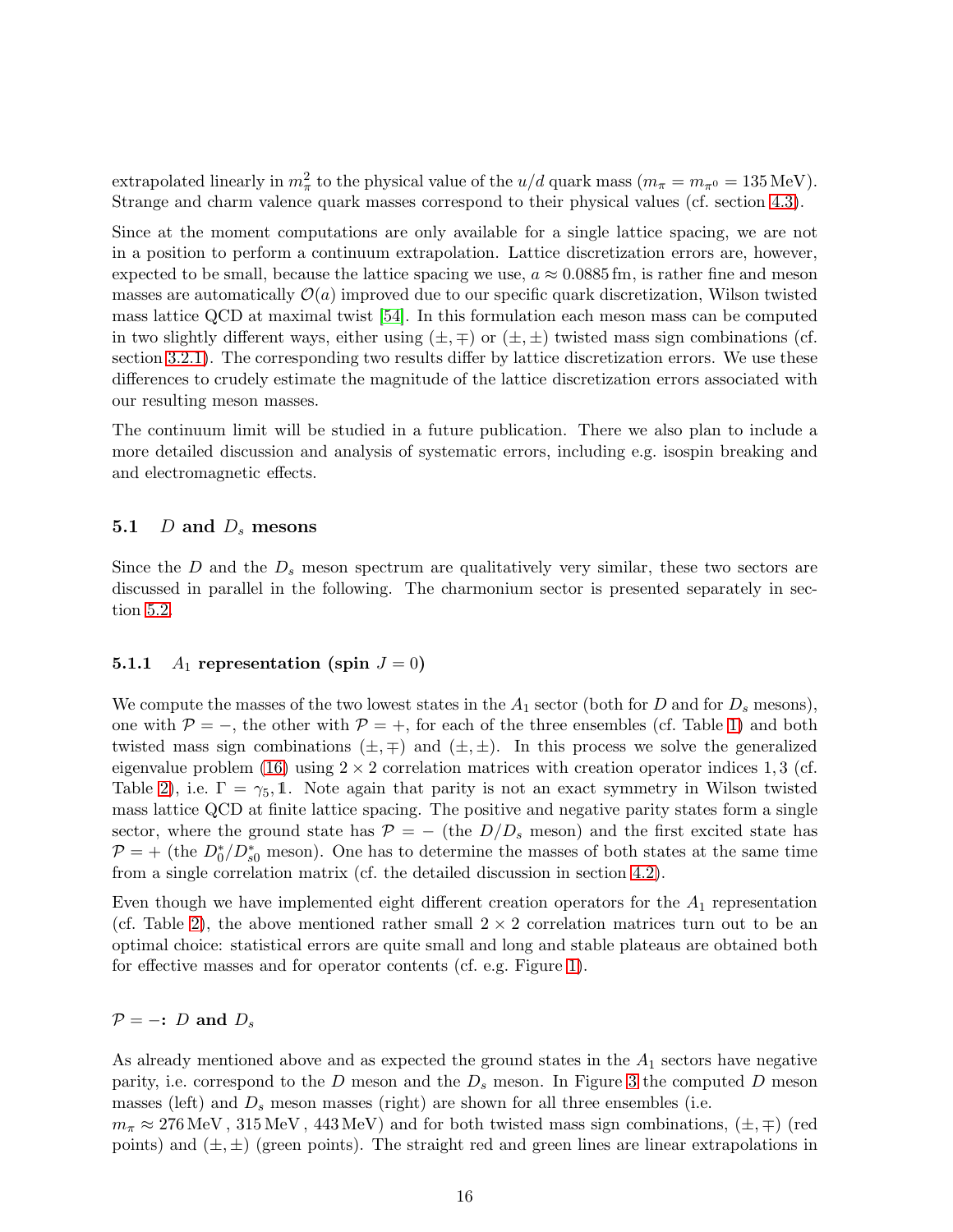extrapolated linearly in $m_\pi^2$ to the physical value of the $u/d$ quark mass ($m_\pi = m_{\pi^0} = 135\,\text{MeV}$). Strange and charm valence quark masses correspond to their physical values (cf. section 4.3).

Since at the moment computations are only available for a single lattice spacing, we are not in a position to perform a continuum extrapolation. Lattice discretization errors are, however, expected to be small, because the lattice spacing we use, $a \approx 0.0885\,\text{fm}$, is rather fine and meson masses are automatically $\mathcal{O}(a)$ improved due to our specific quark discretization, Wilson twisted mass lattice QCD at maximal twist [54]. In this formulation each meson mass can be computed in two slightly different ways, either using $(\pm, \mp)$ or $(\pm, \pm)$ twisted mass sign combinations (cf. section 3.2.1). The corresponding two results differ by lattice discretization errors. We use these differences to crudely estimate the magnitude of the lattice discretization errors associated with our resulting meson masses.

The continuum limit will be studied in a future publication. There we also plan to include a more detailed discussion and analysis of systematic errors, including e.g. isospin breaking and and electromagnetic effects.

## 5.1 $D$ and $D_s$ mesons

Since the $D$ and the $D_s$ meson spectrum are qualitatively very similar, these two sectors are discussed in parallel in the following. The charmonium sector is presented separately in section 5.2.

### 5.1.1 $A_1$ representation (spin $J = 0$)

We compute the masses of the two lowest states in the $A_1$ sector (both for $D$ and for $D_s$ mesons), one with $\mathcal{P} = -$, the other with $\mathcal{P} = +$, for each of the three ensembles (cf. Table 1) and both twisted mass sign combinations $(\pm, \mp)$ and $(\pm, \pm)$. In this process we solve the generalized eigenvalue problem (16) using $2 \times 2$ correlation matrices with creation operator indices $1, 3$ (cf. Table 2), i.e. $\Gamma = \gamma_5, \mathbb{1}$. Note again that parity is not an exact symmetry in Wilson twisted mass lattice QCD at finite lattice spacing. The positive and negative parity states form a single sector, where the ground state has $\mathcal{P} = -$ (the $D/D_s$ meson) and the first excited state has $\mathcal{P} = +$ (the $D_0^*/D_{s0}^*$ meson). One has to determine the masses of both states at the same time from a single correlation matrix (cf. the detailed discussion in section 4.2).

Even though we have implemented eight different creation operators for the $A_1$ representation (cf. Table 2), the above mentioned rather small $2 \times 2$ correlation matrices turn out to be an optimal choice: statistical errors are quite small and long and stable plateaus are obtained both for effective masses and for operator contents (cf. e.g. Figure 1).

#### $\mathcal{P} = -$: $D$ and $D_s$

As already mentioned above and as expected the ground states in the $A_1$ sectors have negative parity, i.e. correspond to the $D$ meson and the $D_s$ meson. In Figure 3 the computed $D$ meson masses (left) and $D_s$ meson masses (right) are shown for all three ensembles (i.e. $m_\pi \approx 276\,\text{MeV}\,,\, 315\,\text{MeV}\,,\, 443\,\text{MeV}$) and for both twisted mass sign combinations, $(\pm, \mp)$ (red points) and $(\pm, \pm)$ (green points). The straight red and green lines are linear extrapolations in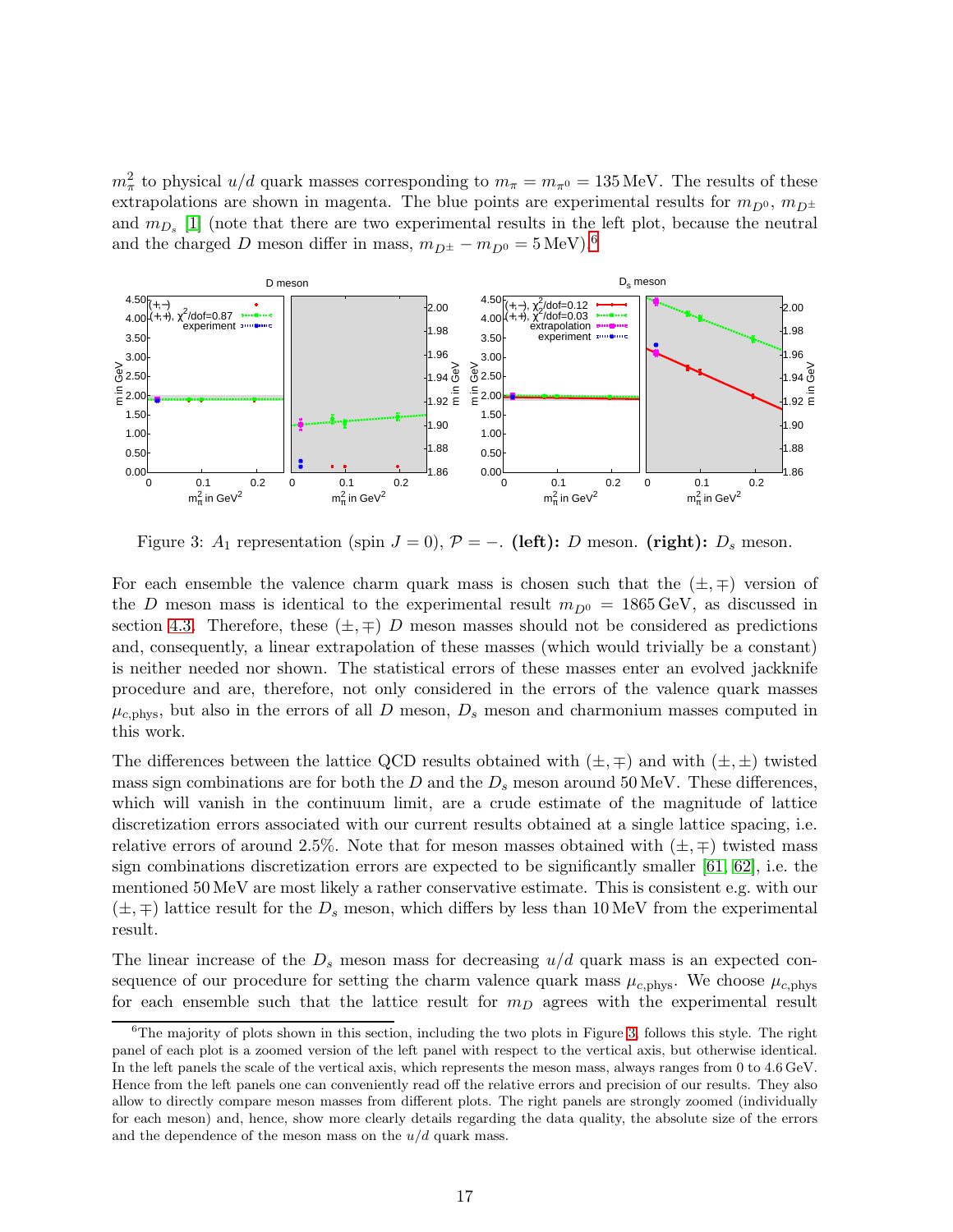$m_\pi^2$ to physical $u/d$ quark masses corresponding to $m_\pi = m_{\pi^0} = 135\,\text{MeV}$. The results of these extrapolations are shown in magenta. The blue points are experimental results for $m_{D^0}$, $m_{D^\pm}$ and $m_{D_s}$ [1] (note that there are two experimental results in the left plot, because the neutral and the charged $D$ meson differ in mass, $m_{D^\pm} - m_{D^0} = 5\,\text{MeV}$).[6]

Figure 3: $A_1$ representation (spin $J = 0$), $\mathcal{P} = -$. **(left):** $D$ meson. **(right):** $D_s$ meson.

For each ensemble the valence charm quark mass is chosen such that the $(\pm, \mp)$ version of the $D$ meson mass is identical to the experimental result $m_{D^0} = 1865\,\text{GeV}$, as discussed in section 4.3. Therefore, these $(\pm, \mp)$ $D$ meson masses should not be considered as predictions and, consequently, a linear extrapolation of these masses (which would trivially be a constant) is neither needed nor shown. The statistical errors of these masses enter an evolved jackknife procedure and are, therefore, not only considered in the errors of the valence quark masses $\mu_{c,\text{phys}}$, but also in the errors of all $D$ meson, $D_s$ meson and charmonium masses computed in this work.

The differences between the lattice QCD results obtained with $(\pm, \mp)$ and with $(\pm, \pm)$ twisted mass sign combinations are for both the $D$ and the $D_s$ meson around $50\,\text{MeV}$. These differences, which will vanish in the continuum limit, are a crude estimate of the magnitude of lattice discretization errors associated with our current results obtained at a single lattice spacing, i.e. relative errors of around $2.5\%$. Note that for meson masses obtained with $(\pm, \mp)$ twisted mass sign combinations discretization errors are expected to be significantly smaller [61, 62], i.e. the mentioned $50\,\text{MeV}$ are most likely a rather conservative estimate. This is consistent e.g. with our $(\pm, \mp)$ lattice result for the $D_s$ meson, which differs by less than $10\,\text{MeV}$ from the experimental result.

The linear increase of the $D_s$ meson mass for decreasing $u/d$ quark mass is an expected consequence of our procedure for setting the charm valence quark mass $\mu_{c,\text{phys}}$. We choose $\mu_{c,\text{phys}}$ for each ensemble such that the lattice result for $m_D$ agrees with the experimental result

[6] The majority of plots shown in this section, including the two plots in Figure 3, follows this style. The right panel of each plot is a zoomed version of the left panel with respect to the vertical axis, but otherwise identical. In the left panels the scale of the vertical axis, which represents the meson mass, always ranges from 0 to 4.6 GeV. Hence from the left panels one can conveniently read off the relative errors and precision of our results. They also allow to directly compare meson masses from different plots. The right panels are strongly zoomed (individually for each meson) and, hence, show more clearly details regarding the data quality, the absolute size of the errors and the dependence of the meson mass on the $u/d$ quark mass.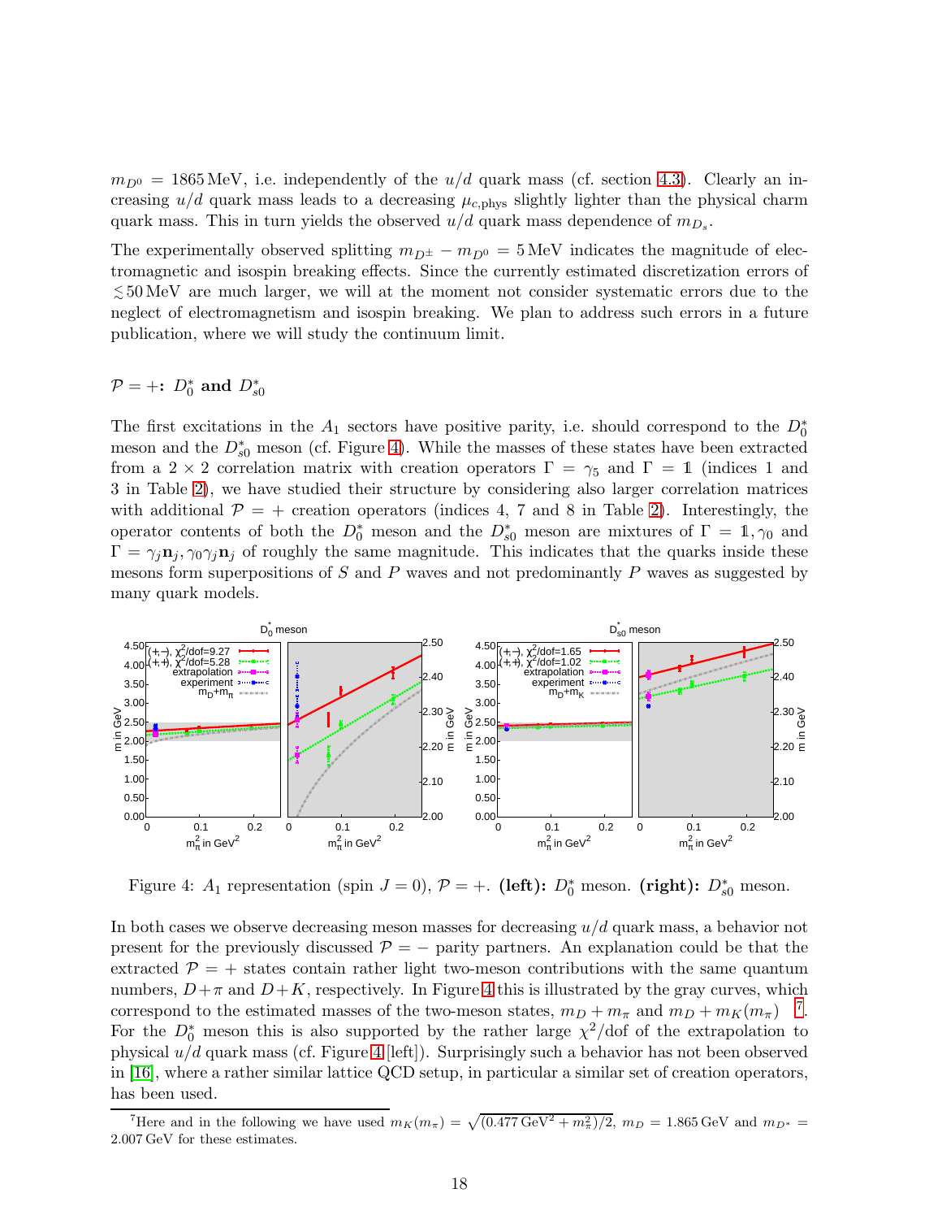$m_{D^0} = 1865\,\text{MeV}$, i.e. independently of the $u/d$ quark mass (cf. section 4.3). Clearly an increasing $u/d$ quark mass leads to a decreasing $\mu_{c,\text{phys}}$ slightly lighter than the physical charm quark mass. This in turn yields the observed $u/d$ quark mass dependence of $m_{D_s}$.

The experimentally observed splitting $m_{D^\pm} - m_{D^0} = 5\,\text{MeV}$ indicates the magnitude of electromagnetic and isospin breaking effects. Since the currently estimated discretization errors of $\lesssim 50\,\text{MeV}$ are much larger, we will at the moment not consider systematic errors due to the neglect of electromagnetism and isospin breaking. We plan to address such errors in a future publication, where we will study the continuum limit.

### $\mathcal{P} = +$: $D_0^*$ and $D_{s0}^*$

The first excitations in the $A_1$ sectors have positive parity, i.e. should correspond to the $D_0^*$ meson and the $D_{s0}^*$ meson (cf. Figure 4). While the masses of these states have been extracted from a $2 \times 2$ correlation matrix with creation operators $\Gamma = \gamma_5$ and $\Gamma = \mathbb{1}$ (indices 1 and 3 in Table 2), we have studied their structure by considering also larger correlation matrices with additional $\mathcal{P} = +$ creation operators (indices 4, 7 and 8 in Table 2). Interestingly, the operator contents of both the $D_0^*$ meson and the $D_{s0}^*$ meson are mixtures of $\Gamma = \mathbb{1}, \gamma_0$ and $\Gamma = \gamma_j \mathbf{n}_j, \gamma_0 \gamma_j \mathbf{n}_j$ of roughly the same magnitude. This indicates that the quarks inside these mesons form superpositions of $S$ and $P$ waves and not predominantly $P$ waves as suggested by many quark models.

Figure 4: $A_1$ representation (spin $J = 0$), $\mathcal{P} = +$. **(left):** $D_0^*$ meson. **(right):** $D_{s0}^*$ meson.

In both cases we observe decreasing meson masses for decreasing $u/d$ quark mass, a behavior not present for the previously discussed $\mathcal{P} = -$ parity partners. An explanation could be that the extracted $\mathcal{P} = +$ states contain rather light two-meson contributions with the same quantum numbers, $D + \pi$ and $D + K$, respectively. In Figure 4 this is illustrated by the gray curves, which correspond to the estimated masses of the two-meson states, $m_D + m_\pi$ and $m_D + m_K(m_\pi)$ [7]. For the $D_0^*$ meson this is also supported by the rather large $\chi^2/\text{dof}$ of the extrapolation to physical $u/d$ quark mass (cf. Figure 4 [left]). Surprisingly such a behavior has not been observed in [16], where a rather similar lattice QCD setup, in particular a similar set of creation operators, has been used.

[7] Here and in the following we have used $m_K(m_\pi) = \sqrt{(0.477\,\text{GeV}^2 + m_\pi^2)/2}$, $m_D = 1.865\,\text{GeV}$ and $m_{D^*} = 2.007\,\text{GeV}$ for these estimates.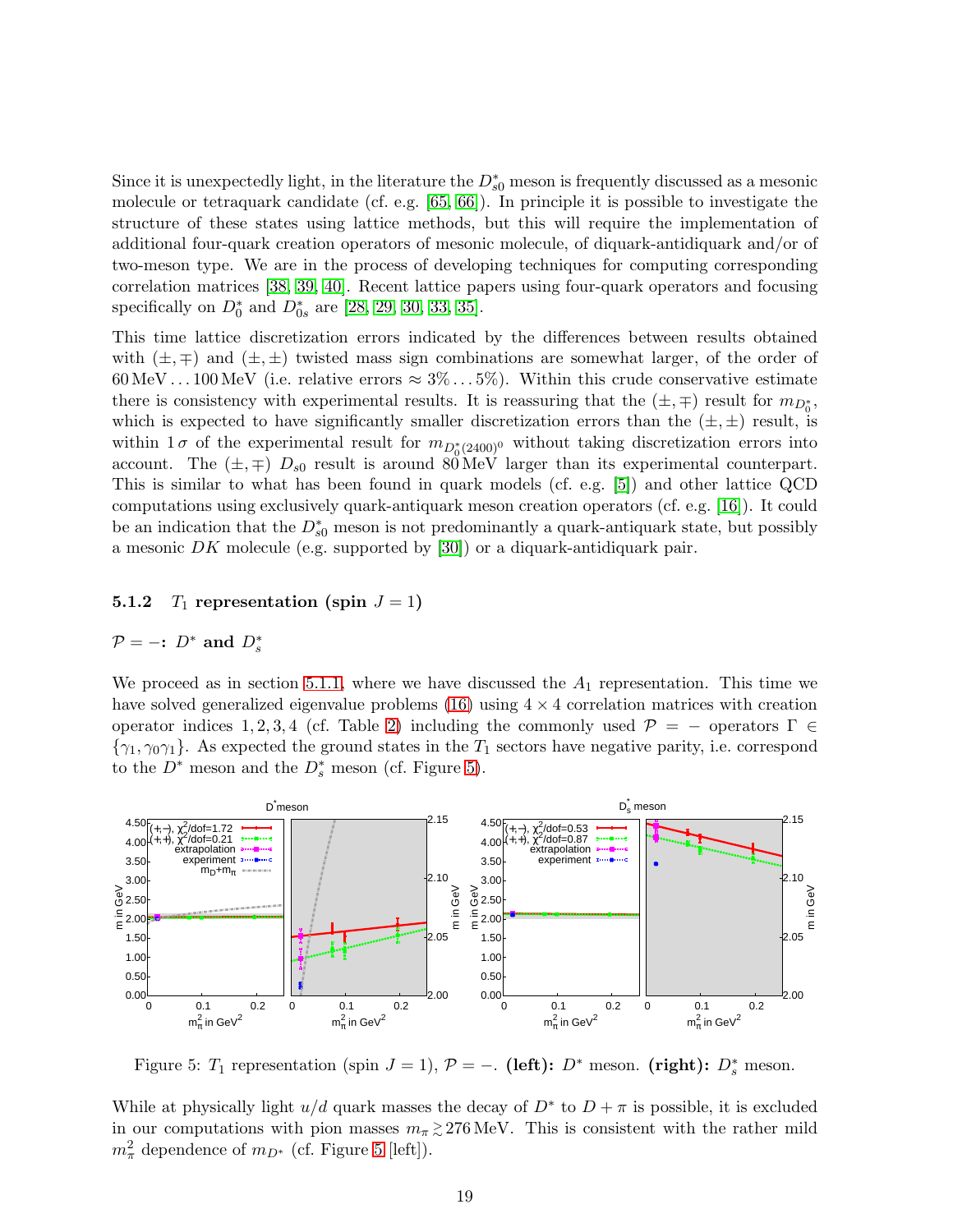Since it is unexpectedly light, in the literature the $D_{s0}^*$ meson is frequently discussed as a mesonic molecule or tetraquark candidate (cf. e.g. [65, 66]). In principle it is possible to investigate the structure of these states using lattice methods, but this will require the implementation of additional four-quark creation operators of mesonic molecule, of diquark-antidiquark and/or of two-meson type. We are in the process of developing techniques for computing corresponding correlation matrices [38, 39, 40]. Recent lattice papers using four-quark operators and focusing specifically on $D_0^*$ and $D_{0s}^*$ are [28, 29, 30, 33, 35].

This time lattice discretization errors indicated by the differences between results obtained with $(\pm,\mp)$ and $(\pm,\pm)$ twisted mass sign combinations are somewhat larger, of the order of $60\,\text{MeV} \ldots 100\,\text{MeV}$ (i.e. relative errors $\approx 3\% \ldots 5\%$). Within this crude conservative estimate there is consistency with experimental results. It is reassuring that the $(\pm,\mp)$ result for $m_{D_0^*}$, which is expected to have significantly smaller discretization errors than the $(\pm,\pm)$ result, is within $1\,\sigma$ of the experimental result for $m_{D_0^*(2400)^0}$ without taking discretization errors into account. The $(\pm,\mp)$ $D_{s0}$ result is around $80\,\text{MeV}$ larger than its experimental counterpart. This is similar to what has been found in quark models (cf. e.g. [5]) and other lattice QCD computations using exclusively quark-antiquark meson creation operators (cf. e.g. [16]). It could be an indication that the $D_{s0}^*$ meson is not predominantly a quark-antiquark state, but possibly a mesonic $DK$ molecule (e.g. supported by [30]) or a diquark-antidiquark pair.

### 5.1.2 $T_1$ representation (spin $J = 1$)

**$\mathcal{P} = -$: $D^*$ and $D_s^*$**

We proceed as in section 5.1.1, where we have discussed the $A_1$ representation. This time we have solved generalized eigenvalue problems (16) using $4 \times 4$ correlation matrices with creation operator indices $1, 2, 3, 4$ (cf. Table 2) including the commonly used $\mathcal{P} = -$ operators $\Gamma \in \{\gamma_1, \gamma_0\gamma_1\}$. As expected the ground states in the $T_1$ sectors have negative parity, i.e. correspond to the $D^*$ meson and the $D_s^*$ meson (cf. Figure 5).

Figure 5: $T_1$ representation (spin $J = 1$), $\mathcal{P} = -$. **(left):** $D^*$ meson. **(right):** $D_s^*$ meson.

While at physically light $u/d$ quark masses the decay of $D^*$ to $D + \pi$ is possible, it is excluded in our computations with pion masses $m_\pi \gtrsim 276\,\text{MeV}$. This is consistent with the rather mild $m_\pi^2$ dependence of $m_{D^*}$ (cf. Figure 5 [left]).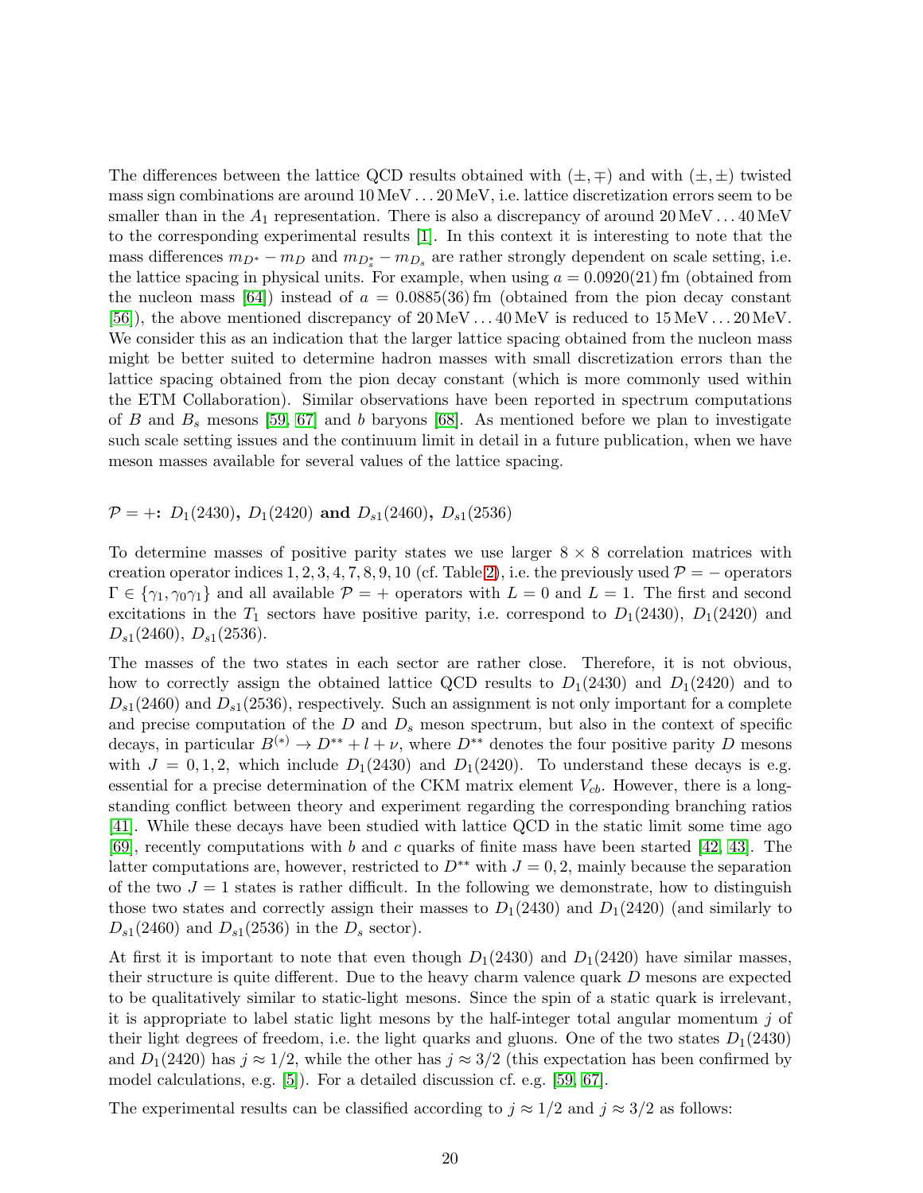The differences between the lattice QCD results obtained with $(\pm, \mp)$ and with $(\pm, \pm)$ twisted mass sign combinations are around $10\,\text{MeV} \ldots 20\,\text{MeV}$, i.e. lattice discretization errors seem to be smaller than in the $A_1$ representation. There is also a discrepancy of around $20\,\text{MeV} \ldots 40\,\text{MeV}$ to the corresponding experimental results [1]. In this context it is interesting to note that the mass differences $m_{D^*} - m_D$ and $m_{D_s^*} - m_{D_s}$ are rather strongly dependent on scale setting, i.e. the lattice spacing in physical units. For example, when using $a = 0.0920(21)\,\text{fm}$ (obtained from the nucleon mass [64]) instead of $a = 0.0885(36)\,\text{fm}$ (obtained from the pion decay constant [56]), the above mentioned discrepancy of $20\,\text{MeV} \ldots 40\,\text{MeV}$ is reduced to $15\,\text{MeV} \ldots 20\,\text{MeV}$. We consider this as an indication that the larger lattice spacing obtained from the nucleon mass might be better suited to determine hadron masses with small discretization errors than the lattice spacing obtained from the pion decay constant (which is more commonly used within the ETM Collaboration). Similar observations have been reported in spectrum computations of $B$ and $B_s$ mesons [59, 67] and $b$ baryons [68]. As mentioned before we plan to investigate such scale setting issues and the continuum limit in detail in a future publication, when we have meson masses available for several values of the lattice spacing.

**$\mathcal{P} = +$: $D_1(2430)$, $D_1(2420)$ and $D_{s1}(2460)$, $D_{s1}(2536)$**

To determine masses of positive parity states we use larger $8 \times 8$ correlation matrices with creation operator indices $1, 2, 3, 4, 7, 8, 9, 10$ (cf. Table 2), i.e. the previously used $\mathcal{P} = -$ operators $\Gamma \in \{\gamma_1, \gamma_0\gamma_1\}$ and all available $\mathcal{P} = +$ operators with $L = 0$ and $L = 1$. The first and second excitations in the $T_1$ sectors have positive parity, i.e. correspond to $D_1(2430)$, $D_1(2420)$ and $D_{s1}(2460)$, $D_{s1}(2536)$.

The masses of the two states in each sector are rather close. Therefore, it is not obvious, how to correctly assign the obtained lattice QCD results to $D_1(2430)$ and $D_1(2420)$ and to $D_{s1}(2460)$ and $D_{s1}(2536)$, respectively. Such an assignment is not only important for a complete and precise computation of the $D$ and $D_s$ meson spectrum, but also in the context of specific decays, in particular $B^{(*)} \to D^{**} + l + \nu$, where $D^{**}$ denotes the four positive parity $D$ mesons with $J = 0, 1, 2$, which include $D_1(2430)$ and $D_1(2420)$. To understand these decays is e.g. essential for a precise determination of the CKM matrix element $V_{cb}$. However, there is a long-standing conflict between theory and experiment regarding the corresponding branching ratios [41]. While these decays have been studied with lattice QCD in the static limit some time ago [69], recently computations with $b$ and $c$ quarks of finite mass have been started [42, 43]. The latter computations are, however, restricted to $D^{**}$ with $J = 0, 2$, mainly because the separation of the two $J = 1$ states is rather difficult. In the following we demonstrate, how to distinguish those two states and correctly assign their masses to $D_1(2430)$ and $D_1(2420)$ (and similarly to $D_{s1}(2460)$ and $D_{s1}(2536)$ in the $D_s$ sector).

At first it is important to note that even though $D_1(2430)$ and $D_1(2420)$ have similar masses, their structure is quite different. Due to the heavy charm valence quark $D$ mesons are expected to be qualitatively similar to static-light mesons. Since the spin of a static quark is irrelevant, it is appropriate to label static light mesons by the half-integer total angular momentum $j$ of their light degrees of freedom, i.e. the light quarks and gluons. One of the two states $D_1(2430)$ and $D_1(2420)$ has $j \approx 1/2$, while the other has $j \approx 3/2$ (this expectation has been confirmed by model calculations, e.g. [5]). For a detailed discussion cf. e.g. [59, 67].

The experimental results can be classified according to $j \approx 1/2$ and $j \approx 3/2$ as follows: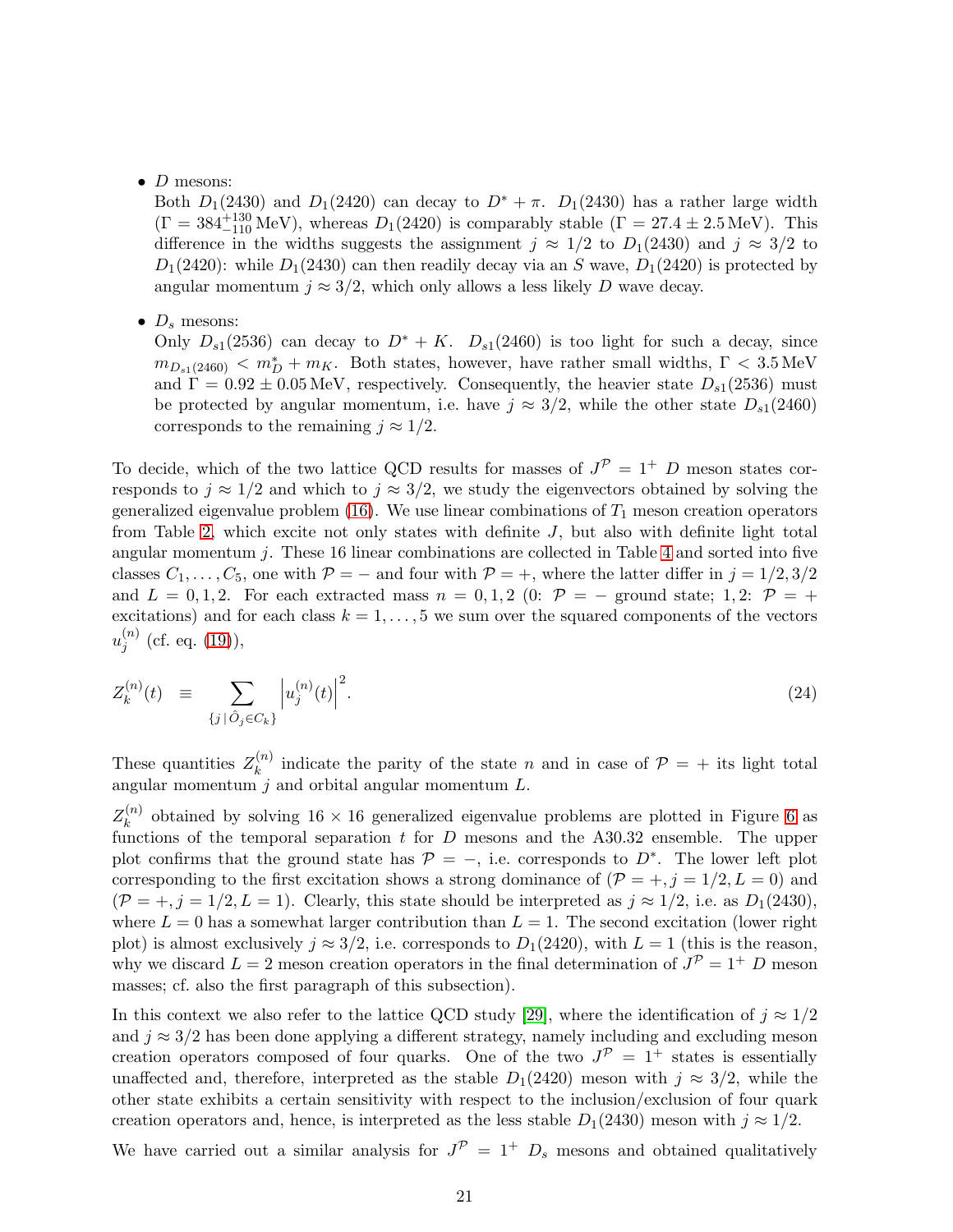- $D$ mesons:
  Both $D_1(2430)$ and $D_1(2420)$ can decay to $D^* + \pi$. $D_1(2430)$ has a rather large width ($\Gamma = 384^{+130}_{-110}\,\text{MeV}$), whereas $D_1(2420)$ is comparably stable ($\Gamma = 27.4 \pm 2.5\,\text{MeV}$). This difference in the widths suggests the assignment $j \approx 1/2$ to $D_1(2430)$ and $j \approx 3/2$ to $D_1(2420)$: while $D_1(2430)$ can then readily decay via an $S$ wave, $D_1(2420)$ is protected by angular momentum $j \approx 3/2$, which only allows a less likely $D$ wave decay.

- $D_s$ mesons:
  Only $D_{s1}(2536)$ can decay to $D^* + K$. $D_{s1}(2460)$ is too light for such a decay, since $m_{D_{s1}(2460)} < m_D^* + m_K$. Both states, however, have rather small widths, $\Gamma < 3.5\,\text{MeV}$ and $\Gamma = 0.92 \pm 0.05\,\text{MeV}$, respectively. Consequently, the heavier state $D_{s1}(2536)$ must be protected by angular momentum, i.e. have $j \approx 3/2$, while the other state $D_{s1}(2460)$ corresponds to the remaining $j \approx 1/2$.

To decide, which of the two lattice QCD results for masses of $J^{\mathcal{P}} = 1^+$ $D$ meson states corresponds to $j \approx 1/2$ and which to $j \approx 3/2$, we study the eigenvectors obtained by solving the generalized eigenvalue problem (16). We use linear combinations of $T_1$ meson creation operators from Table 2, which excite not only states with definite $J$, but also with definite light total angular momentum $j$. These 16 linear combinations are collected in Table 4 and sorted into five classes $C_1, \ldots, C_5$, one with $\mathcal{P} = -$ and four with $\mathcal{P} = +$, where the latter differ in $j = 1/2, 3/2$ and $L = 0, 1, 2$. For each extracted mass $n = 0, 1, 2$ (0: $\mathcal{P} = -$ ground state; 1, 2: $\mathcal{P} = +$ excitations) and for each class $k = 1, \ldots, 5$ we sum over the squared components of the vectors $u_j^{(n)}$ (cf. eq. (19)),

$$Z_k^{(n)}(t) \quad \equiv \sum_{\{j \,|\, \hat{O}_j \in C_k\}} \left| u_j^{(n)}(t) \right|^2 . \tag{24}$$

These quantities $Z_k^{(n)}$ indicate the parity of the state $n$ and in case of $\mathcal{P} = +$ its light total angular momentum $j$ and orbital angular momentum $L$.

$Z_k^{(n)}$ obtained by solving $16 \times 16$ generalized eigenvalue problems are plotted in Figure 6 as functions of the temporal separation $t$ for $D$ mesons and the A30.32 ensemble. The upper plot confirms that the ground state has $\mathcal{P} = -$, i.e. corresponds to $D^*$. The lower left plot corresponding to the first excitation shows a strong dominance of ($\mathcal{P} = +, j = 1/2, L = 0$) and ($\mathcal{P} = +, j = 1/2, L = 1$). Clearly, this state should be interpreted as $j \approx 1/2$, i.e. as $D_1(2430)$, where $L = 0$ has a somewhat larger contribution than $L = 1$. The second excitation (lower right plot) is almost exclusively $j \approx 3/2$, i.e. corresponds to $D_1(2420)$, with $L = 1$ (this is the reason, why we discard $L = 2$ meson creation operators in the final determination of $J^{\mathcal{P}} = 1^+$ $D$ meson masses; cf. also the first paragraph of this subsection).

In this context we also refer to the lattice QCD study [29], where the identification of $j \approx 1/2$ and $j \approx 3/2$ has been done applying a different strategy, namely including and excluding meson creation operators composed of four quarks. One of the two $J^{\mathcal{P}} = 1^+$ states is essentially unaffected and, therefore, interpreted as the stable $D_1(2420)$ meson with $j \approx 3/2$, while the other state exhibits a certain sensitivity with respect to the inclusion/exclusion of four quark creation operators and, hence, is interpreted as the less stable $D_1(2430)$ meson with $j \approx 1/2$.

We have carried out a similar analysis for $J^{\mathcal{P}} = 1^+$ $D_s$ mesons and obtained qualitatively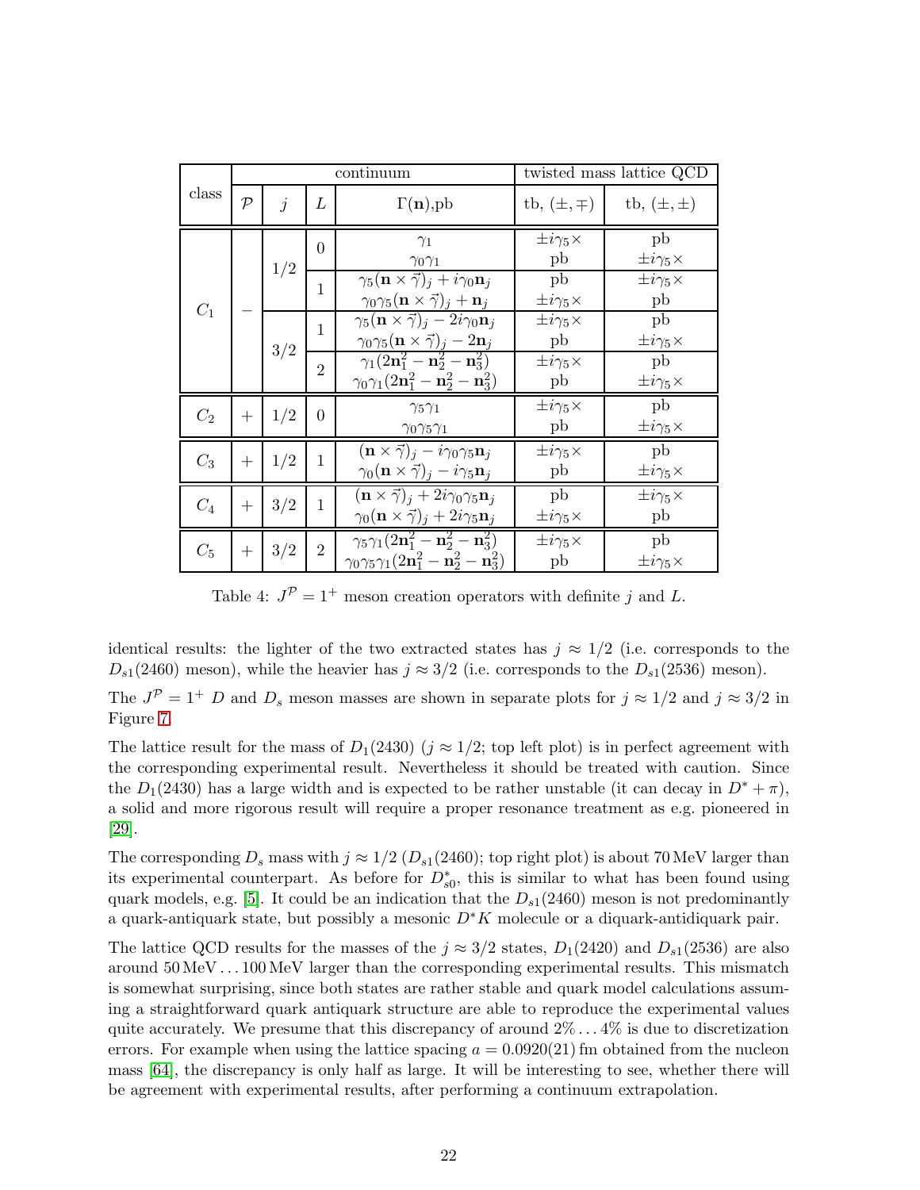| class | continuum | | | | twisted mass lattice QCD | |
|---|---|---|---|---|---|---|
| | $\mathcal{P}$ | $j$ | $L$ | $\Gamma(\mathbf{n})$,pb | tb, $(\pm,\mp)$ | tb, $(\pm,\pm)$ |
| $C_1$ | $-$ | $1/2$ | 0 | $\gamma_1$ | $\pm i\gamma_5\times$ | pb |
| | | | | $\gamma_0\gamma_1$ | pb | $\pm i\gamma_5\times$ |
| | | | 1 | $\gamma_5(\mathbf{n}\times\vec{\gamma})_j + i\gamma_0\mathbf{n}_j$ | pb | $\pm i\gamma_5\times$ |
| | | | | $\gamma_0\gamma_5(\mathbf{n}\times\vec{\gamma})_j + \mathbf{n}_j$ | $\pm i\gamma_5\times$ | pb |
| | | $3/2$ | 1 | $\gamma_5(\mathbf{n}\times\vec{\gamma})_j - 2i\gamma_0\mathbf{n}_j$ | $\pm i\gamma_5\times$ | pb |
| | | | | $\gamma_0\gamma_5(\mathbf{n}\times\vec{\gamma})_j - 2\mathbf{n}_j$ | pb | $\pm i\gamma_5\times$ |
| | | | 2 | $\gamma_1(2\mathbf{n}_1^2 - \mathbf{n}_2^2 - \mathbf{n}_3^2)$ | $\pm i\gamma_5\times$ | pb |
| | | | | $\gamma_0\gamma_1(2\mathbf{n}_1^2 - \mathbf{n}_2^2 - \mathbf{n}_3^2)$ | pb | $\pm i\gamma_5\times$ |
| $C_2$ | $+$ | $1/2$ | 0 | $\gamma_5\gamma_1$ | $\pm i\gamma_5\times$ | pb |
| | | | | $\gamma_0\gamma_5\gamma_1$ | pb | $\pm i\gamma_5\times$ |
| $C_3$ | $+$ | $1/2$ | 1 | $(\mathbf{n}\times\vec{\gamma})_j - i\gamma_0\gamma_5\mathbf{n}_j$ | $\pm i\gamma_5\times$ | pb |
| | | | | $\gamma_0(\mathbf{n}\times\vec{\gamma})_j - i\gamma_5\mathbf{n}_j$ | pb | $\pm i\gamma_5\times$ |
| $C_4$ | $+$ | $3/2$ | 1 | $(\mathbf{n}\times\vec{\gamma})_j + 2i\gamma_0\gamma_5\mathbf{n}_j$ | pb | $\pm i\gamma_5\times$ |
| | | | | $\gamma_0(\mathbf{n}\times\vec{\gamma})_j + 2i\gamma_5\mathbf{n}_j$ | $\pm i\gamma_5\times$ | pb |
| $C_5$ | $+$ | $3/2$ | 2 | $\gamma_5\gamma_1(2\mathbf{n}_1^2 - \mathbf{n}_2^2 - \mathbf{n}_3^2)$ | $\pm i\gamma_5\times$ | pb |
| | | | | $\gamma_0\gamma_5\gamma_1(2\mathbf{n}_1^2 - \mathbf{n}_2^2 - \mathbf{n}_3^2)$ | pb | $\pm i\gamma_5\times$ |

Table 4: $J^\mathcal{P} = 1^+$ meson creation operators with definite $j$ and $L$.

identical results: the lighter of the two extracted states has $j \approx 1/2$ (i.e. corresponds to the $D_{s1}(2460)$ meson), while the heavier has $j \approx 3/2$ (i.e. corresponds to the $D_{s1}(2536)$ meson).

The $J^\mathcal{P} = 1^+$ $D$ and $D_s$ meson masses are shown in separate plots for $j \approx 1/2$ and $j \approx 3/2$ in Figure 7.

The lattice result for the mass of $D_1(2430)$ ($j \approx 1/2$; top left plot) is in perfect agreement with the corresponding experimental result. Nevertheless it should be treated with caution. Since the $D_1(2430)$ has a large width and is expected to be rather unstable (it can decay in $D^* + \pi$), a solid and more rigorous result will require a proper resonance treatment as e.g. pioneered in [29].

The corresponding $D_s$ mass with $j \approx 1/2$ ($D_{s1}(2460)$; top right plot) is about 70 MeV larger than its experimental counterpart. As before for $D_{s0}^*$, this is similar to what has been found using quark models, e.g. [5]. It could be an indication that the $D_{s1}(2460)$ meson is not predominantly a quark-antiquark state, but possibly a mesonic $D^*K$ molecule or a diquark-antidiquark pair.

The lattice QCD results for the masses of the $j \approx 3/2$ states, $D_1(2420)$ and $D_{s1}(2536)$ are also around 50 MeV ... 100 MeV larger than the corresponding experimental results. This mismatch is somewhat surprising, since both states are rather stable and quark model calculations assuming a straightforward quark antiquark structure are able to reproduce the experimental values quite accurately. We presume that this discrepancy of around 2% ... 4% is due to discretization errors. For example when using the lattice spacing $a = 0.0920(21)$ fm obtained from the nucleon mass [64], the discrepancy is only half as large. It will be interesting to see, whether there will be agreement with experimental results, after performing a continuum extrapolation.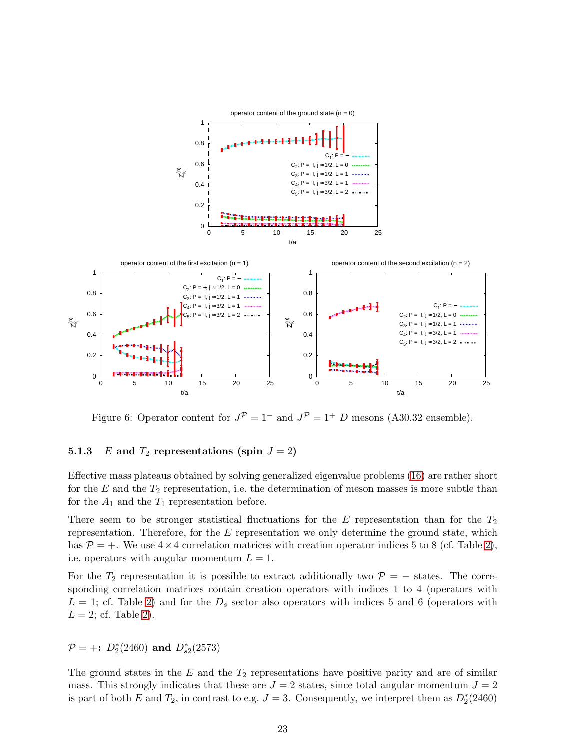Figure 6: Operator content for $J^{\mathcal{P}} = 1^-$ and $J^{\mathcal{P}} = 1^+$ $D$ mesons (A30.32 ensemble).

#### 5.1.3 $E$ and $T_2$ representations (spin $J = 2$)

Effective mass plateaus obtained by solving generalized eigenvalue problems (16) are rather short for the $E$ and the $T_2$ representation, i.e. the determination of meson masses is more subtle than for the $A_1$ and the $T_1$ representation before.

There seem to be stronger statistical fluctuations for the $E$ representation than for the $T_2$ representation. Therefore, for the $E$ representation we only determine the ground state, which has $\mathcal{P} = +$. We use $4 \times 4$ correlation matrices with creation operator indices 5 to 8 (cf. Table 2), i.e. operators with angular momentum $L = 1$.

For the $T_2$ representation it is possible to extract additionally two $\mathcal{P} = -$ states. The corresponding correlation matrices contain creation operators with indices 1 to 4 (operators with $L = 1$; cf. Table 2) and for the $D_s$ sector also operators with indices 5 and 6 (operators with $L = 2$; cf. Table 2).

**$\mathcal{P} = +$: $D_2^*(2460)$ and $D_{s2}^*(2573)$**

The ground states in the $E$ and the $T_2$ representations have positive parity and are of similar mass. This strongly indicates that these are $J = 2$ states, since total angular momentum $J = 2$ is part of both $E$ and $T_2$, in contrast to e.g. $J = 3$. Consequently, we interpret them as $D_2^*(2460)$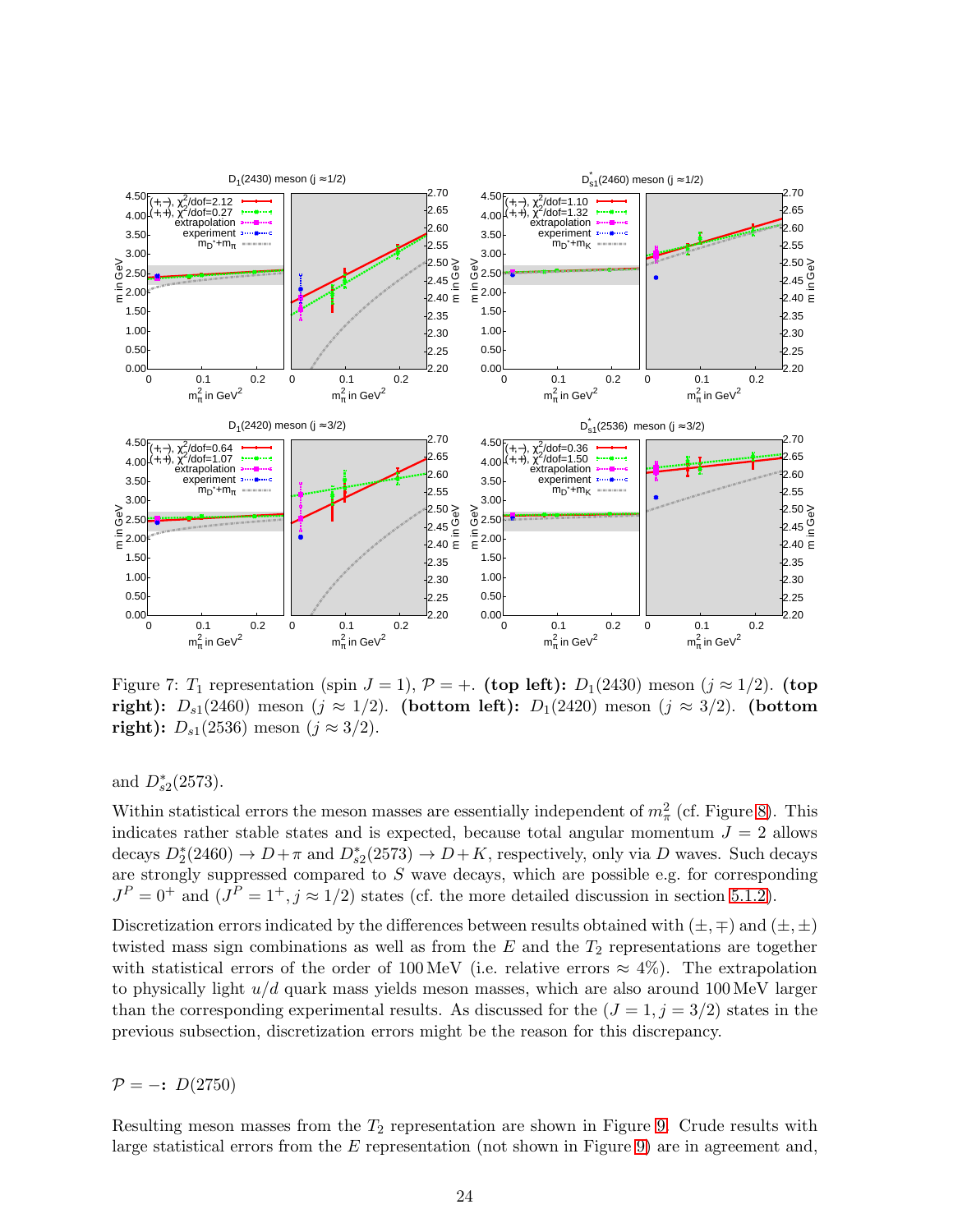Figure 7: $T_1$ representation (spin $J = 1$), $\mathcal{P} = +$. **(top left):** $D_1(2430)$ meson ($j \approx 1/2$). **(top right):** $D_{s1}(2460)$ meson ($j \approx 1/2$). **(bottom left):** $D_1(2420)$ meson ($j \approx 3/2$). **(bottom right):** $D_{s1}(2536)$ meson ($j \approx 3/2$).

and $D_{s2}^*(2573)$.

Within statistical errors the meson masses are essentially independent of $m_\pi^2$ (cf. Figure 8). This indicates rather stable states and is expected, because total angular momentum $J = 2$ allows decays $D_2^*(2460) \to D + \pi$ and $D_{s2}^*(2573) \to D + K$, respectively, only via $D$ waves. Such decays are strongly suppressed compared to $S$ wave decays, which are possible e.g. for corresponding $J^P = 0^+$ and $(J^P = 1^+, j \approx 1/2)$ states (cf. the more detailed discussion in section 5.1.2).

Discretization errors indicated by the differences between results obtained with $(\pm, \mp)$ and $(\pm, \pm)$ twisted mass sign combinations as well as from the $E$ and the $T_2$ representations are together with statistical errors of the order of 100 MeV (i.e. relative errors $\approx 4\%$). The extrapolation to physically light $u/d$ quark mass yields meson masses, which are also around 100 MeV larger than the corresponding experimental results. As discussed for the $(J = 1, j = 3/2)$ states in the previous subsection, discretization errors might be the reason for this discrepancy.

**$\mathcal{P} = -$: $D(2750)$**

Resulting meson masses from the $T_2$ representation are shown in Figure 9. Crude results with large statistical errors from the $E$ representation (not shown in Figure 9) are in agreement and,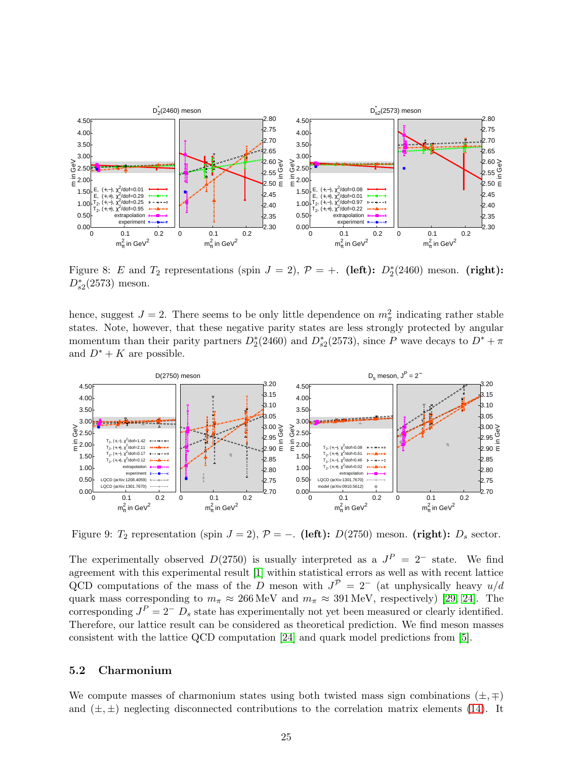Figure 8: $E$ and $T_2$ representations (spin $J = 2$), $\mathcal{P} = +$. **(left):** $D_2^*(2460)$ meson. **(right):** $D_{s2}^*(2573)$ meson.

hence, suggest $J = 2$. There seems to be only little dependence on $m_\pi^2$ indicating rather stable states. Note, however, that these negative parity states are less strongly protected by angular momentum than their parity partners $D_2^*(2460)$ and $D_{s2}^*(2573)$, since $P$ wave decays to $D^* + \pi$ and $D^* + K$ are possible.

Figure 9: $T_2$ representation (spin $J = 2$), $\mathcal{P} = -$. **(left):** $D(2750)$ meson. **(right):** $D_s$ sector.

The experimentally observed $D(2750)$ is usually interpreted as a $J^P = 2^-$ state. We find agreement with this experimental result [1] within statistical errors as well as with recent lattice QCD computations of the mass of the $D$ meson with $J^{\mathcal{P}} = 2^-$ (at unphysically heavy $u/d$ quark mass corresponding to $m_\pi \approx 266\,\text{MeV}$ and $m_\pi \approx 391\,\text{MeV}$, respectively) [29, 24]. The corresponding $J^P = 2^-$ $D_s$ state has experimentally not yet been measured or clearly identified. Therefore, our lattice result can be considered as theoretical prediction. We find meson masses consistent with the lattice QCD computation [24] and quark model predictions from [5].

## 5.2 Charmonium

We compute masses of charmonium states using both twisted mass sign combinations $(\pm, \mp)$ and $(\pm, \pm)$ neglecting disconnected contributions to the correlation matrix elements (14). It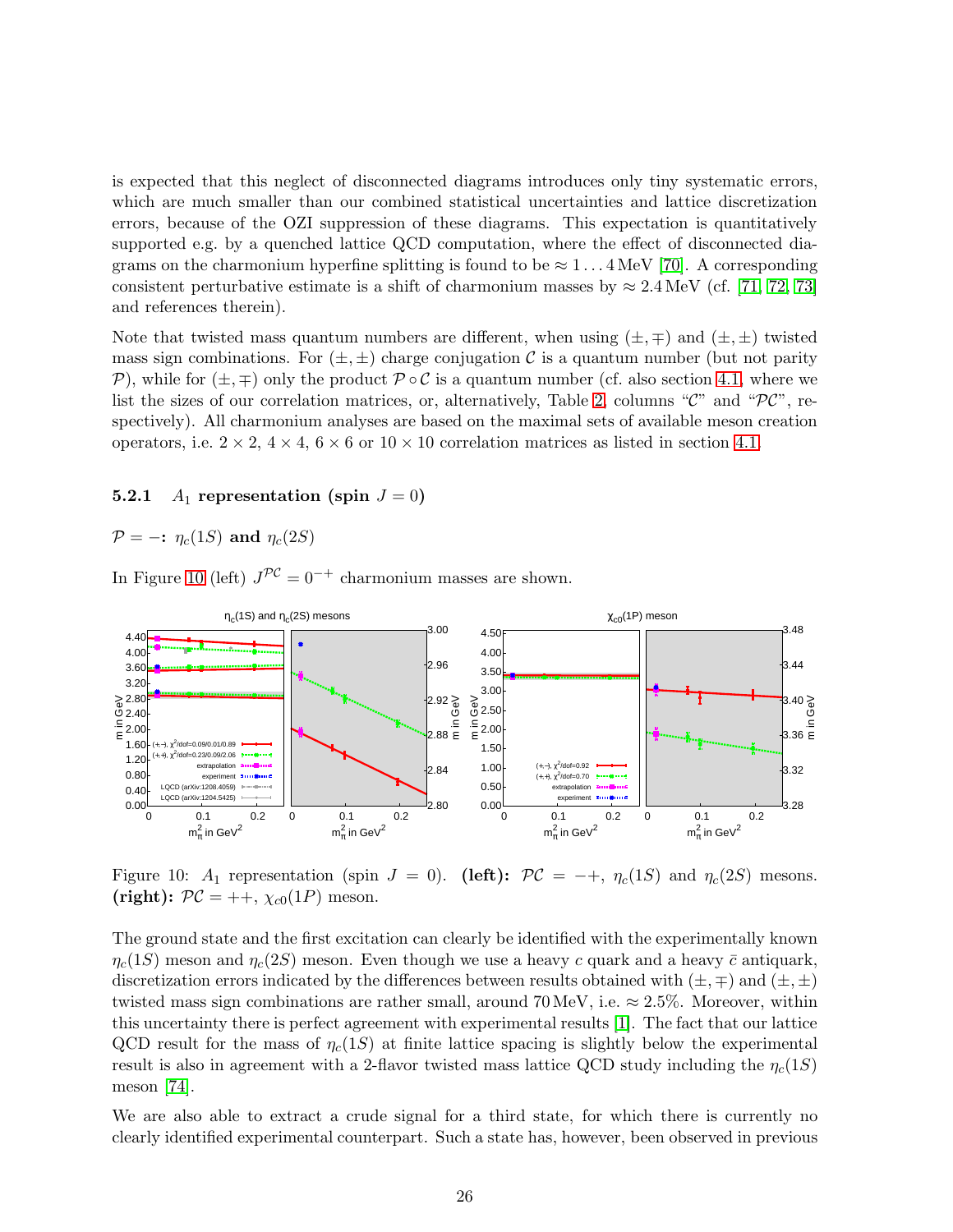is expected that this neglect of disconnected diagrams introduces only tiny systematic errors, which are much smaller than our combined statistical uncertainties and lattice discretization errors, because of the OZI suppression of these diagrams. This expectation is quantitatively supported e.g. by a quenched lattice QCD computation, where the effect of disconnected diagrams on the charmonium hyperfine splitting is found to be $\approx 1 \ldots 4\,\text{MeV}$ [70]. A corresponding consistent perturbative estimate is a shift of charmonium masses by $\approx 2.4\,\text{MeV}$ (cf. [71, 72, 73] and references therein).

Note that twisted mass quantum numbers are different, when using $(\pm,\mp)$ and $(\pm,\pm)$ twisted mass sign combinations. For $(\pm,\pm)$ charge conjugation $\mathcal{C}$ is a quantum number (but not parity $\mathcal{P}$), while for $(\pm,\mp)$ only the product $\mathcal{P} \circ \mathcal{C}$ is a quantum number (cf. also section 4.1, where we list the sizes of our correlation matrices, or, alternatively, Table 2, columns "$\mathcal{C}$" and "$\mathcal{PC}$", respectively). All charmonium analyses are based on the maximal sets of available meson creation operators, i.e. $2 \times 2$, $4 \times 4$, $6 \times 6$ or $10 \times 10$ correlation matrices as listed in section 4.1.

#### 5.2.1 $A_1$ representation (spin $J = 0$)

**$\mathcal{P} = -$: $\eta_c(1S)$ and $\eta_c(2S)$**

In Figure 10 (left) $J^{\mathcal{PC}} = 0^{-+}$ charmonium masses are shown.

Figure 10: $A_1$ representation (spin $J = 0$). **(left):** $\mathcal{PC} = -+$, $\eta_c(1S)$ and $\eta_c(2S)$ mesons. **(right):** $\mathcal{PC} = ++$, $\chi_{c0}(1P)$ meson.

The ground state and the first excitation can clearly be identified with the experimentally known $\eta_c(1S)$ meson and $\eta_c(2S)$ meson. Even though we use a heavy $c$ quark and a heavy $\bar{c}$ antiquark, discretization errors indicated by the differences between results obtained with $(\pm,\mp)$ and $(\pm,\pm)$ twisted mass sign combinations are rather small, around $70\,\text{MeV}$, i.e. $\approx 2.5\%$. Moreover, within this uncertainty there is perfect agreement with experimental results [1]. The fact that our lattice QCD result for the mass of $\eta_c(1S)$ at finite lattice spacing is slightly below the experimental result is also in agreement with a 2-flavor twisted mass lattice QCD study including the $\eta_c(1S)$ meson [74].

We are also able to extract a crude signal for a third state, for which there is currently no clearly identified experimental counterpart. Such a state has, however, been observed in previous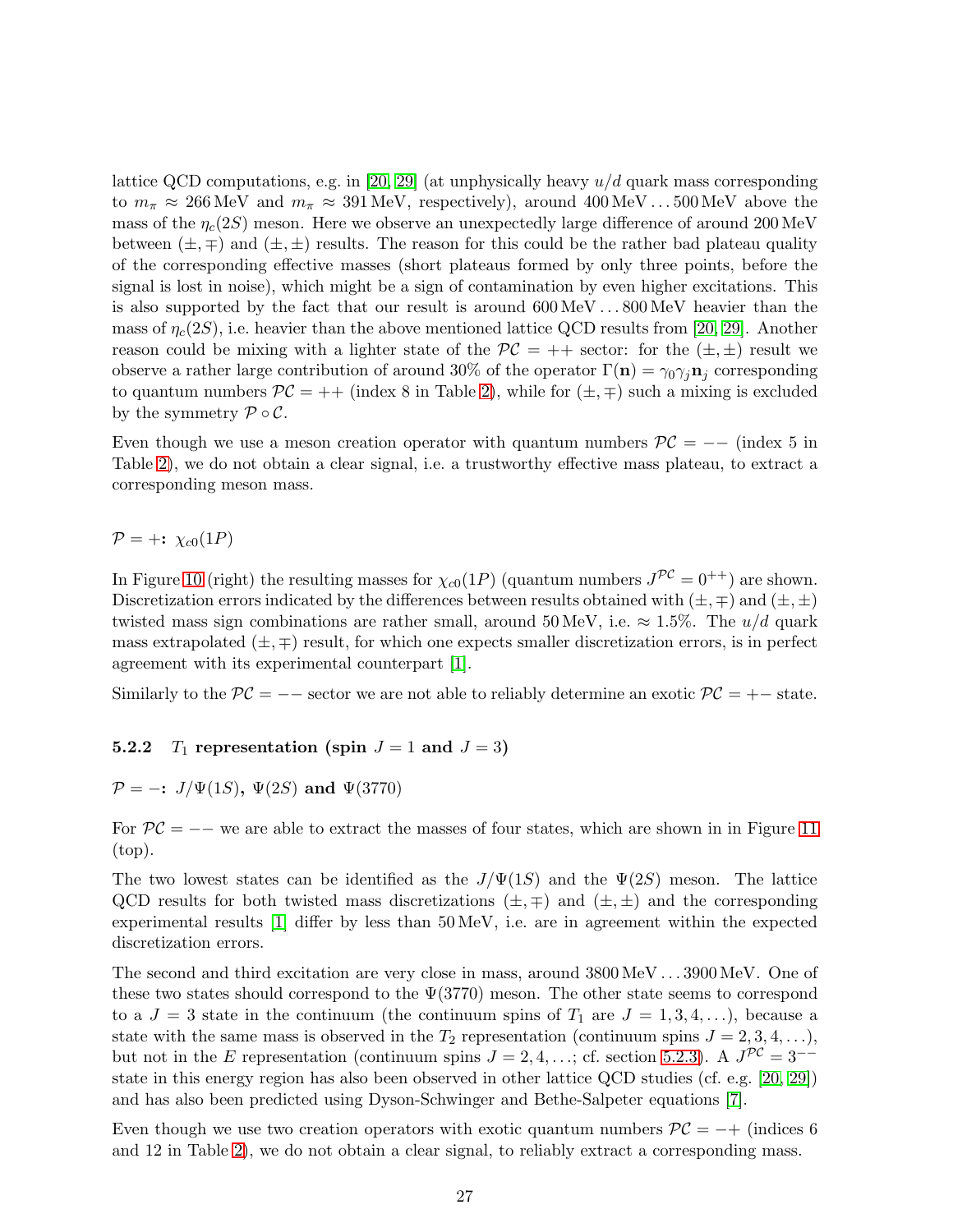lattice QCD computations, e.g. in [20, 29] (at unphysically heavy $u/d$ quark mass corresponding to $m_\pi \approx 266\,\text{MeV}$ and $m_\pi \approx 391\,\text{MeV}$, respectively), around $400\,\text{MeV} \ldots 500\,\text{MeV}$ above the mass of the $\eta_c(2S)$ meson. Here we observe an unexpectedly large difference of around $200\,\text{MeV}$ between $(\pm,\mp)$ and $(\pm,\pm)$ results. The reason for this could be the rather bad plateau quality of the corresponding effective masses (short plateaus formed by only three points, before the signal is lost in noise), which might be a sign of contamination by even higher excitations. This is also supported by the fact that our result is around $600\,\text{MeV} \ldots 800\,\text{MeV}$ heavier than the mass of $\eta_c(2S)$, i.e. heavier than the above mentioned lattice QCD results from [20, 29]. Another reason could be mixing with a lighter state of the $\mathcal{PC} = ++$ sector: for the $(\pm,\pm)$ result we observe a rather large contribution of around 30% of the operator $\Gamma(\mathbf{n}) = \gamma_0\gamma_j\mathbf{n}_j$ corresponding to quantum numbers $\mathcal{PC} = ++$ (index 8 in Table 2), while for $(\pm,\mp)$ such a mixing is excluded by the symmetry $\mathcal{P} \circ \mathcal{C}$.

Even though we use a meson creation operator with quantum numbers $\mathcal{PC} = --$ (index 5 in Table 2), we do not obtain a clear signal, i.e. a trustworthy effective mass plateau, to extract a corresponding meson mass.

**$\mathcal{P} = +$: $\chi_{c0}(1P)$**

In Figure 10 (right) the resulting masses for $\chi_{c0}(1P)$ (quantum numbers $J^{\mathcal{PC}} = 0^{++}$) are shown. Discretization errors indicated by the differences between results obtained with $(\pm,\mp)$ and $(\pm,\pm)$ twisted mass sign combinations are rather small, around $50\,\text{MeV}$, i.e. $\approx 1.5\%$. The $u/d$ quark mass extrapolated $(\pm,\mp)$ result, for which one expects smaller discretization errors, is in perfect agreement with its experimental counterpart [1].

Similarly to the $\mathcal{PC} = --$ sector we are not able to reliably determine an exotic $\mathcal{PC} = +-$ state.

### 5.2.2 $T_1$ representation (spin $J = 1$ and $J = 3$)

**$\mathcal{P} = -$: $J/\Psi(1S)$, $\Psi(2S)$ and $\Psi(3770)$**

For $\mathcal{PC} = --$ we are able to extract the masses of four states, which are shown in in Figure 11 (top).

The two lowest states can be identified as the $J/\Psi(1S)$ and the $\Psi(2S)$ meson. The lattice QCD results for both twisted mass discretizations $(\pm,\mp)$ and $(\pm,\pm)$ and the corresponding experimental results [1] differ by less than $50\,\text{MeV}$, i.e. are in agreement within the expected discretization errors.

The second and third excitation are very close in mass, around $3800\,\text{MeV} \ldots 3900\,\text{MeV}$. One of these two states should correspond to the $\Psi(3770)$ meson. The other state seems to correspond to a $J = 3$ state in the continuum (the continuum spins of $T_1$ are $J = 1, 3, 4, \ldots$), because a state with the same mass is observed in the $T_2$ representation (continuum spins $J = 2, 3, 4, \ldots$), but not in the $E$ representation (continuum spins $J = 2, 4, \ldots$; cf. section 5.2.3). A $J^{\mathcal{PC}} = 3^{--}$ state in this energy region has also been observed in other lattice QCD studies (cf. e.g. [20, 29]) and has also been predicted using Dyson-Schwinger and Bethe-Salpeter equations [7].

Even though we use two creation operators with exotic quantum numbers $\mathcal{PC} = -+$ (indices 6 and 12 in Table 2), we do not obtain a clear signal, to reliably extract a corresponding mass.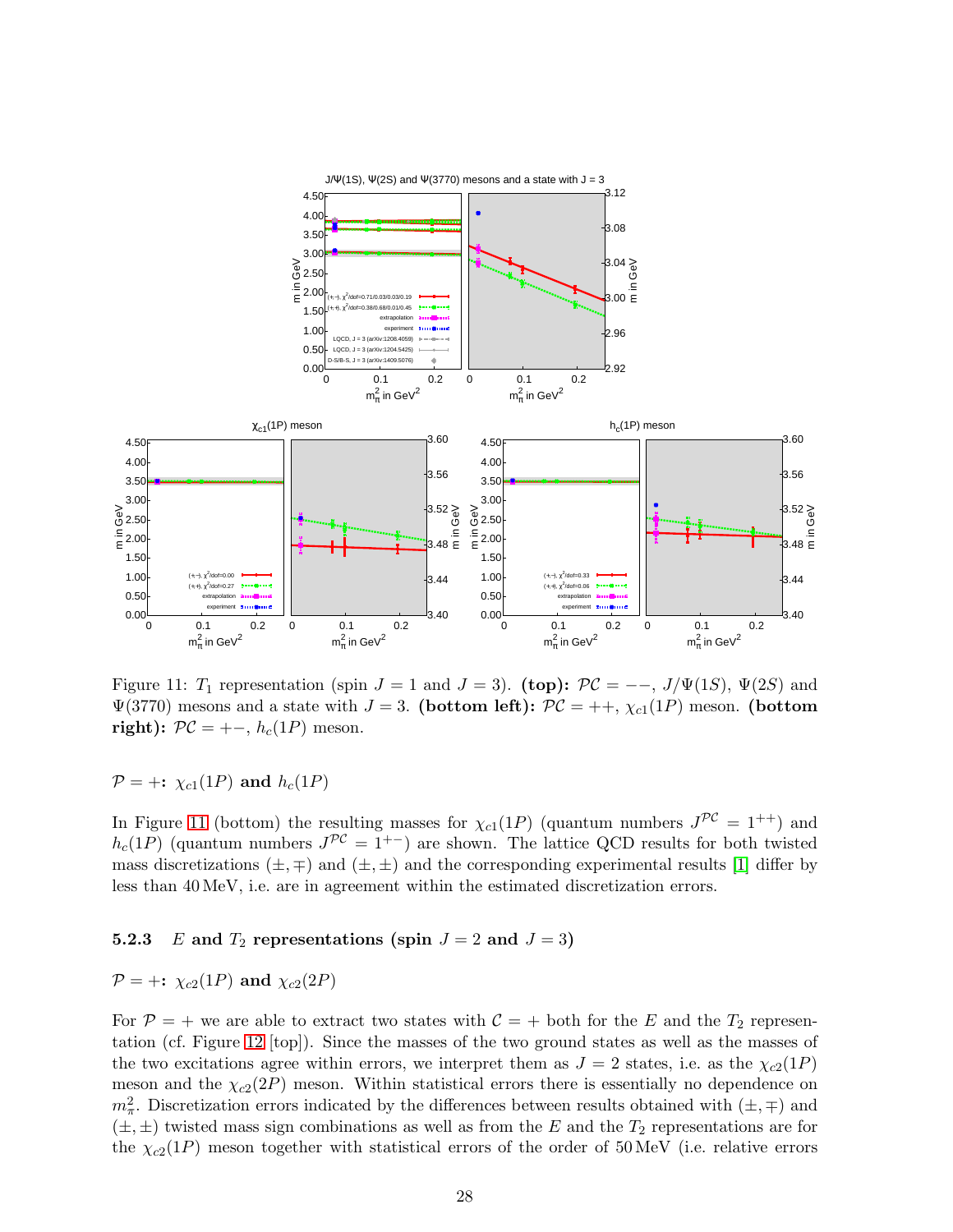Figure 11: $T_1$ representation (spin $J = 1$ and $J = 3$). **(top):** $\mathcal{PC} = --$, $J/\Psi(1S)$, $\Psi(2S)$ and $\Psi(3770)$ mesons and a state with $J = 3$. **(bottom left):** $\mathcal{PC} = ++$, $\chi_{c1}(1P)$ meson. **(bottom right):** $\mathcal{PC} = +-$, $h_c(1P)$ meson.

$\mathcal{P} = +$**:** $\chi_{c1}(1P)$ **and** $h_c(1P)$

In Figure 11 (bottom) the resulting masses for $\chi_{c1}(1P)$ (quantum numbers $J^{\mathcal{PC}} = 1^{++}$) and $h_c(1P)$ (quantum numbers $J^{\mathcal{PC}} = 1^{+-}$) are shown. The lattice QCD results for both twisted mass discretizations $(\pm, \mp)$ and $(\pm, \pm)$ and the corresponding experimental results [1] differ by less than 40 MeV, i.e. are in agreement within the estimated discretization errors.

### 5.2.3 $E$ and $T_2$ representations (spin $J = 2$ and $J = 3$)

$\mathcal{P} = +$**:** $\chi_{c2}(1P)$ **and** $\chi_{c2}(2P)$

For $\mathcal{P} = +$ we are able to extract two states with $\mathcal{C} = +$ both for the $E$ and the $T_2$ representation (cf. Figure 12 [top]). Since the masses of the two ground states as well as the masses of the two excitations agree within errors, we interpret them as $J = 2$ states, i.e. as the $\chi_{c2}(1P)$ meson and the $\chi_{c2}(2P)$ meson. Within statistical errors there is essentially no dependence on $m_\pi^2$. Discretization errors indicated by the differences between results obtained with $(\pm, \mp)$ and $(\pm, \pm)$ twisted mass sign combinations as well as from the $E$ and the $T_2$ representations are for the $\chi_{c2}(1P)$ meson together with statistical errors of the order of 50 MeV (i.e. relative errors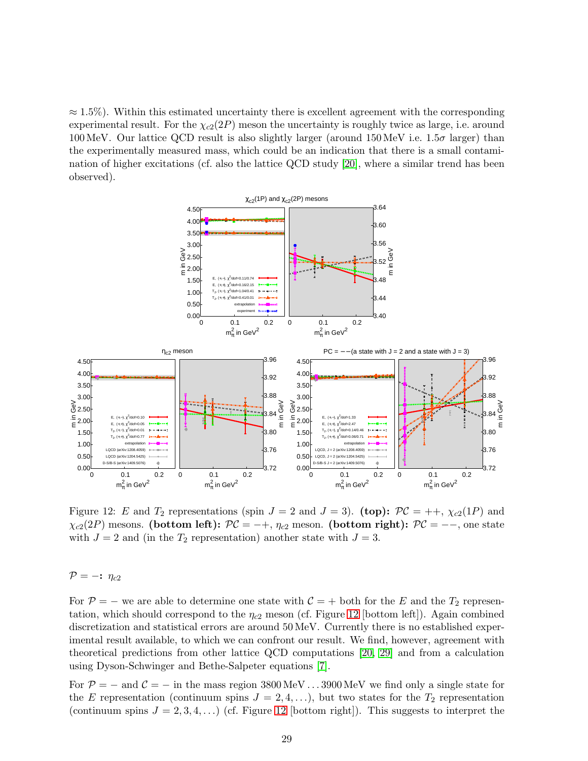$\approx 1.5\%$). Within this estimated uncertainty there is excellent agreement with the corresponding experimental result. For the $\chi_{c2}(2P)$ meson the uncertainty is roughly twice as large, i.e. around 100 MeV. Our lattice QCD result is also slightly larger (around 150 MeV i.e. $1.5\sigma$ larger) than the experimentally measured mass, which could be an indication that there is a small contamination of higher excitations (cf. also the lattice QCD study [20], where a similar trend has been observed).

Figure 12: $E$ and $T_2$ representations (spin $J = 2$ and $J = 3$). **(top):** $\mathcal{PC} = ++$, $\chi_{c2}(1P)$ and $\chi_{c2}(2P)$ mesons. **(bottom left):** $\mathcal{PC} = -+$, $\eta_{c2}$ meson. **(bottom right):** $\mathcal{PC} = --$, one state with $J = 2$ and (in the $T_2$ representation) another state with $J = 3$.

#### $\mathcal{P} = -$: $\eta_{c2}$

For $\mathcal{P} = -$ we are able to determine one state with $\mathcal{C} = +$ both for the $E$ and the $T_2$ representation, which should correspond to the $\eta_{c2}$ meson (cf. Figure 12 [bottom left]). Again combined discretization and statistical errors are around 50 MeV. Currently there is no established experimental result available, to which we can confront our result. We find, however, agreement with theoretical predictions from other lattice QCD computations [20, 29] and from a calculation using Dyson-Schwinger and Bethe-Salpeter equations [7].

For $\mathcal{P} = -$ and $\mathcal{C} = -$ in the mass region 3800 MeV ... 3900 MeV we find only a single state for the $E$ representation (continuum spins $J = 2, 4, \ldots$), but two states for the $T_2$ representation (continuum spins $J = 2, 3, 4, \ldots$) (cf. Figure 12 [bottom right]). This suggests to interpret the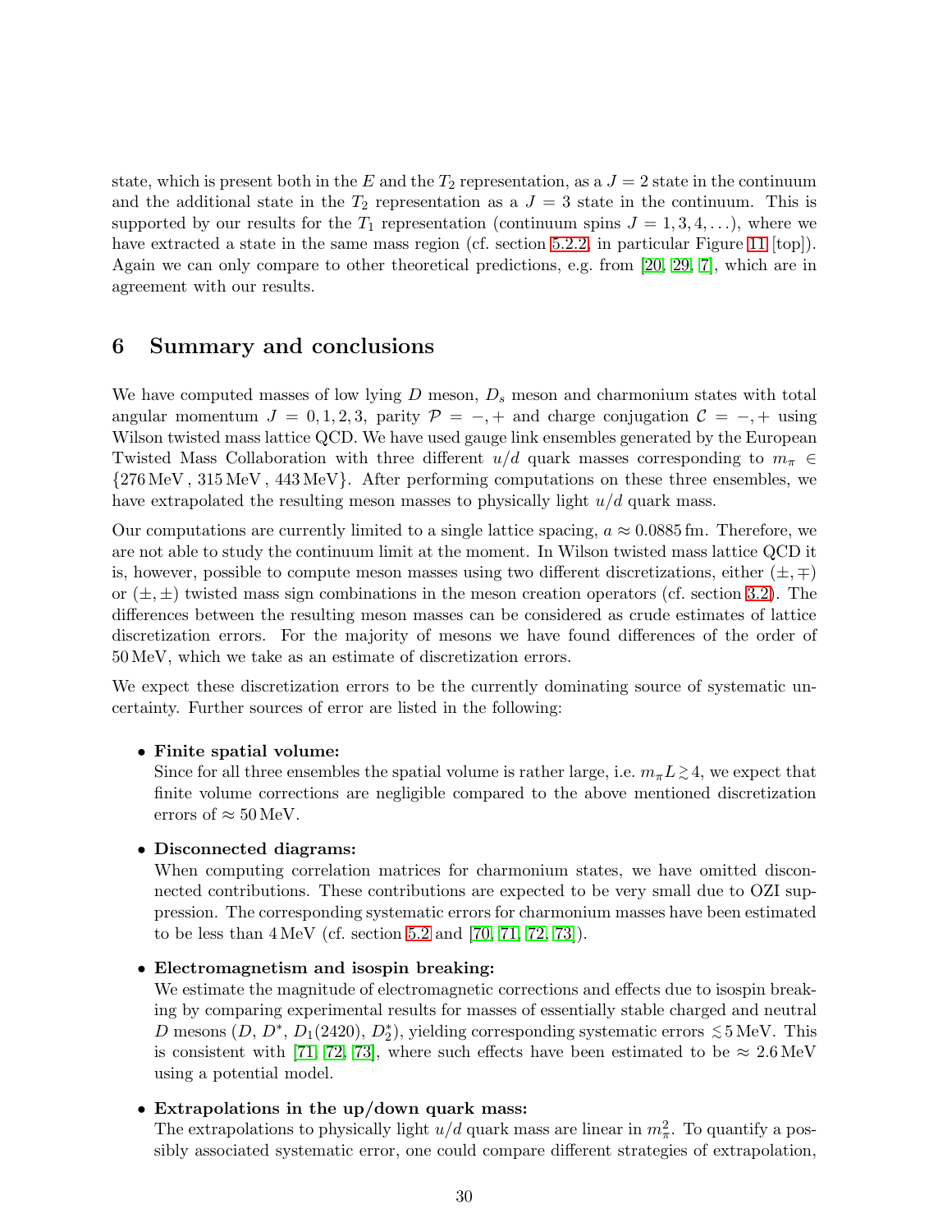state, which is present both in the $E$ and the $T_2$ representation, as a $J = 2$ state in the continuum and the additional state in the $T_2$ representation as a $J = 3$ state in the continuum. This is supported by our results for the $T_1$ representation (continuum spins $J = 1, 3, 4, \ldots$), where we have extracted a state in the same mass region (cf. section 5.2.2, in particular Figure 11 [top]). Again we can only compare to other theoretical predictions, e.g. from [20, 29, 7], which are in agreement with our results.

# 6 Summary and conclusions

We have computed masses of low lying $D$ meson, $D_s$ meson and charmonium states with total angular momentum $J = 0, 1, 2, 3$, parity $\mathcal{P} = -, +$ and charge conjugation $\mathcal{C} = -, +$ using Wilson twisted mass lattice QCD. We have used gauge link ensembles generated by the European Twisted Mass Collaboration with three different $u/d$ quark masses corresponding to $m_\pi \in \{276\,\text{MeV}\,,\, 315\,\text{MeV}\,,\, 443\,\text{MeV}\}$. After performing computations on these three ensembles, we have extrapolated the resulting meson masses to physically light $u/d$ quark mass.

Our computations are currently limited to a single lattice spacing, $a \approx 0.0885\,\text{fm}$. Therefore, we are not able to study the continuum limit at the moment. In Wilson twisted mass lattice QCD it is, however, possible to compute meson masses using two different discretizations, either $(\pm, \mp)$ or $(\pm, \pm)$ twisted mass sign combinations in the meson creation operators (cf. section 3.2). The differences between the resulting meson masses can be considered as crude estimates of lattice discretization errors. For the majority of mesons we have found differences of the order of $50\,\text{MeV}$, which we take as an estimate of discretization errors.

We expect these discretization errors to be the currently dominating source of systematic uncertainty. Further sources of error are listed in the following:

- **Finite spatial volume:**
  Since for all three ensembles the spatial volume is rather large, i.e. $m_\pi L \gtrsim 4$, we expect that finite volume corrections are negligible compared to the above mentioned discretization errors of $\approx 50\,\text{MeV}$.

- **Disconnected diagrams:**
  When computing correlation matrices for charmonium states, we have omitted disconnected contributions. These contributions are expected to be very small due to OZI suppression. The corresponding systematic errors for charmonium masses have been estimated to be less than $4\,\text{MeV}$ (cf. section 5.2 and [70, 71, 72, 73]).

- **Electromagnetism and isospin breaking:**
  We estimate the magnitude of electromagnetic corrections and effects due to isospin breaking by comparing experimental results for masses of essentially stable charged and neutral $D$ mesons ($D$, $D^*$, $D_1(2420)$, $D_2^*$), yielding corresponding systematic errors $\lesssim 5\,\text{MeV}$. This is consistent with [71, 72, 73], where such effects have been estimated to be $\approx 2.6\,\text{MeV}$ using a potential model.

- **Extrapolations in the up/down quark mass:**
  The extrapolations to physically light $u/d$ quark mass are linear in $m_\pi^2$. To quantify a possibly associated systematic error, one could compare different strategies of extrapolation,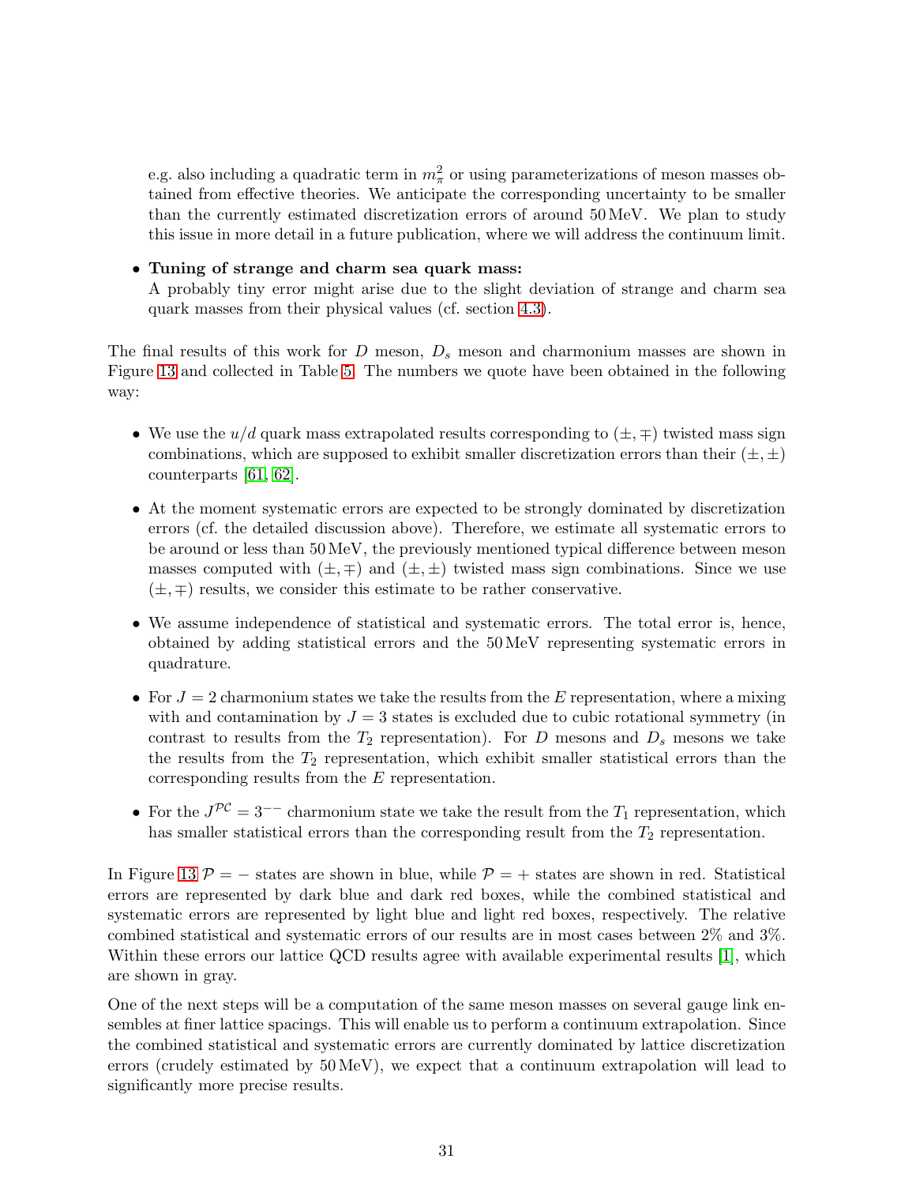e.g. also including a quadratic term in $m_\pi^2$ or using parameterizations of meson masses obtained from effective theories. We anticipate the corresponding uncertainty to be smaller than the currently estimated discretization errors of around 50 MeV. We plan to study this issue in more detail in a future publication, where we will address the continuum limit.

- **Tuning of strange and charm sea quark mass:**
  A probably tiny error might arise due to the slight deviation of strange and charm sea quark masses from their physical values (cf. section 4.3).

The final results of this work for $D$ meson, $D_s$ meson and charmonium masses are shown in Figure 13 and collected in Table 5. The numbers we quote have been obtained in the following way:

- We use the $u/d$ quark mass extrapolated results corresponding to $(\pm, \mp)$ twisted mass sign combinations, which are supposed to exhibit smaller discretization errors than their $(\pm, \pm)$ counterparts [61, 62].
- At the moment systematic errors are expected to be strongly dominated by discretization errors (cf. the detailed discussion above). Therefore, we estimate all systematic errors to be around or less than 50 MeV, the previously mentioned typical difference between meson masses computed with $(\pm, \mp)$ and $(\pm, \pm)$ twisted mass sign combinations. Since we use $(\pm, \mp)$ results, we consider this estimate to be rather conservative.
- We assume independence of statistical and systematic errors. The total error is, hence, obtained by adding statistical errors and the 50 MeV representing systematic errors in quadrature.
- For $J = 2$ charmonium states we take the results from the $E$ representation, where a mixing with and contamination by $J = 3$ states is excluded due to cubic rotational symmetry (in contrast to results from the $T_2$ representation). For $D$ mesons and $D_s$ mesons we take the results from the $T_2$ representation, which exhibit smaller statistical errors than the corresponding results from the $E$ representation.
- For the $J^{\mathcal{PC}} = 3^{--}$ charmonium state we take the result from the $T_1$ representation, which has smaller statistical errors than the corresponding result from the $T_2$ representation.

In Figure 13 $\mathcal{P} = -$ states are shown in blue, while $\mathcal{P} = +$ states are shown in red. Statistical errors are represented by dark blue and dark red boxes, while the combined statistical and systematic errors are represented by light blue and light red boxes, respectively. The relative combined statistical and systematic errors of our results are in most cases between 2% and 3%. Within these errors our lattice QCD results agree with available experimental results [1], which are shown in gray.

One of the next steps will be a computation of the same meson masses on several gauge link ensembles at finer lattice spacings. This will enable us to perform a continuum extrapolation. Since the combined statistical and systematic errors are currently dominated by lattice discretization errors (crudely estimated by 50 MeV), we expect that a continuum extrapolation will lead to significantly more precise results.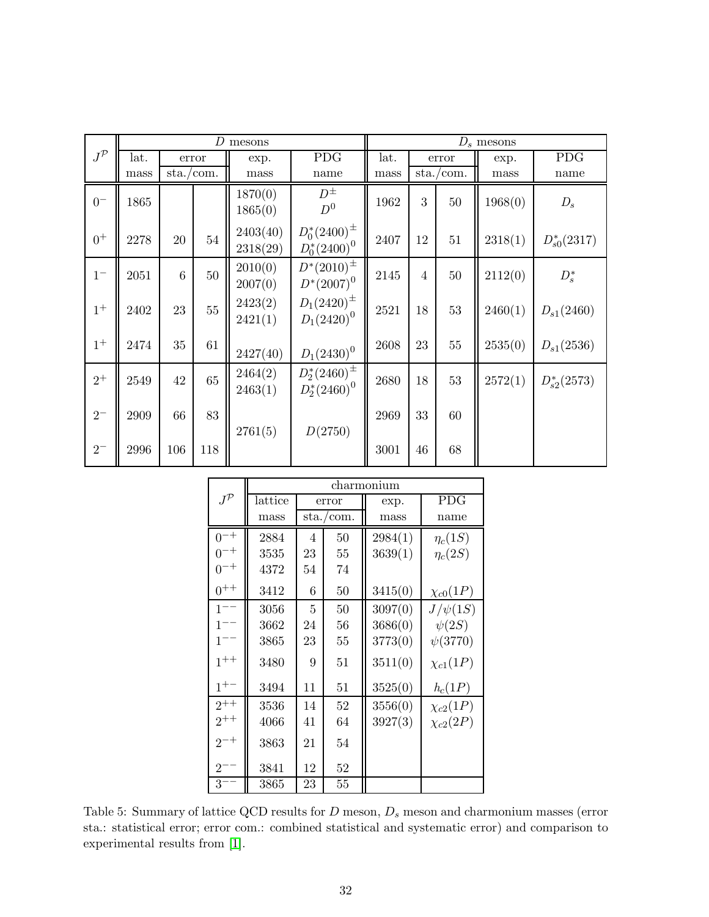| $J^{\mathcal{P}}$ | $D$ mesons | | | | | $D_s$ mesons | | | | |
|---|---|---|---|---|---|---|---|---|---|---|
| | lat. mass | error sta. | error com. | exp. mass | PDG name | lat. mass | error sta. | error com. | exp. mass | PDG name |
| $0^-$ | 1865 | | | 1870(0) 1865(0) | $D^\pm$ $D^0$ | 1962 | 3 | 50 | 1968(0) | $D_s$ |
| $0^+$ | 2278 | 20 | 54 | 2403(40) 2318(29) | $D_0^*(2400)^\pm$ $D_0^*(2400)^0$ | 2407 | 12 | 51 | 2318(1) | $D_{s0}^*(2317)$ |
| $1^-$ | 2051 | 6 | 50 | 2010(0) 2007(0) | $D^*(2010)^\pm$ $D^*(2007)^0$ | 2145 | 4 | 50 | 2112(0) | $D_s^*$ |
| $1^+$ | 2402 | 23 | 55 | 2423(2) 2421(1) | $D_1(2420)^\pm$ $D_1(2420)^0$ | 2521 | 18 | 53 | 2460(1) | $D_{s1}(2460)$ |
| $1^+$ | 2474 | 35 | 61 | 2427(40) | $D_1(2430)^0$ | 2608 | 23 | 55 | 2535(0) | $D_{s1}(2536)$ |
| $2^+$ | 2549 | 42 | 65 | 2464(2) 2463(1) | $D_2^*(2460)^\pm$ $D_2^*(2460)^0$ | 2680 | 18 | 53 | 2572(1) | $D_{s2}^*(2573)$ |
| $2^-$ | 2909 | 66 | 83 | 2761(5) | $D(2750)$ | 2969 | 33 | 60 | | |
| $2^-$ | 2996 | 106 | 118 | | | 3001 | 46 | 68 | | |

| $J^{\mathcal{P}}$ | charmonium | | | | |
|---|---|---|---|---|---|
| | lattice mass | error sta. | error com. | exp. mass | PDG name |
| $0^{-+}$ | 2884 | 4 | 50 | 2984(1) | $\eta_c(1S)$ |
| $0^{-+}$ | 3535 | 23 | 55 | 3639(1) | $\eta_c(2S)$ |
| $0^{-+}$ | 4372 | 54 | 74 | | |
| $0^{++}$ | 3412 | 6 | 50 | 3415(0) | $\chi_{c0}(1P)$ |
| $1^{--}$ | 3056 | 5 | 50 | 3097(0) | $J/\psi(1S)$ |
| $1^{--}$ | 3662 | 24 | 56 | 3686(0) | $\psi(2S)$ |
| $1^{--}$ | 3865 | 23 | 55 | 3773(0) | $\psi(3770)$ |
| $1^{++}$ | 3480 | 9 | 51 | 3511(0) | $\chi_{c1}(1P)$ |
| $1^{+-}$ | 3494 | 11 | 51 | 3525(0) | $h_c(1P)$ |
| $2^{++}$ | 3536 | 14 | 52 | 3556(0) | $\chi_{c2}(1P)$ |
| $2^{++}$ | 4066 | 41 | 64 | 3927(3) | $\chi_{c2}(2P)$ |
| $2^{-+}$ | 3863 | 21 | 54 | | |
| $2^{--}$ | 3841 | 12 | 52 | | |
| $3^{--}$ | 3865 | 23 | 55 | | |

Table 5: Summary of lattice QCD results for $D$ meson, $D_s$ meson and charmonium masses (error sta.: statistical error; error com.: combined statistical and systematic error) and comparison to experimental results from [1].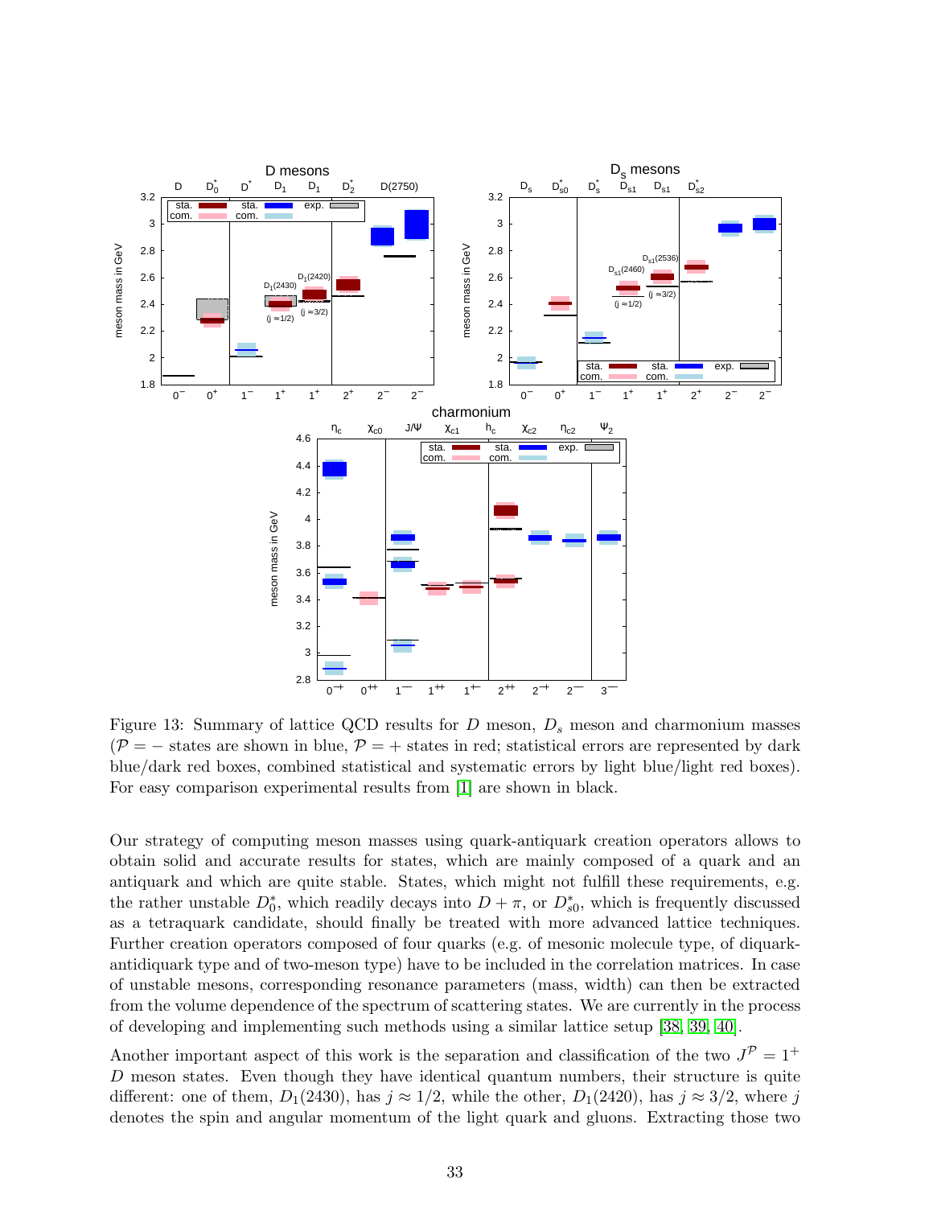Figure 13: Summary of lattice QCD results for $D$ meson, $D_s$ meson and charmonium masses ($\mathcal{P} = -$ states are shown in blue, $\mathcal{P} = +$ states in red; statistical errors are represented by dark blue/dark red boxes, combined statistical and systematic errors by light blue/light red boxes). For easy comparison experimental results from [1] are shown in black.

Our strategy of computing meson masses using quark-antiquark creation operators allows to obtain solid and accurate results for states, which are mainly composed of a quark and an antiquark and which are quite stable. States, which might not fulfill these requirements, e.g. the rather unstable $D_0^*$, which readily decays into $D + \pi$, or $D_{s0}^*$, which is frequently discussed as a tetraquark candidate, should finally be treated with more advanced lattice techniques. Further creation operators composed of four quarks (e.g. of mesonic molecule type, of diquark-antidiquark type and of two-meson type) have to be included in the correlation matrices. In case of unstable mesons, corresponding resonance parameters (mass, width) can then be extracted from the volume dependence of the spectrum of scattering states. We are currently in the process of developing and implementing such methods using a similar lattice setup [38, 39, 40].

Another important aspect of this work is the separation and classification of the two $J^{\mathcal{P}} = 1^+$ $D$ meson states. Even though they have identical quantum numbers, their structure is quite different: one of them, $D_1(2430)$, has $j \approx 1/2$, while the other, $D_1(2420)$, has $j \approx 3/2$, where $j$ denotes the spin and angular momentum of the light quark and gluons. Extracting those two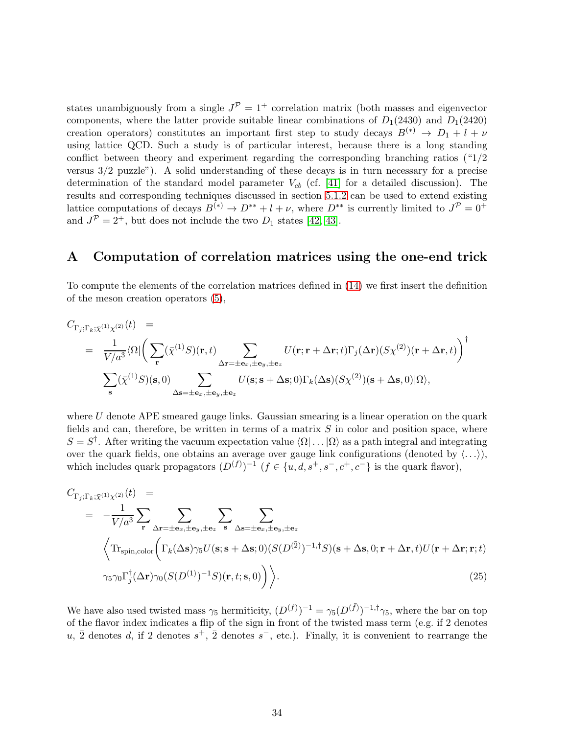states unambiguously from a single $J^{\mathcal{P}} = 1^+$ correlation matrix (both masses and eigenvector components, where the latter provide suitable linear combinations of $D_1(2430)$ and $D_1(2420)$ creation operators) constitutes an important first step to study decays $B^{(*)} \to D_1 + l + \nu$ using lattice QCD. Such a study is of particular interest, because there is a long standing conflict between theory and experiment regarding the corresponding branching ratios ("1/2 versus 3/2 puzzle"). A solid understanding of these decays is in turn necessary for a precise determination of the standard model parameter $V_{cb}$ (cf. [41] for a detailed discussion). The results and corresponding techniques discussed in section 5.1.2 can be used to extend existing lattice computations of decays $B^{(*)} \to D^{**} + l + \nu$, where $D^{**}$ is currently limited to $J^{\mathcal{P}} = 0^+$ and $J^{\mathcal{P}} = 2^+$, but does not include the two $D_1$ states [42, 43].

# A Computation of correlation matrices using the one-end trick

To compute the elements of the correlation matrices defined in (14) we first insert the definition of the meson creation operators (5),

$$\begin{aligned}
C_{\Gamma_j;\Gamma_k;\bar{\chi}^{(1)}\chi^{(2)}}(t) \quad &= \\
= \quad & \frac{1}{V/a^3} \langle\Omega| \bigg( \sum_{\mathbf{r}} (\bar{\chi}^{(1)} S)(\mathbf{r},t) \sum_{\Delta\mathbf{r}=\pm\mathbf{e}_x,\pm\mathbf{e}_y,\pm\mathbf{e}_z} U(\mathbf{r};\mathbf{r}+\Delta\mathbf{r};t)\Gamma_j(\Delta\mathbf{r})(S\chi^{(2)})(\mathbf{r}+\Delta\mathbf{r},t)\bigg)^\dagger \\
& \sum_{\mathbf{s}} (\bar{\chi}^{(1)} S)(\mathbf{s},0) \sum_{\Delta\mathbf{s}=\pm\mathbf{e}_x,\pm\mathbf{e}_y,\pm\mathbf{e}_z} U(\mathbf{s};\mathbf{s}+\Delta\mathbf{s};0)\Gamma_k(\Delta\mathbf{s})(S\chi^{(2)})(\mathbf{s}+\Delta\mathbf{s},0)|\Omega\rangle,
\end{aligned}$$

where $U$ denote APE smeared gauge links. Gaussian smearing is a linear operation on the quark fields and can, therefore, be written in terms of a matrix $S$ in color and position space, where $S = S^\dagger$. After writing the vacuum expectation value $\langle\Omega|\ldots|\Omega\rangle$ as a path integral and integrating over the quark fields, one obtains an average over gauge link configurations (denoted by $\langle\ldots\rangle$), which includes quark propagators $(D^{(f)})^{-1}$ ($f \in \{u, d, s^+, s^-, c^+, c^-\}$ is the quark flavor),

$$\begin{aligned}
C_{\Gamma_j;\Gamma_k;\bar{\chi}^{(1)}\chi^{(2)}}(t) \quad &= \\
= \quad & -\frac{1}{V/a^3} \sum_{\mathbf{r}} \sum_{\Delta\mathbf{r}=\pm\mathbf{e}_x,\pm\mathbf{e}_y,\pm\mathbf{e}_z} \sum_{\mathbf{s}} \sum_{\Delta\mathbf{s}=\pm\mathbf{e}_x,\pm\mathbf{e}_y,\pm\mathbf{e}_z} \\
& \bigg\langle \mathrm{Tr}_{\text{spin,color}}\bigg( \Gamma_k(\Delta\mathbf{s})\gamma_5 U(\mathbf{s};\mathbf{s}+\Delta\mathbf{s};0)(S(D^{(\bar{2})})^{-1,\dagger}S)(\mathbf{s}+\Delta\mathbf{s},0;\mathbf{r}+\Delta\mathbf{r},t)U(\mathbf{r}+\Delta\mathbf{r};\mathbf{r};t) \\
& \gamma_5\gamma_0\Gamma_j^\dagger(\Delta\mathbf{r})\gamma_0(S(D^{(1)})^{-1}S)(\mathbf{r},t;\mathbf{s},0)\bigg)\bigg\rangle. \qquad (25)
\end{aligned}$$

We have also used twisted mass $\gamma_5$ hermiticity, $(D^{(f)})^{-1} = \gamma_5(D^{(\bar{f})})^{-1,\dagger}\gamma_5$, where the bar on top of the flavor index indicates a flip of the sign in front of the twisted mass term (e.g. if 2 denotes $u$, $\bar{2}$ denotes $d$, if 2 denotes $s^+$, $\bar{2}$ denotes $s^-$, etc.). Finally, it is convenient to rearrange the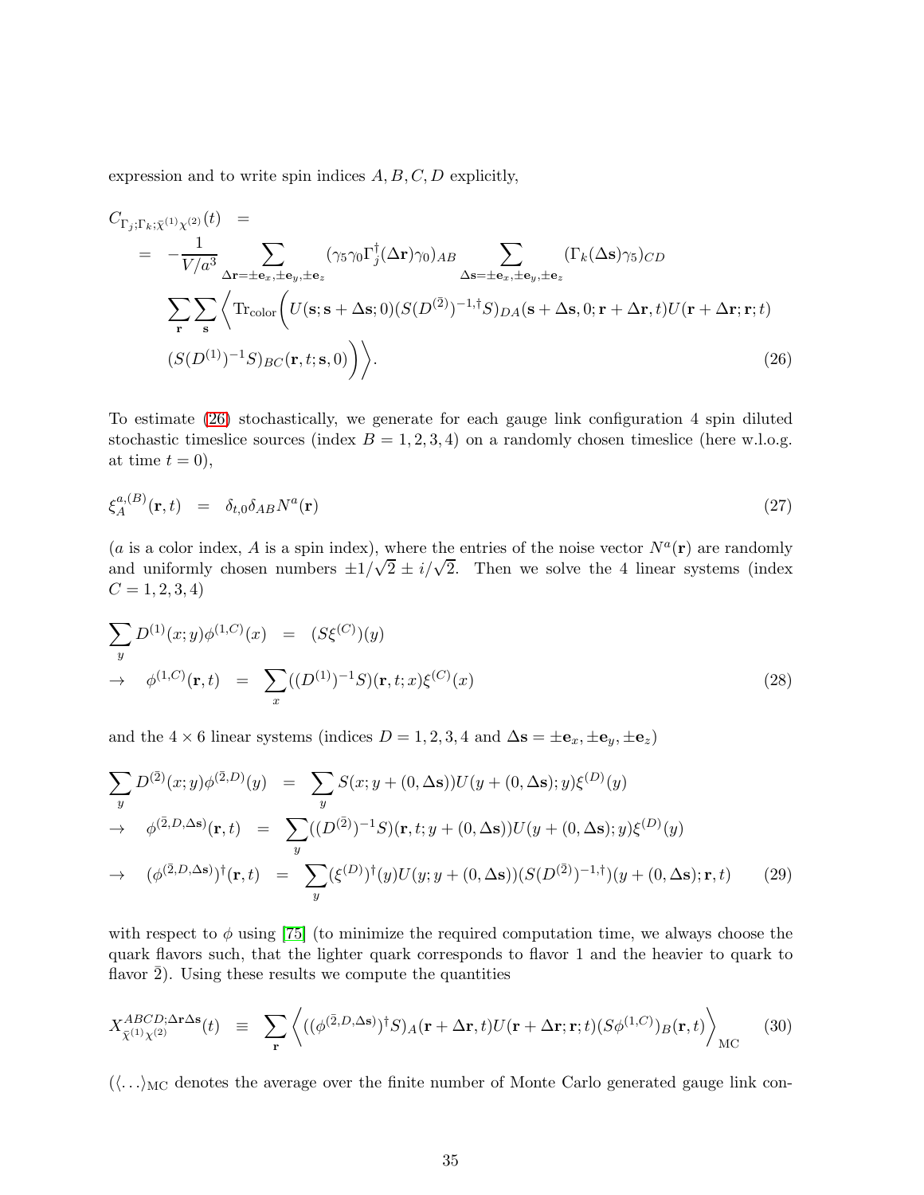expression and to write spin indices $A, B, C, D$ explicitly,

$$
\begin{aligned}
C_{\Gamma_j;\Gamma_k;\bar{\chi}^{(1)}\chi^{(2)}}(t) &= \\
&= -\frac{1}{V/a^3} \sum_{\Delta\mathbf{r}=\pm\mathbf{e}_x,\pm\mathbf{e}_y,\pm\mathbf{e}_z} (\gamma_5\gamma_0\Gamma_j^\dagger(\Delta\mathbf{r})\gamma_0)_{AB} \sum_{\Delta\mathbf{s}=\pm\mathbf{e}_x,\pm\mathbf{e}_y,\pm\mathbf{e}_z} (\Gamma_k(\Delta\mathbf{s})\gamma_5)_{CD} \\
&\quad \sum_{\mathbf{r}} \sum_{\mathbf{s}} \bigg\langle \mathrm{Tr}_{\mathrm{color}}\bigg( U(\mathbf{s};\mathbf{s}+\Delta\mathbf{s};0)(S(D^{(\bar{2})})^{-1,\dagger}S)_{DA}(\mathbf{s}+\Delta\mathbf{s},0;\mathbf{r}+\Delta\mathbf{r},t)U(\mathbf{r}+\Delta\mathbf{r};\mathbf{r};t) \\
&\quad (S(D^{(1)})^{-1}S)_{BC}(\mathbf{r},t;\mathbf{s},0)\bigg)\bigg\rangle.
\end{aligned} \tag{26}
$$

To estimate (26) stochastically, we generate for each gauge link configuration 4 spin diluted stochastic timeslice sources (index $B = 1, 2, 3, 4$) on a randomly chosen timeslice (here w.l.o.g. at time $t = 0$),

$$
\xi_A^{a,(B)}(\mathbf{r}, t) = \delta_{t,0}\delta_{AB}N^a(\mathbf{r}) \tag{27}
$$

($a$ is a color index, $A$ is a spin index), where the entries of the noise vector $N^a(\mathbf{r})$ are randomly and uniformly chosen numbers $\pm 1/\sqrt{2} \pm i/\sqrt{2}$. Then we solve the 4 linear systems (index $C = 1, 2, 3, 4$)

$$
\begin{aligned}
\sum_y D^{(1)}(x;y)\phi^{(1,C)}(x) &= (S\xi^{(C)})(y) \\
\rightarrow \quad \phi^{(1,C)}(\mathbf{r},t) &= \sum_x ((D^{(1)})^{-1}S)(\mathbf{r},t;x)\xi^{(C)}(x)
\end{aligned} \tag{28}
$$

and the $4 \times 6$ linear systems (indices $D = 1, 2, 3, 4$ and $\Delta\mathbf{s} = \pm\mathbf{e}_x, \pm\mathbf{e}_y, \pm\mathbf{e}_z$)

$$
\begin{aligned}
\sum_y D^{(\bar{2})}(x;y)\phi^{(\bar{2},D)}(y) &= \sum_y S(x;y+(0,\Delta\mathbf{s}))U(y+(0,\Delta\mathbf{s});y)\xi^{(D)}(y) \\
\rightarrow \quad \phi^{(\bar{2},D,\Delta\mathbf{s})}(\mathbf{r},t) &= \sum_y ((D^{(\bar{2})})^{-1}S)(\mathbf{r},t;y+(0,\Delta\mathbf{s}))U(y+(0,\Delta\mathbf{s});y)\xi^{(D)}(y) \\
\rightarrow \quad (\phi^{(\bar{2},D,\Delta\mathbf{s})})^\dagger(\mathbf{r},t) &= \sum_y (\xi^{(D)})^\dagger(y)U(y;y+(0,\Delta\mathbf{s}))(S(D^{(\bar{2})})^{-1,\dagger})(y+(0,\Delta\mathbf{s});\mathbf{r},t)
\end{aligned} \tag{29}
$$

with respect to $\phi$ using [75] (to minimize the required computation time, we always choose the quark flavors such, that the lighter quark corresponds to flavor 1 and the heavier to quark to flavor $\bar{2}$). Using these results we compute the quantities

$$
X_{\bar{\chi}^{(1)}\chi^{(2)}}^{ABCD;\Delta\mathbf{r}\Delta\mathbf{s}}(t) \equiv \sum_{\mathbf{r}} \bigg\langle ((\phi^{(\bar{2},D,\Delta\mathbf{s})})^\dagger S)_A(\mathbf{r}+\Delta\mathbf{r},t)U(\mathbf{r}+\Delta\mathbf{r};\mathbf{r};t)(S\phi^{(1,C)})_B(\mathbf{r},t)\bigg\rangle_{\mathrm{MC}} \tag{30}
$$

($\langle\ldots\rangle_{\mathrm{MC}}$ denotes the average over the finite number of Monte Carlo generated gauge link con-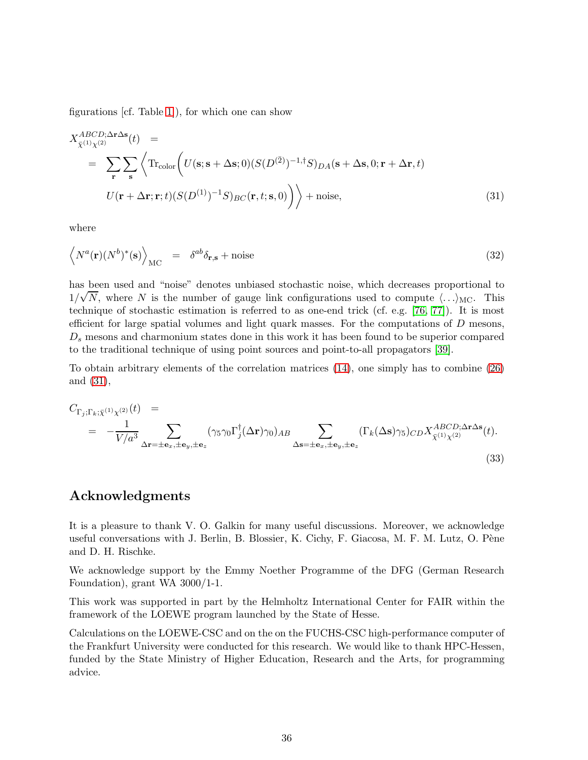figurations [cf. Table 1]), for which one can show

$$
\begin{aligned}
X^{ABCD;\Delta\mathbf{r}\Delta\mathbf{s}}_{\bar{\chi}^{(1)}\chi^{(2)}}(t) \quad = \\
= \quad & \sum_{\mathbf{r}} \sum_{\mathbf{s}} \bigg\langle \mathrm{Tr}_{\mathrm{color}} \bigg( U(\mathbf{s};\mathbf{s}+\Delta\mathbf{s};0)(S(D^{(2)})^{-1,\dagger}S)_{DA}(\mathbf{s}+\Delta\mathbf{s},0;\mathbf{r}+\Delta\mathbf{r},t) \\
& U(\mathbf{r}+\Delta\mathbf{r};\mathbf{r};t)(S(D^{(1)})^{-1}S)_{BC}(\mathbf{r},t;\mathbf{s},0)\bigg)\bigg\rangle + \mathrm{noise},
\end{aligned} \tag{31}
$$

where

$$
\Big\langle N^a(\mathbf{r})(N^b)^*(\mathbf{s})\Big\rangle_{\mathrm{MC}} \quad = \quad \delta^{ab}\delta_{\mathbf{r},\mathbf{s}} + \mathrm{noise} \tag{32}
$$

has been used and "noise" denotes unbiased stochastic noise, which decreases proportional to $1/\sqrt{N}$, where $N$ is the number of gauge link configurations used to compute $\langle \ldots \rangle_{\mathrm{MC}}$. This technique of stochastic estimation is referred to as one-end trick (cf. e.g. [76, 77]). It is most efficient for large spatial volumes and light quark masses. For the computations of $D$ mesons, $D_s$ mesons and charmonium states done in this work it has been found to be superior compared to the traditional technique of using point sources and point-to-all propagators [39].

To obtain arbitrary elements of the correlation matrices (14), one simply has to combine (26) and (31),

$$
\begin{aligned}
C_{\Gamma_j;\Gamma_k;\bar{\chi}^{(1)}\chi^{(2)}}(t) \quad = \\
= \quad & -\frac{1}{V/a^3} \sum_{\Delta\mathbf{r}=\pm\mathbf{e}_x,\pm\mathbf{e}_y,\pm\mathbf{e}_z} (\gamma_5\gamma_0\Gamma_j^\dagger(\Delta\mathbf{r})\gamma_0)_{AB} \sum_{\Delta\mathbf{s}=\pm\mathbf{e}_x,\pm\mathbf{e}_y,\pm\mathbf{e}_z} (\Gamma_k(\Delta\mathbf{s})\gamma_5)_{CD} X^{ABCD;\Delta\mathbf{r}\Delta\mathbf{s}}_{\bar{\chi}^{(1)}\chi^{(2)}}(t).
\end{aligned} \tag{33}
$$

## Acknowledgments

It is a pleasure to thank V. O. Galkin for many useful discussions. Moreover, we acknowledge useful conversations with J. Berlin, B. Blossier, K. Cichy, F. Giacosa, M. F. M. Lutz, O. Pène and D. H. Rischke.

We acknowledge support by the Emmy Noether Programme of the DFG (German Research Foundation), grant WA 3000/1-1.

This work was supported in part by the Helmholtz International Center for FAIR within the framework of the LOEWE program launched by the State of Hesse.

Calculations on the LOEWE-CSC and on the on the FUCHS-CSC high-performance computer of the Frankfurt University were conducted for this research. We would like to thank HPC-Hessen, funded by the State Ministry of Higher Education, Research and the Arts, for programming advice.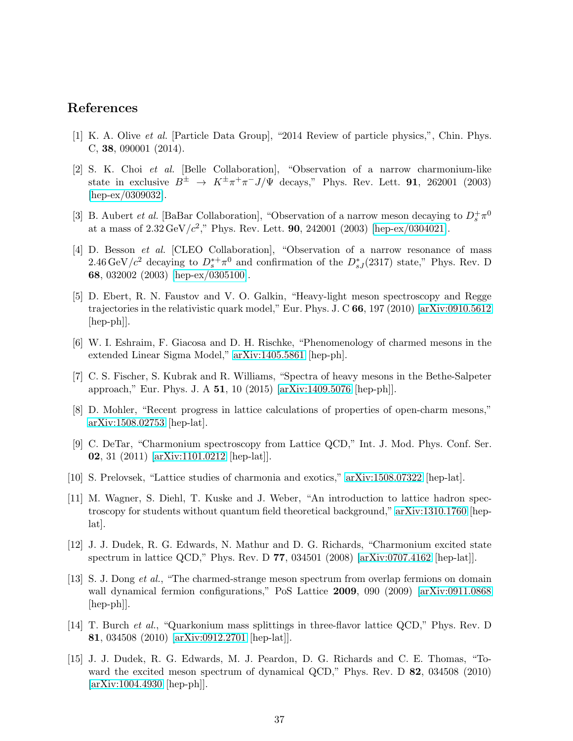# References

[1] K. A. Olive *et al.* [Particle Data Group], "2014 Review of particle physics,", Chin. Phys. C, **38**, 090001 (2014).

[2] S. K. Choi *et al.* [Belle Collaboration], "Observation of a narrow charmonium-like state in exclusive $B^{\pm} \to K^{\pm}\pi^{+}\pi^{-}J/\Psi$ decays," Phys. Rev. Lett. **91**, 262001 (2003) [hep-ex/0309032].

[3] B. Aubert *et al.* [BaBar Collaboration], "Observation of a narrow meson decaying to $D_s^+\pi^0$ at a mass of $2.32\,\mathrm{GeV}/c^2$," Phys. Rev. Lett. **90**, 242001 (2003) [hep-ex/0304021].

[4] D. Besson *et al.* [CLEO Collaboration], "Observation of a narrow resonance of mass $2.46\,\mathrm{GeV}/c^2$ decaying to $D_s^{*+}\pi^0$ and confirmation of the $D_{sJ}^*(2317)$ state," Phys. Rev. D **68**, 032002 (2003) [hep-ex/0305100].

[5] D. Ebert, R. N. Faustov and V. O. Galkin, "Heavy-light meson spectroscopy and Regge trajectories in the relativistic quark model," Eur. Phys. J. C **66**, 197 (2010) [arXiv:0910.5612 [hep-ph]].

[6] W. I. Eshraim, F. Giacosa and D. H. Rischke, "Phenomenology of charmed mesons in the extended Linear Sigma Model," arXiv:1405.5861 [hep-ph].

[7] C. S. Fischer, S. Kubrak and R. Williams, "Spectra of heavy mesons in the Bethe-Salpeter approach," Eur. Phys. J. A **51**, 10 (2015) [arXiv:1409.5076 [hep-ph]].

[8] D. Mohler, "Recent progress in lattice calculations of properties of open-charm mesons," arXiv:1508.02753 [hep-lat].

[9] C. DeTar, "Charmonium spectroscopy from Lattice QCD," Int. J. Mod. Phys. Conf. Ser. **02**, 31 (2011) [arXiv:1101.0212 [hep-lat]].

[10] S. Prelovsek, "Lattice studies of charmonia and exotics," arXiv:1508.07322 [hep-lat].

[11] M. Wagner, S. Diehl, T. Kuske and J. Weber, "An introduction to lattice hadron spectroscopy for students without quantum field theoretical background," arXiv:1310.1760 [hep-lat].

[12] J. J. Dudek, R. G. Edwards, N. Mathur and D. G. Richards, "Charmonium excited state spectrum in lattice QCD," Phys. Rev. D **77**, 034501 (2008) [arXiv:0707.4162 [hep-lat]].

[13] S. J. Dong *et al.*, "The charmed-strange meson spectrum from overlap fermions on domain wall dynamical fermion configurations," PoS Lattice **2009**, 090 (2009) [arXiv:0911.0868 [hep-ph]].

[14] T. Burch *et al.*, "Quarkonium mass splittings in three-flavor lattice QCD," Phys. Rev. D **81**, 034508 (2010) [arXiv:0912.2701 [hep-lat]].

[15] J. J. Dudek, R. G. Edwards, M. J. Peardon, D. G. Richards and C. E. Thomas, "Toward the excited meson spectrum of dynamical QCD," Phys. Rev. D **82**, 034508 (2010) [arXiv:1004.4930 [hep-ph]].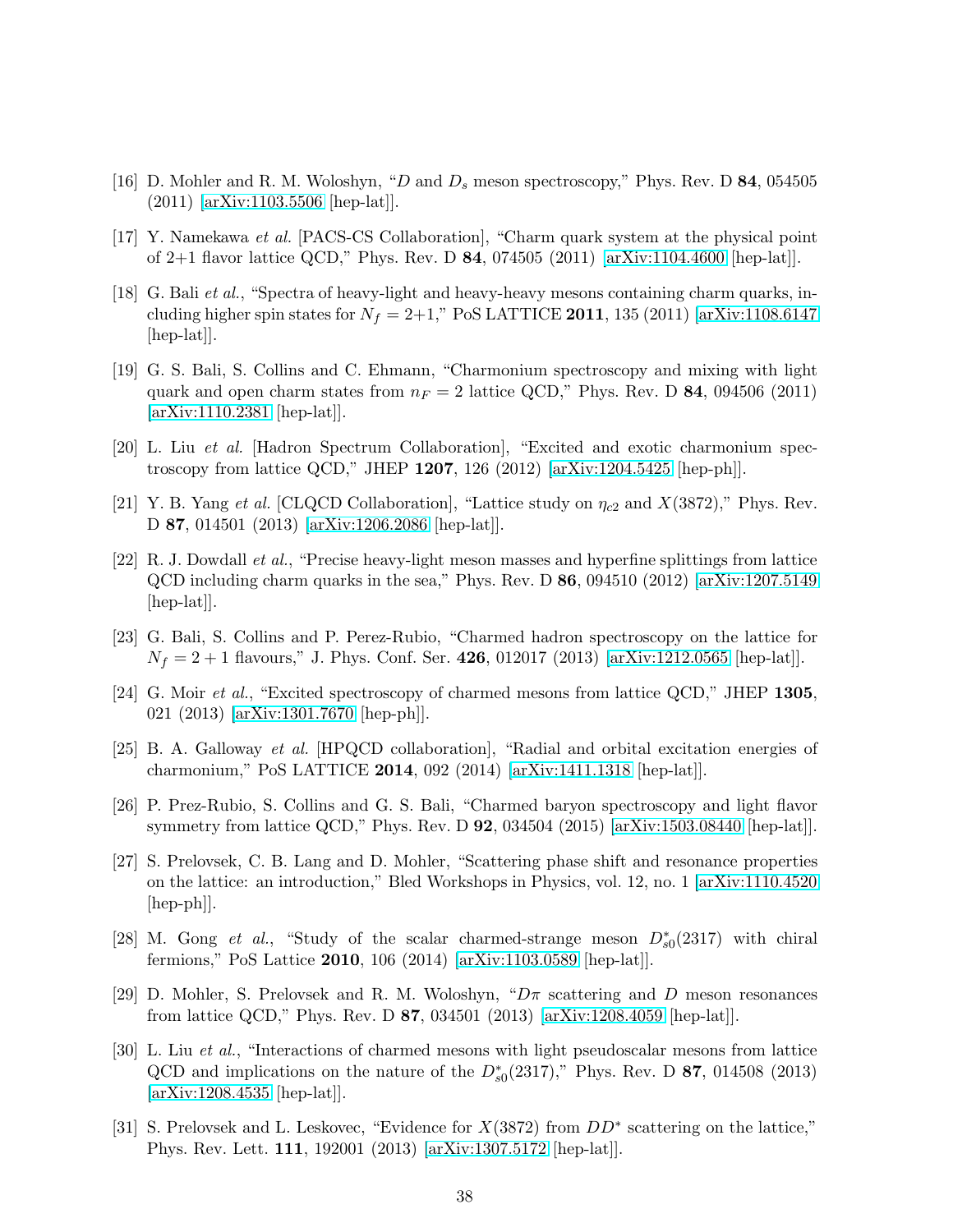[16] D. Mohler and R. M. Woloshyn, "$D$ and $D_s$ meson spectroscopy," Phys. Rev. D **84**, 054505 (2011) [arXiv:1103.5506 [hep-lat]].

[17] Y. Namekawa *et al.* [PACS-CS Collaboration], "Charm quark system at the physical point of 2+1 flavor lattice QCD," Phys. Rev. D **84**, 074505 (2011) [arXiv:1104.4600 [hep-lat]].

[18] G. Bali *et al.*, "Spectra of heavy-light and heavy-heavy mesons containing charm quarks, including higher spin states for $N_f$ = 2+1," PoS LATTICE **2011**, 135 (2011) [arXiv:1108.6147 [hep-lat]].

[19] G. S. Bali, S. Collins and C. Ehmann, "Charmonium spectroscopy and mixing with light quark and open charm states from $n_F = 2$ lattice QCD," Phys. Rev. D **84**, 094506 (2011) [arXiv:1110.2381 [hep-lat]].

[20] L. Liu *et al.* [Hadron Spectrum Collaboration], "Excited and exotic charmonium spectroscopy from lattice QCD," JHEP **1207**, 126 (2012) [arXiv:1204.5425 [hep-ph]].

[21] Y. B. Yang *et al.* [CLQCD Collaboration], "Lattice study on $\eta_{c2}$ and $X(3872)$," Phys. Rev. D **87**, 014501 (2013) [arXiv:1206.2086 [hep-lat]].

[22] R. J. Dowdall *et al.*, "Precise heavy-light meson masses and hyperfine splittings from lattice QCD including charm quarks in the sea," Phys. Rev. D **86**, 094510 (2012) [arXiv:1207.5149 [hep-lat]].

[23] G. Bali, S. Collins and P. Perez-Rubio, "Charmed hadron spectroscopy on the lattice for $N_f = 2 + 1$ flavours," J. Phys. Conf. Ser. **426**, 012017 (2013) [arXiv:1212.0565 [hep-lat]].

[24] G. Moir *et al.*, "Excited spectroscopy of charmed mesons from lattice QCD," JHEP **1305**, 021 (2013) [arXiv:1301.7670 [hep-ph]].

[25] B. A. Galloway *et al.* [HPQCD collaboration], "Radial and orbital excitation energies of charmonium," PoS LATTICE **2014**, 092 (2014) [arXiv:1411.1318 [hep-lat]].

[26] P. Prez-Rubio, S. Collins and G. S. Bali, "Charmed baryon spectroscopy and light flavor symmetry from lattice QCD," Phys. Rev. D **92**, 034504 (2015) [arXiv:1503.08440 [hep-lat]].

[27] S. Prelovsek, C. B. Lang and D. Mohler, "Scattering phase shift and resonance properties on the lattice: an introduction," Bled Workshops in Physics, vol. 12, no. 1 [arXiv:1110.4520 [hep-ph]].

[28] M. Gong *et al.*, "Study of the scalar charmed-strange meson $D^*_{s0}(2317)$ with chiral fermions," PoS Lattice **2010**, 106 (2014) [arXiv:1103.0589 [hep-lat]].

[29] D. Mohler, S. Prelovsek and R. M. Woloshyn, "$D\pi$ scattering and $D$ meson resonances from lattice QCD," Phys. Rev. D **87**, 034501 (2013) [arXiv:1208.4059 [hep-lat]].

[30] L. Liu *et al.*, "Interactions of charmed mesons with light pseudoscalar mesons from lattice QCD and implications on the nature of the $D^*_{s0}(2317)$," Phys. Rev. D **87**, 014508 (2013) [arXiv:1208.4535 [hep-lat]].

[31] S. Prelovsek and L. Leskovec, "Evidence for $X(3872)$ from $DD^*$ scattering on the lattice," Phys. Rev. Lett. **111**, 192001 (2013) [arXiv:1307.5172 [hep-lat]].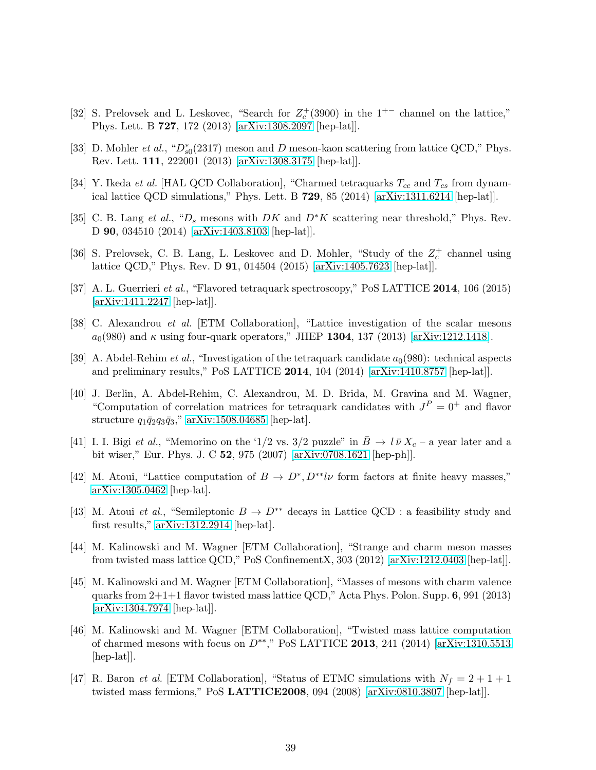[32] S. Prelovsek and L. Leskovec, "Search for $Z_c^+(3900)$ in the $1^{+-}$ channel on the lattice," Phys. Lett. B **727**, 172 (2013) [arXiv:1308.2097 [hep-lat]].

[33] D. Mohler *et al.*, "$D_{s0}^*(2317)$ meson and $D$ meson-kaon scattering from lattice QCD," Phys. Rev. Lett. **111**, 222001 (2013) [arXiv:1308.3175 [hep-lat]].

[34] Y. Ikeda *et al.* [HAL QCD Collaboration], "Charmed tetraquarks $T_{cc}$ and $T_{cs}$ from dynamical lattice QCD simulations," Phys. Lett. B **729**, 85 (2014) [arXiv:1311.6214 [hep-lat]].

[35] C. B. Lang *et al.*, "$D_s$ mesons with $DK$ and $D^*K$ scattering near threshold," Phys. Rev. D **90**, 034510 (2014) [arXiv:1403.8103 [hep-lat]].

[36] S. Prelovsek, C. B. Lang, L. Leskovec and D. Mohler, "Study of the $Z_c^+$ channel using lattice QCD," Phys. Rev. D **91**, 014504 (2015) [arXiv:1405.7623 [hep-lat]].

[37] A. L. Guerrieri *et al.*, "Flavored tetraquark spectroscopy," PoS LATTICE **2014**, 106 (2015) [arXiv:1411.2247 [hep-lat]].

[38] C. Alexandrou *et al.* [ETM Collaboration], "Lattice investigation of the scalar mesons $a_0(980)$ and $\kappa$ using four-quark operators," JHEP **1304**, 137 (2013) [arXiv:1212.1418].

[39] A. Abdel-Rehim *et al.*, "Investigation of the tetraquark candidate $a_0(980)$: technical aspects and preliminary results," PoS LATTICE **2014**, 104 (2014) [arXiv:1410.8757 [hep-lat]].

[40] J. Berlin, A. Abdel-Rehim, C. Alexandrou, M. D. Brida, M. Gravina and M. Wagner, "Computation of correlation matrices for tetraquark candidates with $J^P = 0^+$ and flavor structure $q_1\bar{q}_2q_3\bar{q}_3$," arXiv:1508.04685 [hep-lat].

[41] I. I. Bigi *et al.*, "Memorino on the '1/2 vs. 3/2 puzzle" in $\bar{B} \to l\,\bar{\nu}\,X_c$ – a year later and a bit wiser," Eur. Phys. J. C **52**, 975 (2007) [arXiv:0708.1621 [hep-ph]].

[42] M. Atoui, "Lattice computation of $B \to D^*, D^{**}l\nu$ form factors at finite heavy masses," arXiv:1305.0462 [hep-lat].

[43] M. Atoui *et al.*, "Semileptonic $B \to D^{**}$ decays in Lattice QCD : a feasibility study and first results," arXiv:1312.2914 [hep-lat].

[44] M. Kalinowski and M. Wagner [ETM Collaboration], "Strange and charm meson masses from twisted mass lattice QCD," PoS ConfinementX, 303 (2012) [arXiv:1212.0403 [hep-lat]].

[45] M. Kalinowski and M. Wagner [ETM Collaboration], "Masses of mesons with charm valence quarks from 2+1+1 flavor twisted mass lattice QCD," Acta Phys. Polon. Supp. **6**, 991 (2013) [arXiv:1304.7974 [hep-lat]].

[46] M. Kalinowski and M. Wagner [ETM Collaboration], "Twisted mass lattice computation of charmed mesons with focus on $D^{**}$," PoS LATTICE **2013**, 241 (2014) [arXiv:1310.5513 [hep-lat]].

[47] R. Baron *et al.* [ETM Collaboration], "Status of ETMC simulations with $N_f = 2 + 1 + 1$ twisted mass fermions," PoS **LATTICE2008**, 094 (2008) [arXiv:0810.3807 [hep-lat]].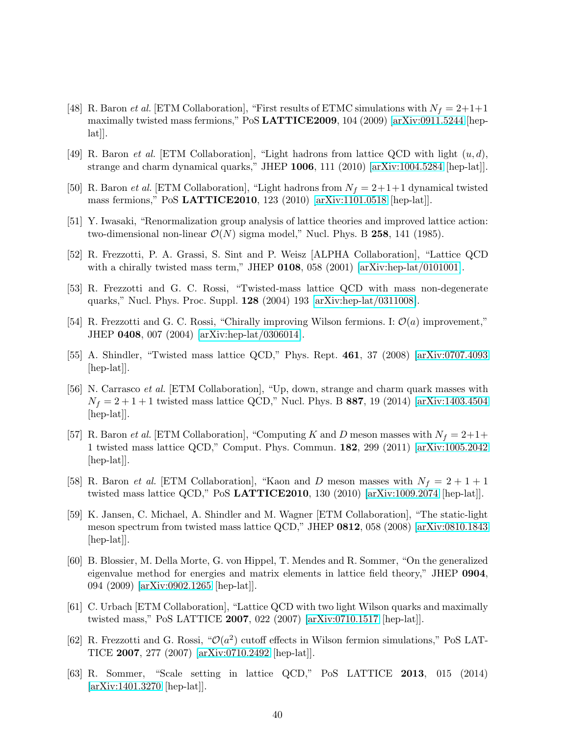[48] R. Baron *et al.* [ETM Collaboration], "First results of ETMC simulations with $N_f = 2{+}1{+}1$ maximally twisted mass fermions," PoS **LATTICE2009**, 104 (2009) [arXiv:0911.5244 [hep-lat]].

[49] R. Baron *et al.* [ETM Collaboration], "Light hadrons from lattice QCD with light $(u, d)$, strange and charm dynamical quarks," JHEP **1006**, 111 (2010) [arXiv:1004.5284 [hep-lat]].

[50] R. Baron *et al.* [ETM Collaboration], "Light hadrons from $N_f = 2{+}1{+}1$ dynamical twisted mass fermions," PoS **LATTICE2010**, 123 (2010) [arXiv:1101.0518 [hep-lat]].

[51] Y. Iwasaki, "Renormalization group analysis of lattice theories and improved lattice action: two-dimensional non-linear $\mathcal{O}(N)$ sigma model," Nucl. Phys. B **258**, 141 (1985).

[52] R. Frezzotti, P. A. Grassi, S. Sint and P. Weisz [ALPHA Collaboration], "Lattice QCD with a chirally twisted mass term," JHEP **0108**, 058 (2001) [arXiv:hep-lat/0101001].

[53] R. Frezzotti and G. C. Rossi, "Twisted-mass lattice QCD with mass non-degenerate quarks," Nucl. Phys. Proc. Suppl. **128** (2004) 193 [arXiv:hep-lat/0311008].

[54] R. Frezzotti and G. C. Rossi, "Chirally improving Wilson fermions. I: $\mathcal{O}(a)$ improvement," JHEP **0408**, 007 (2004) [arXiv:hep-lat/0306014].

[55] A. Shindler, "Twisted mass lattice QCD," Phys. Rept. **461**, 37 (2008) [arXiv:0707.4093 [hep-lat]].

[56] N. Carrasco *et al.* [ETM Collaboration], "Up, down, strange and charm quark masses with $N_f = 2 + 1 + 1$ twisted mass lattice QCD," Nucl. Phys. B **887**, 19 (2014) [arXiv:1403.4504 [hep-lat]].

[57] R. Baron *et al.* [ETM Collaboration], "Computing $K$ and $D$ meson masses with $N_f = 2{+}1{+}1$ twisted mass lattice QCD," Comput. Phys. Commun. **182**, 299 (2011) [arXiv:1005.2042 [hep-lat]].

[58] R. Baron *et al.* [ETM Collaboration], "Kaon and $D$ meson masses with $N_f = 2 + 1 + 1$ twisted mass lattice QCD," PoS **LATTICE2010**, 130 (2010) [arXiv:1009.2074 [hep-lat]].

[59] K. Jansen, C. Michael, A. Shindler and M. Wagner [ETM Collaboration], "The static-light meson spectrum from twisted mass lattice QCD," JHEP **0812**, 058 (2008) [arXiv:0810.1843 [hep-lat]].

[60] B. Blossier, M. Della Morte, G. von Hippel, T. Mendes and R. Sommer, "On the generalized eigenvalue method for energies and matrix elements in lattice field theory," JHEP **0904**, 094 (2009) [arXiv:0902.1265 [hep-lat]].

[61] C. Urbach [ETM Collaboration], "Lattice QCD with two light Wilson quarks and maximally twisted mass," PoS LATTICE **2007**, 022 (2007) [arXiv:0710.1517 [hep-lat]].

[62] R. Frezzotti and G. Rossi, "$\mathcal{O}(a^2)$ cutoff effects in Wilson fermion simulations," PoS LATTICE **2007**, 277 (2007) [arXiv:0710.2492 [hep-lat]].

[63] R. Sommer, "Scale setting in lattice QCD," PoS LATTICE **2013**, 015 (2014) [arXiv:1401.3270 [hep-lat]].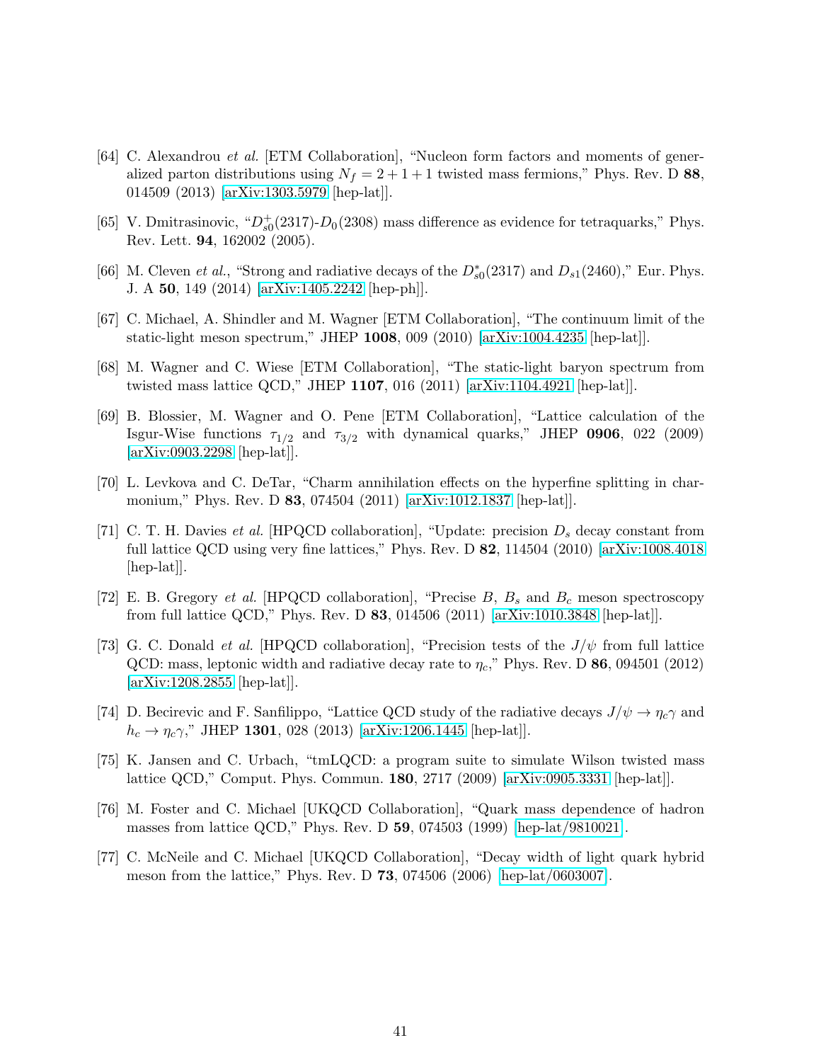[64] C. Alexandrou *et al.* [ETM Collaboration], "Nucleon form factors and moments of generalized parton distributions using $N_f = 2 + 1 + 1$ twisted mass fermions," Phys. Rev. D **88**, 014509 (2013) [arXiv:1303.5979 [hep-lat]].

[65] V. Dmitrasinovic, "$D^+_{s0}(2317)$-$D_0(2308)$ mass difference as evidence for tetraquarks," Phys. Rev. Lett. **94**, 162002 (2005).

[66] M. Cleven *et al.*, "Strong and radiative decays of the $D^*_{s0}(2317)$ and $D_{s1}(2460)$," Eur. Phys. J. A **50**, 149 (2014) [arXiv:1405.2242 [hep-ph]].

[67] C. Michael, A. Shindler and M. Wagner [ETM Collaboration], "The continuum limit of the static-light meson spectrum," JHEP **1008**, 009 (2010) [arXiv:1004.4235 [hep-lat]].

[68] M. Wagner and C. Wiese [ETM Collaboration], "The static-light baryon spectrum from twisted mass lattice QCD," JHEP **1107**, 016 (2011) [arXiv:1104.4921 [hep-lat]].

[69] B. Blossier, M. Wagner and O. Pene [ETM Collaboration], "Lattice calculation of the Isgur-Wise functions $\tau_{1/2}$ and $\tau_{3/2}$ with dynamical quarks," JHEP **0906**, 022 (2009) [arXiv:0903.2298 [hep-lat]].

[70] L. Levkova and C. DeTar, "Charm annihilation effects on the hyperfine splitting in charmonium," Phys. Rev. D **83**, 074504 (2011) [arXiv:1012.1837 [hep-lat]].

[71] C. T. H. Davies *et al.* [HPQCD collaboration], "Update: precision $D_s$ decay constant from full lattice QCD using very fine lattices," Phys. Rev. D **82**, 114504 (2010) [arXiv:1008.4018 [hep-lat]].

[72] E. B. Gregory *et al.* [HPQCD collaboration], "Precise $B$, $B_s$ and $B_c$ meson spectroscopy from full lattice QCD," Phys. Rev. D **83**, 014506 (2011) [arXiv:1010.3848 [hep-lat]].

[73] G. C. Donald *et al.* [HPQCD collaboration], "Precision tests of the $J/\psi$ from full lattice QCD: mass, leptonic width and radiative decay rate to $\eta_c$," Phys. Rev. D **86**, 094501 (2012) [arXiv:1208.2855 [hep-lat]].

[74] D. Becirevic and F. Sanfilippo, "Lattice QCD study of the radiative decays $J/\psi \to \eta_c \gamma$ and $h_c \to \eta_c \gamma$," JHEP **1301**, 028 (2013) [arXiv:1206.1445 [hep-lat]].

[75] K. Jansen and C. Urbach, "tmLQCD: a program suite to simulate Wilson twisted mass lattice QCD," Comput. Phys. Commun. **180**, 2717 (2009) [arXiv:0905.3331 [hep-lat]].

[76] M. Foster and C. Michael [UKQCD Collaboration], "Quark mass dependence of hadron masses from lattice QCD," Phys. Rev. D **59**, 074503 (1999) [hep-lat/9810021].

[77] C. McNeile and C. Michael [UKQCD Collaboration], "Decay width of light quark hybrid meson from the lattice," Phys. Rev. D **73**, 074506 (2006) [hep-lat/0603007].